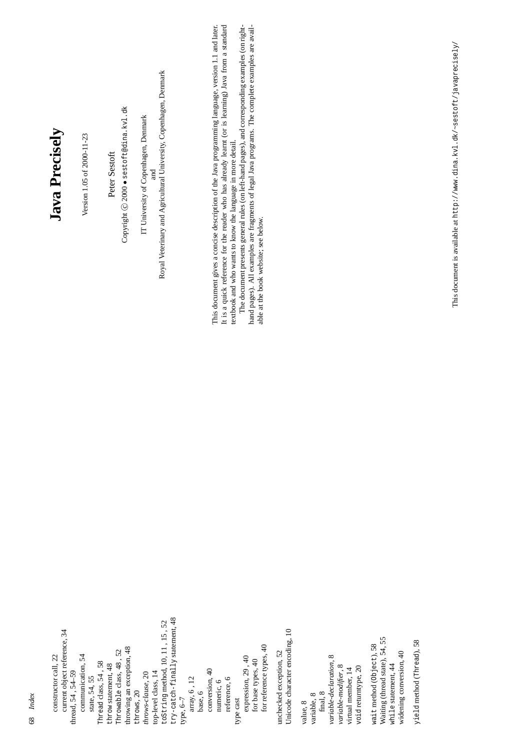constructor call, 22
current object reference, 34
thread, 54, 54–59
  communication, 54
  state, 54, 55
Thread class, 54, 58
throw statement, 48
Throwable class, 48, 52
throwing an exception, 48
throws, 20
*throws-clause*, 20
top-level class, 14
toString method, 10, 11, 15, 52
try-catch-finally statement, 48
type, 6–7
  array, 6, 12
  base, 6
  conversion, 40
  numeric, 6
  reference, 6
type cast
  expression, 29, 40
  for base types, 40
  for reference types, 40

unchecked exception, 52
Unicode character encoding, 10

value, 8
variable, 8
  final, 8
*variable-declaration*, 8
*variable-modifier*, 8
virtual member, 14
void returntype, 20

wait method (Object), 58
Waiting (thread state), 54, 55
while statement, 44
widening conversion, 40

yield method (Thread), 58

# Java Precisely

Version 1.05 of 2000-11-23

Peter Sestoft

Copyright © 2000 • sestoft@dina.kvl.dk

IT University of Copenhagen, Denmark
and
Royal Veterinary and Agricultural University, Copenhagen, Denmark

This document gives a concise description of the Java programming language, version 1.1 and later. It is a quick reference for the reader who has already learnt (or is learning) Java from a standard textbook and who wants to know the language in more detail.

The document presents general rules (on left-hand pages), and corresponding examples (on right-hand pages). All examples are fragments of legal Java programs. The complete examples are available at the book website; see below.

This document is available at http://www.dina.kvl.dk/~sestoft/javaprecisely/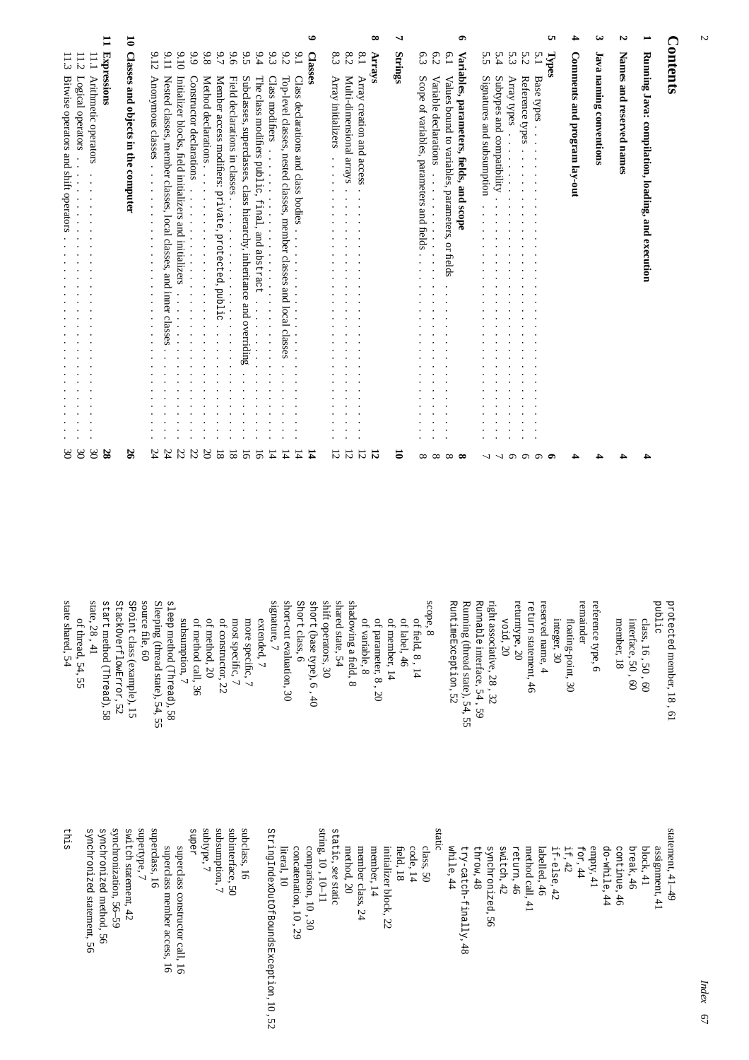# Contents

**1 Running Java: compilation, loading, and execution** 4

**2 Names and reserved names** 4

**3 Java naming conventions** 4

**4 Comments and program lay-out** 4

**5 Types** 6
- 5.1 Base types 6
- 5.2 Reference types 6
- 5.3 Array types 6
- 5.4 Subtypes and compatibility 7
- 5.5 Signatures and subsumption 7

**6 Variables, parameters, fields, and scope** 8
- 6.1 Values bound to variables, parameters, or fields 8
- 6.2 Variable declarations 8
- 6.3 Scope of variables, parameters and fields 8

**7 Strings** 10

**8 Arrays** 12
- 8.1 Array creation and access 12
- 8.2 Multi-dimensional arrays 12
- 8.3 Array initializers 12

**9 Classes** 14
- 9.1 Class declarations and class bodies 14
- 9.2 Top-level classes, nested classes, member classes and local classes 14
- 9.3 Class modifiers 14
- 9.4 The class modifiers `public`, `final`, and `abstract` 16
- 9.5 Subclasses, superclasses, class hierarchy, inheritance and overriding 16
- 9.6 Field declarations in classes 18
- 9.7 Member access modifiers: `private`, `protected`, `public` 18
- 9.8 Method declarations 20
- 9.9 Constructor declarations 22
- 9.10 Initializer blocks, field initializers and initializers 22
- 9.11 Nested classes, member classes, local classes, and inner classes 24
- 9.12 Anonymous classes 24

**10 Classes and objects in the computer** 26

**11 Expressions** 28
- 11.1 Arithmetic operators 30
- 11.2 Logical operators 30
- 11.3 Bitwise operators and shift operators 30

---

`protected` member, 18, 61
`public`
- class, 16, 50, 60
- interface, 50, 60
- member, 18

reference type, 6
remainder
- floating-point, 30
- integer, 30

reserved name, 4
`return` statement, 46
returntype, 20
- `void`, 20

right associative, 28, 32
`Runnable` interface, 54, 59
Running (thread state), 54, 55
`RuntimeException`, 52

scope, 8
- of field, 8, 14
- of label, 46
- of member, 14
- of parameter, 8, 20
- of variable, 8

shadowing a field, 8
shared state, 54
shift operators, 30
`short` (base type), 6, 40
`Short` class, 6
short-cut evaluation, 30
signature, 7
- extended, 7
- more specific, 7
- most specific, 7
- of constructor, 22
- of method, 20
- of method call, 36
- subsumption, 7

`sleep` method (`Thread`), 58
Sleeping (thread state), 54, 55
source file, 60
`SPoint` class (example), 15
`StackOverflowError`, 52
`start` method (`Thread`), 58
state, 28, 41
- of thread, 54, 55

state shared, 54

statement, 41–49
- assignment, 41
- block, 41
- `break`, 46
- `continue`, 46
- `do-while`, 44
- empty, 41
- `for`, 44
- `if`, 42
- `if-else`, 42
- labelled, 46
- method call, 41
- `return`, 46
- `switch`, 42
- `synchronized`, 56
- `throw`, 48
- `try-catch-finally`, 48
- `while`, 44

static
- class, 50
- code, 14
- field, 18
- initializer block, 22
- member, 14
- member class, 24
- method, 20

`static`, *see* static
string, 10, 10–11
- comparison, 10, 30
- concatenation, 10, 29
- literal, 10

`StringIndexOutOfBoundsException`, 10, 52
subclass, 16
subinterface, 50
subsumption, 7
subtype, 7
`super`
- superclass constructor call, 16
- superclass member access, 16

superclass, 16
supertype, 7
`switch` statement, 42
synchronization, 56–59
`synchronized` method, 56
`synchronized` statement, 56

`this`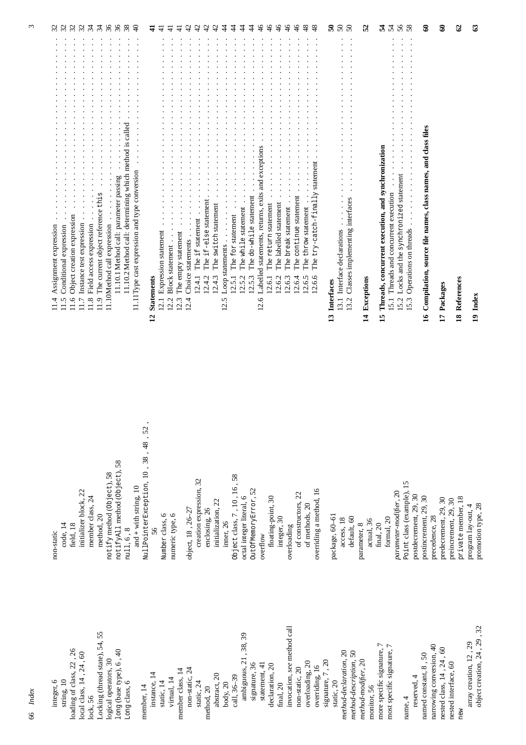integer, 6
string, 10
loading of class, 22, 26
local class, 14, 24, 60
lock, 56
Locking (thread state), 54, 55
`long` (base type), 6, 40
`Long` class, 6

member, 14
- instance, 14
- static, 14
- virtual, 14

member class, 14
- non-static, 24
- static, 24

method, 20
- abstract, 20
- body, 20
- call, 36–39
  - ambiguous, 21, 38, 39
  - signature, 36
  - statement, 41
- declaration, 20
- final, 20
- invocation, *see* method call
- non-static, 20
- overloading, 20
- overriding, 16
- signature, 7, 20
- static, 20

*method-declaration*, 20
*method-description*, 50
*method-modifier*, 20
monitor, 56
more specific signature, 7
most specific signature, 7

name, 4
- reserved, 4

named constant, 8, 50
narrowing conversion, 40
nested class, 14, 24, 60
nested interface, 60
`new`
- array creation, 12, 29
- object creation, 24, 29, 32

non-static
- code, 14
- field, 18
- initializer block, 22
- member class, 24
- method, 20

`notify` method (`Object`), 58
`notifyAll` method (`Object`), 58
`null`, 6, 8
- and + with string, 10

`NullPointerException`, 10, 38, 48, 52, 56
`Number` class, 6
numeric type, 6

object, 18, 26–27
- creation expression, 32
- enclosing, 26
- initialization, 22
- inner, 26

`Object` class, 7, 10, 16, 58
octal integer literal, 6
`OutOfMemoryError`, 52
overflow
- floating-point, 30
- integer, 30

overloading
- of constructors, 22
- of methods, 20

overriding a method, 16

package, 60–61
- access, 18
- default, 60

parameter, 8
- actual, 36
- final, 20
- formal, 20

*parameter-modifier*, 20
`Point` class (example), 15
postdecrement, 29, 30
postincrement, 29, 30
precedence, 28
predecrement, 29, 30
preincrement, 29, 30
`private` member, 18
program lay-out, 4
promotion type, 28

---

- 11.4 Assignment expression . . . 32
- 11.5 Conditional expression . . . 32
- 11.6 Object creation expression . . . 32
- 11.7 Instance test expression . . . 32
- 11.8 Field access expression . . . 34
- 11.9 The current object reference `this` . . . 34
- 11.10 Method call expression . . . 36
  - 11.10.1 Method call: parameter passing . . . 36
  - 11.10.2 Method call: determining which method is called . . . 38
- 11.11 Type cast expression and type conversion . . . 40

**12 Statements** . . . **41**
- 12.1 Expression statement . . . 41
- 12.2 Block statement . . . 41
- 12.3 The empty statement . . . 41
- 12.4 Choice statements . . . 42
  - 12.4.1 The `if` statement . . . 42
  - 12.4.2 The `if-else` statement . . . 42
  - 12.4.3 The `switch` statement . . . 42
- 12.5 Loop statements . . . 44
  - 12.5.1 The `for` statement . . . 44
  - 12.5.2 The `while` statement . . . 44
  - 12.5.3 The `do-while` statement . . . 44
- 12.6 Labelled statements, returns, exits and exceptions . . . 46
  - 12.6.1 The `return` statement . . . 46
  - 12.6.2 The labelled statement . . . 46
  - 12.6.3 The `break` statement . . . 46
  - 12.6.4 The `continue` statement . . . 46
  - 12.6.5 The `throw` statement . . . 48
  - 12.6.6 The `try-catch-finally` statement . . . 48

**13 Interfaces** . . . **50**
- 13.1 Interface declarations . . . 50
- 13.2 Classes implementing interfaces . . . 50

**14 Exceptions** . . . **52**

**15 Threads, concurrent execution, and synchronization** . . . **54**
- 15.1 Threads and concurrent execution . . . 54
- 15.2 Locks and the `synchronized` statement . . . 56
- 15.3 Operations on threads . . . 58

**16 Compilation, source file names, class names, and class files** . . . **60**

**17 Packages** . . . **60**

**18 References** . . . **62**

**19 Index** . . . **63**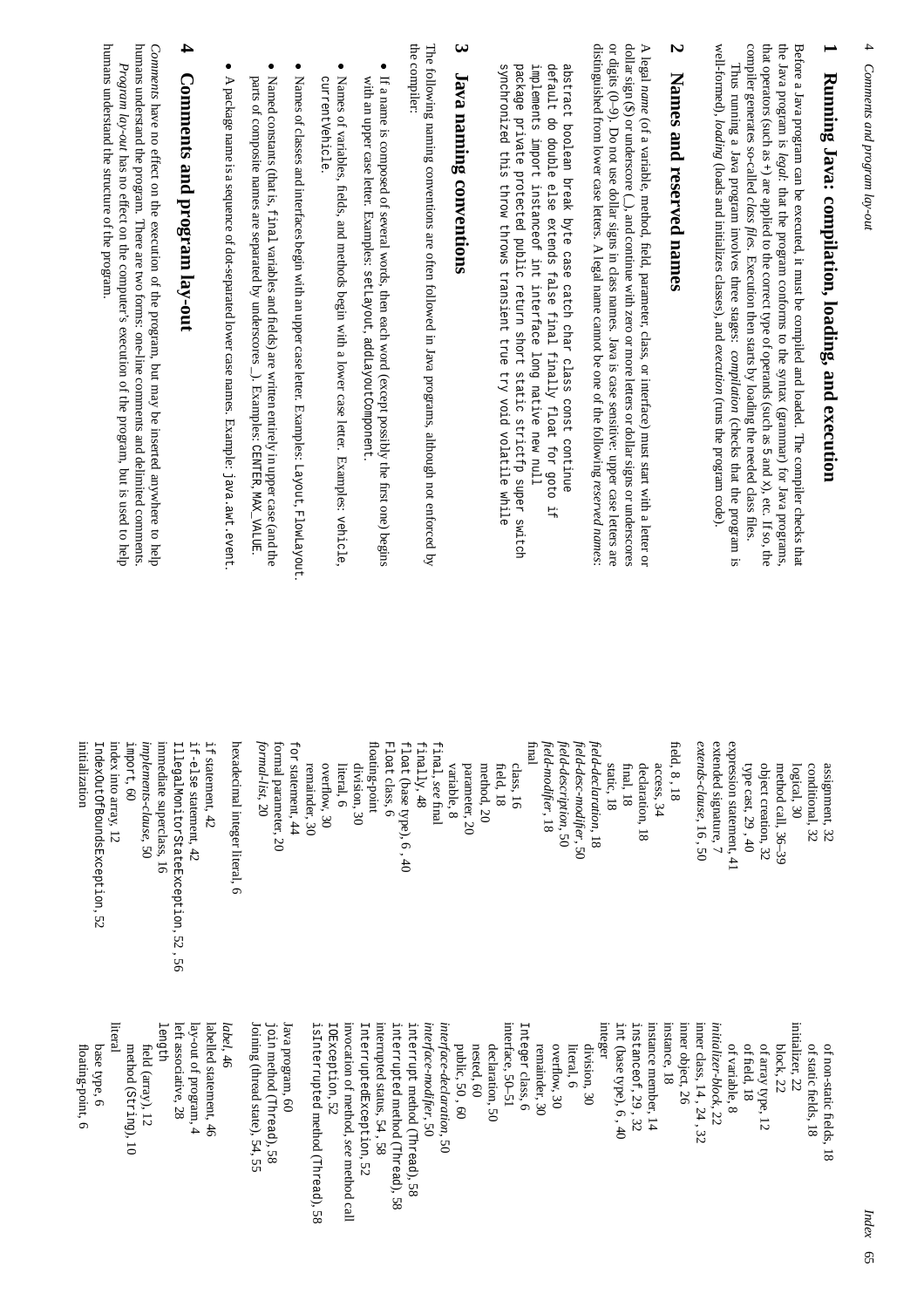## 1 Running Java: compilation, loading, and execution

Before a Java program can be executed, it must be compiled and loaded. The compiler checks that the Java program is *legal*: that the program conforms to the syntax (grammar) for Java programs, that operators (such as `+`) are applied to the correct type of operands (such as `5` and `x`), etc. If so, the compiler generates so-called *class files*. Execution then starts by loading the needed class files.

Thus running a Java program involves three stages: *compilation* (checks that the program is well-formed), *loading* (loads and initializes classes), and *execution* (runs the program code).

## 2 Names and reserved names

A legal *name* (of a variable, method, field, parameter, class, or interface) must start with a letter or dollar sign (`$`) or underscore (`_`), and continue with zero or more letters or dollar signs or underscores or digits (0–9). Do not use dollar signs in class names. Java is case sensitive: upper case letters are distinguished from lower case letters. A legal name cannot be one of the following *reserved names*:

```
abstract boolean break byte case catch char class const continue
default do double else extends false final finally float for goto if
implements import instanceof int interface long native new null
package private protected public return short static strictfp super switch
synchronized this throw throws transient true try void volatile while
```

## 3 Java naming conventions

The following naming conventions are often followed in Java programs, although not enforced by the compiler:

- If a name is composed of several words, then each word (except possibly the first one) begins with an upper case letter. Examples: `setLayout`, `addLayoutComponent`.
- Names of variables, fields, and methods begin with a lower case letter. Examples: `vehicle`, `currentVehicle`.
- Names of classes and interfaces begin with an upper case letter. Examples: `Layout`, `FlowLayout`.
- Named constants (that is, `final` variables and fields) are written entirely in upper case (and the parts of composite names are separated by underscores `_`). Examples: `CENTER`, `MAX_VALUE`.
- A package name is a sequence of dot-separated lower case names. Example: `java.awt.event`.

## 4 Comments and program lay-out

*Comments* have no effect on the execution of the program, but may be inserted anywhere to help humans understand the program. There are two forms: one-line comments and delimited comments.

*Program lay-out* has no effect on the computer's execution of the program, but is used to help humans understand the structure of the program.

---

- assignment, 32
- conditional, 32
- logical, 30
- method call, 36–39
- object creation, 32
- type cast, 29, 40
- expression statement, 41
- extended signature, 7
- *extends-clause*, 16, 50

- field, 8, 18
  - access, 34
  - declaration, 18
  - final, 18
  - static, 18
- *field-declaration*, 18
- *field-desc-modifier*, 50
- *field-description*, 50
- *field-modifier*, 18
- final
  - class, 16
  - field, 18
  - method, 20
  - parameter, 20
  - variable, 8
- `final`, *see* final
- `finally`, 48
- `float` (base type), 6, 40
- `Float` class, 6
- floating-point
  - division, 30
  - literal, 6
  - overflow, 30
  - remainder, 30
- `for` statement, 44
- formal parameter, 20
- *formal-list*, 20

- hexadecimal integer literal, 6

- `if` statement, 42
- `if-else` statement, 42
- `IllegalMonitorStateException`, 52, 56
- immediate superclass, 16
- *implements-clause*, 50
- `import`, 60
- index into array, 12
- `IndexOutOfBoundsException`, 52
- initialization
  - of non-static fields, 18
  - of static fields, 18
- initializer, 22
  - block, 22
  - of array type, 12
  - of field, 18
  - of variable, 8
- *initializer-block*, 22
- inner class, 14, 24, 32
- inner object, 26
- instance, 18
- instance member, 14
- `instanceof`, 29, 32
- `int` (base type), 6, 40
- integer
  - division, 30
  - literal, 6
  - overflow, 30
  - remainder, 30
- `Integer` class, 6
- interface, 50–51
  - declaration, 50
  - nested, 60
  - public, 50, 60
- *interface-declaration*, 50
- *interface-modifier*, 50
- `interrupt` method (`Thread`), 58
- `interrupted` method (`Thread`), 58
- interrupted status, 54, 58
- `InterruptedException`, 52
- invocation of method, *see* method call
- `IOException`, 52
- `isInterrupted` method (`Thread`), 58

- Java program, 60
- `join` method (`Thread`), 58
- Joining (thread state), 54, 55

- *label*, 46
- labelled statement, 46
- lay-out of program, 4
- left associative, 28
- `length`
  - field (array), 12
  - method (`String`), 10
- literal
  - base type, 6
  - floating-point, 6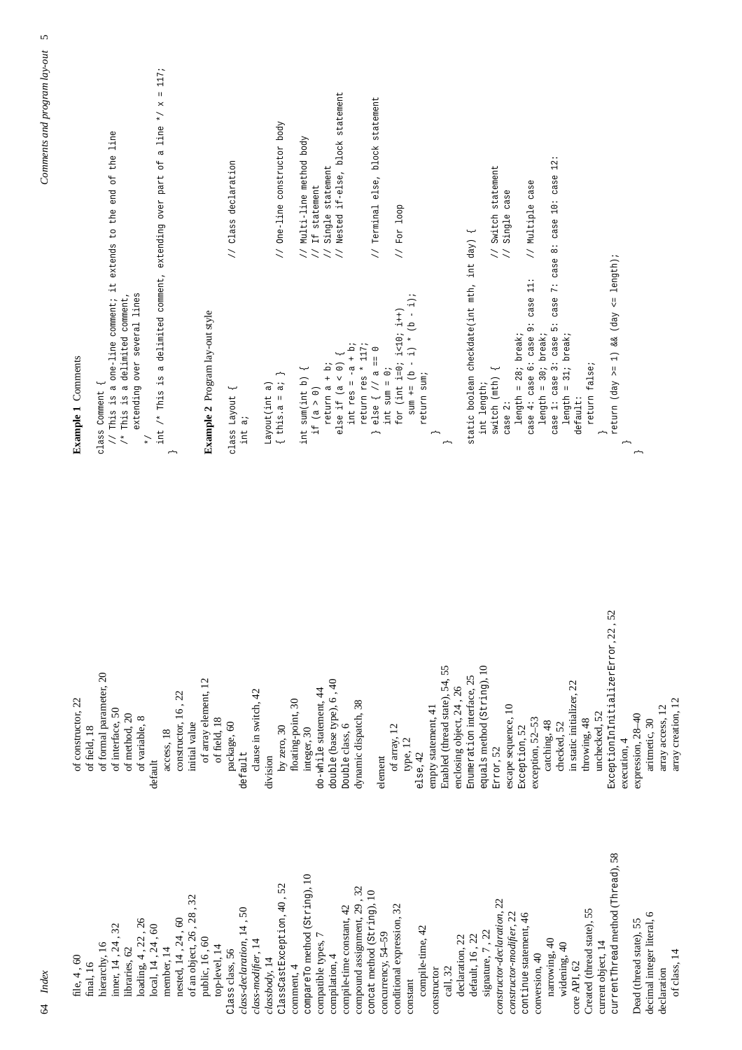file, 4, 60
final, 16
hierarchy, 16
inner, 14, 24, 32
libraries, 62
loading, 4, 22, 26
local, 14, 24, 60
member, 14
nested, 14, 24, 60
of an object, 26, 28, 32
public, 16, 60
top-level, 14

`Class` class, 56
*class-declaration*, 14, 50
*class-modifier*, 14
*classbody*, 14
`ClassCastException`, 40, 52
comment, 4
`compareTo` method (`String`), 10
compatible types, 7
compilation, 4
compile-time constant, 42
compound assignment, 29, 32
`concat` method (`String`), 10
concurrency, 54–59
conditional expression, 32
constant
  compile-time, 42
constructor
  call, 32
  declaration, 22
  default, 16, 22
  signature, 7, 22
*constructor-declaration*, 22
*constructor-modifier*, 22
`continue` statement, 46
conversion, 40
  narrowing, 40
  widening, 40
core API, 62
Created (thread state), 55
current object, 14
`currentThread` method (`Thread`), 58

Dead (thread state), 55
decimal integer literal, 6
declaration
  of class, 14
  of constructor, 22
  of field, 18
  of formal parameter, 20
  of interface, 50
  of method, 20
  of variable, 8
default
  access, 18
  constructor, 16, 22
  initial value
    of array element, 12
    of field, 18
  package, 60
`default`
  clause in switch, 42
division
  by zero, 30
  floating-point, 30
  integer, 30
`do-while` statement, 44
`double` (base type), 6, 40
`Double` class, 6
dynamic dispatch, 38

element
  of array, 12
  type, 12
`else`, 42
empty statement, 41
Enabled (thread state), 54, 55
enclosing object, 24, 26
`Enumeration` interface, 25
`equals` method (`String`), 10
`Error`, 52
escape sequence, 10
`Exception`, 52
exception, 52–53
  catching, 48
  checked, 52
  in static initializer, 22
  throwing, 48
  unchecked, 52
`ExceptionInInitializerError`, 22, 52
execution, 4
expression, 28–40
  aritmetic, 30
  array access, 12
  array creation, 12

**Example 1** Comments

```
class Comment {
  // This is a one-line comment; it extends to the end of the line
  /* This is a delimited comment,
     extending over several lines
  */
  int /* This is a delimited comment, extending over part of a line */ x = 117;
}
```

**Example 2** Program lay-out style

```
class Layout {                          // Class declaration
  int a;

  Layout(int a)
  { this.a = a; }                       // One-line constructor body

  int sum(int b) {                      // Multi-line method body
    if (a > 0)                          // If statement
      return a + b;                     // Single statement
    else if (a < 0) {                   // Nested if-else, block statement
      int res = -a + b;
      return res * 117;
    } else { // a == 0                  // Terminal else, block statement
      int sum = 0;
      for (int i=0; i<10; i++)          // For loop
        sum += (b - i) * (b - i);
      return sum;
    }
  }

  static boolean checkdate(int mth, int day) {
    int length;
    switch (mth) {                      // Switch statement
    case 2:                             // Single case
      length = 28; break;
    case 4: case 6: case 9: case 11:    // Multiple case
      length = 30; break;
    case 1: case 3: case 5: case 7: case 8: case 10: case 12:
      length = 31; break;
    default:
      return false;
    }
    return (day >= 1) && (day <= length);
  }
}
```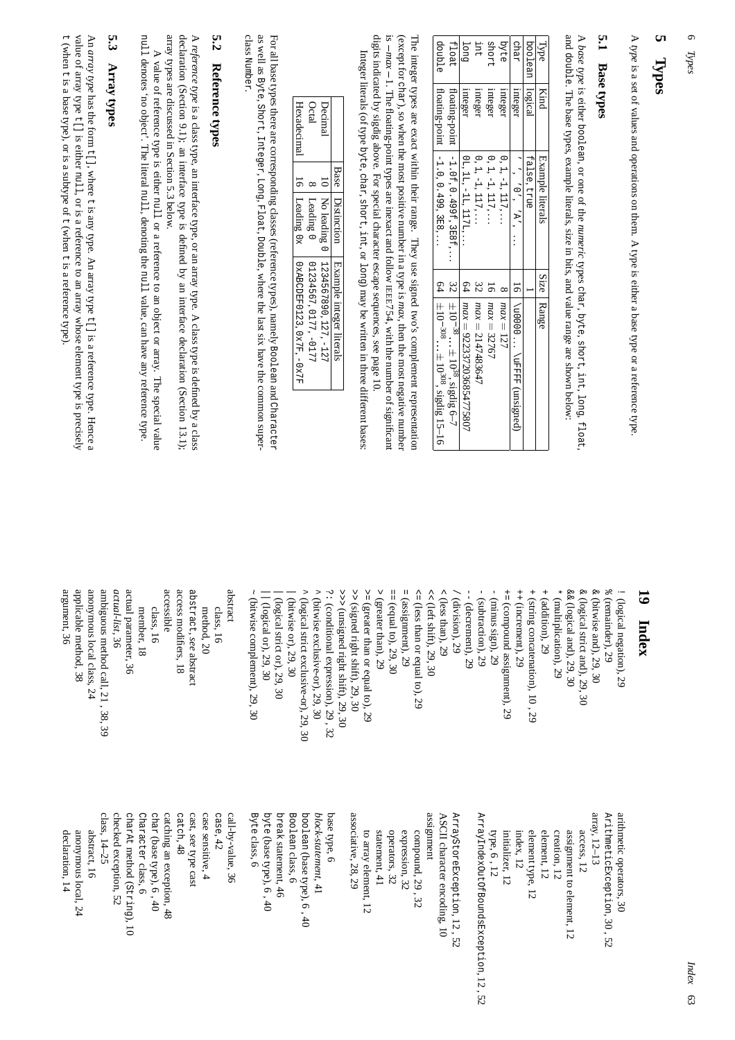# 5 Types

A *type* is a set of values and operations on them. A type is either a base type or a reference type.

## 5.1 Base types

A *base type* is either `boolean`, or one of the *numeric* types `char`, `byte`, `short`, `int`, `long`, `float`, and `double`. The base types, example literals, size in bits, and value range are shown below:

| Type | Kind | Example literals | Size | Range |
|---|---|---|---|---|
| `boolean` | logical | `false`, `true` | 1 | |
| `char` | integer | `' '`, `'0'`, `'A'`, ... | 16 | `\u0000` ... `\uFFFF` (unsigned) |
| `byte` | integer | `0`, `1`, `-1`, `117`, ... | 8 | $max = 127$ |
| `short` | integer | `0`, `1`, `-1`, `117`, ... | 16 | $max = 32767$ |
| `int` | integer | `0`, `1`, `-1`, `117`, ... | 32 | $max = 2147483647$ |
| `long` | integer | `0L`, `1L`, `-1L`, `117L`, ... | 64 | $max = 9223372036854775807$ |
| `float` | floating-point | `-1.0f`, `0.499f`, `3E8f`, ... | 32 | $\pm 10^{-38} \ldots \pm 10^{38}$, sigdig 6–7 |
| `double` | floating-point | `-1.0`, `0.499`, `3E8`, ... | 64 | $\pm 10^{-308} \ldots \pm 10^{308}$, sigdig 15–16 |

The integer types are exact within their range. They use signed two's complement representation (except for `char`), so when the most positive number in a type is $max$, then the most negative number is $-max - 1$. The floating-point types are inexact and follow IEEE754, with the number of significant digits indicated by sigdig above. For special character escape sequences, see page 10.

Integer literals (of type `byte`, `char`, `short`, `int`, or `long`) may be written in three different bases:

| | Base | Distinction | Example integer literals |
|---|---|---|---|
| Decimal | 10 | No leading `0` | `1234567890`, `127`, `-127` |
| Octal | 8 | Leading `0` | `01234567`, `0177`, `-0177` |
| Hexadecimal | 16 | Leading `0x` | `0xABCDEF0123`, `0x7F`, `-0x7F` |

For all base types there are corresponding classes (reference types), namely `Boolean` and `Character` as well as `Byte`, `Short`, `Integer`, `Long`, `Float`, `Double`, where the last six have the common superclass `Number`.

## 5.2 Reference types

A *reference type* is a class type, an interface type, or an array type. A class type is defined by a class declaration (Section 9.1); an interface type is defined by an interface declaration (Section 13.1); array types are discussed in Section 5.3 below.

A value of reference type is either `null` or a reference to an object or array. The special value `null` denotes 'no object'. The literal `null`, denoting the `null` value, can have any reference type.

## 5.3 Array types

An *array type* has the form `t[]`, where `t` is any type. An array type `t[]` is a reference type. Hence a value of array type `t[]` is either `null`, or is a reference to an array whose element type is precisely `t` (when `t` is a base type), or is a subtype of `t` (when `t` is a reference type).

# 19 Index

! (logical negation), 29
% (remainder), 29
& (bitwise and), 29, 30
& (logical strict and), 29, 30
&& (logical and), 29, 30
* (multiplication), 29
+ (addition), 29
+ (string concatenation), 10, 29
++ (increment), 29
+= (compound assignment), 29
- (minus sign), 29
- (subtraction), 29
-- (decrement), 29
/ (division), 29
< (less than), 29
<< (left shift), 29, 30
<= (less than or equal to), 29
= (assignment), 29
== (equal to), 29, 30
> (greater than), 29
>= (greater than or equal to), 29
>> (signed right shift), 29, 30
>>> (unsigned right shift), 29, 30
?: (conditional expression), 29, 32
^ (bitwise exclusive-or), 29, 30
^ (logical strict exclusive-or), 29, 30
| (bitwise or), 29, 30
| (logical strict or), 29, 30
|| (logical or), 29, 30
~ (bitwise complement), 29, 30

abstract
  class, 16
  method, 20
`abstract`, *see* abstract
access modifiers, 18
accessible
  class, 16
  member, 18
actual parameter, 36
*actual-list*, 36
ambiguous method call, 21, 38, 39
anonymous local class, 24
applicable method, 38
argument, 36
arithmetic operators, 30
`ArithmeticException`, 30, 52
array, 12–13
  access, 12
  assignment to element, 12
  creation, 12
  element, 12
  element type, 12
  index, 12
  initializer, 12
  type, 6, 12
`ArrayIndexOutOfBoundsException`, 12, 52
`ArrayStoreException`, 12, 52
ASCII character encoding, 10
assignment
  compound, 29, 32
  expression, 32
  operators, 32
  statement, 41
  to array element, 12
associative, 28, 29

base type, 6
*block-statement*, 41
`boolean` (base type), 6, 40
`Boolean` class, 6
break statement, 46
`byte` (base type), 6, 40
`Byte` class, 6

call-by-value, 36
`case`, 42
case sensitive, 4
cast, *see* type cast
`catch`, 48
catching an exception, 48
`char` (base type), 6, 40
`Character` class, 6
`charAt` method (`String`), 10
checked exception, 52
class, 14–25
  abstract, 16
  anonymous local, 24
  declaration, 14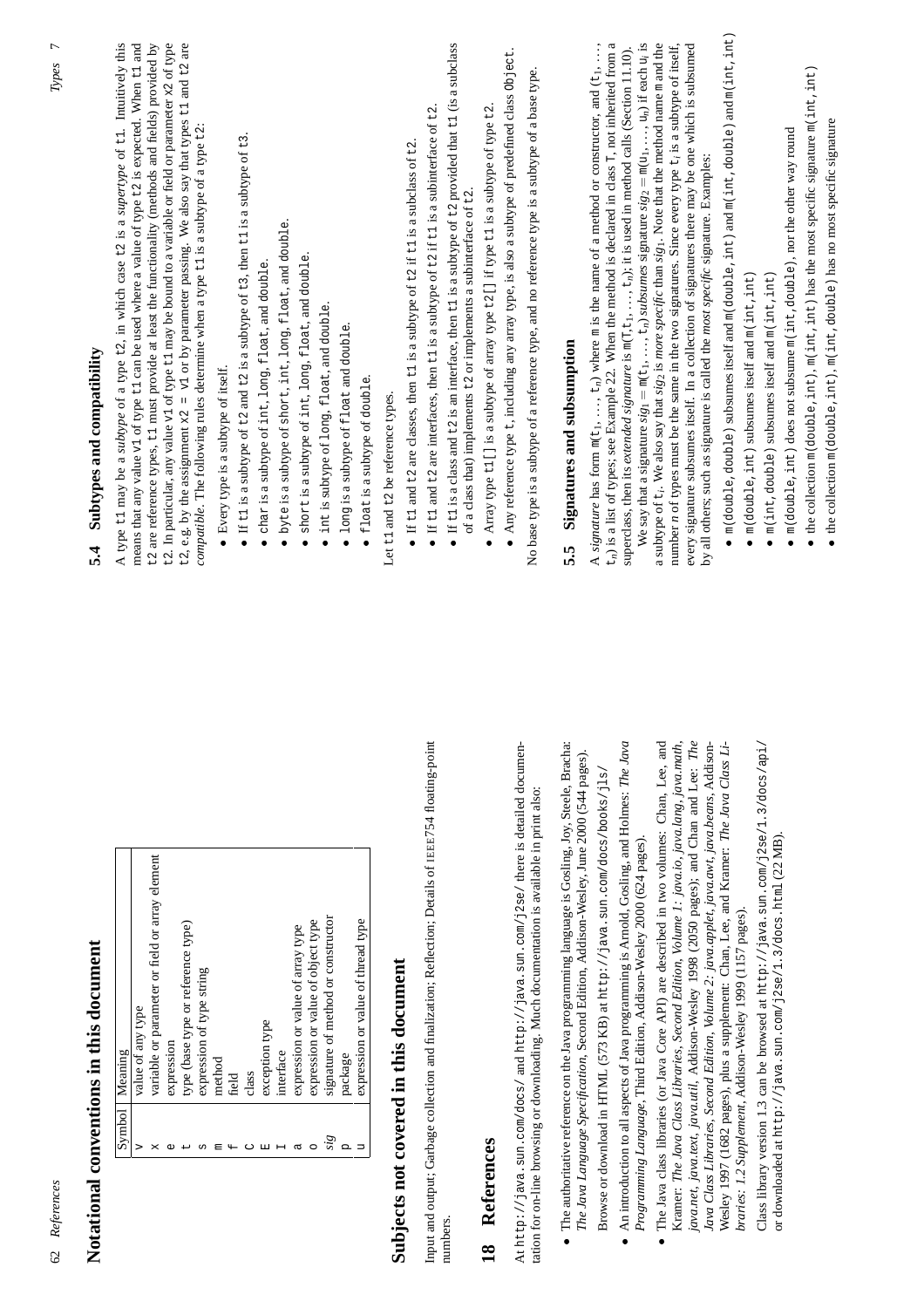## Notational conventions in this document

| Symbol | Meaning |
|---|---|
| v | value of any type |
| x | variable or parameter or field or array element |
| e | expression |
| t | type (base type or reference type) |
| s | expression of type string |
| m | method |
| f | field |
| C | class |
| E | exception type |
| I | interface |
| a | expression or value of array type |
| o | expression or value of object type |
| *sig* | signature of method or constructor |
| p | package |
| u | expression or value of thread type |

## Subjects not covered in this document

Input and output; Garbage collection and finalization; Reflection; Details of IEEE754 floating-point numbers.

## 18 References

At `http://java.sun.com/docs/` and `http://java.sun.com/j2se/` there is detailed documentation for on-line browsing or downloading. Much documentation is available in print also:

- The authoritative reference on the Java programming language is Gosling, Joy, Steele, Bracha: *The Java Language Specification*, Second Edition, Addison-Wesley, June 2000 (544 pages).

  Browse or download in HTML (573 KB) at `http://java.sun.com/docs/books/jls/`
- An introduction to all aspects of Java programming is Arnold, Gosling, and Holmes: *The Java Programming Language*, Third Edition, Addison-Wesley 2000 (624 pages).
- The Java class libraries (or Java Core API) are described in two volumes: Chan, Lee, and Kramer: *The Java Class Libraries, Second Edition, Volume 1: java.io, java.lang, java.math, java.net, java.text, java.util*, Addison-Wesley 1998 (2050 pages); and Chan and Lee: *The Java Class Libraries, Second Edition, Volume 2: java.applet, java.awt, java.beans*, Addison-Wesley 1997 (1682 pages), plus a supplement: Chan, Lee, and Kramer: *The Java Class Libraries: 1.2 Supplement*, Addison-Wesley 1999 (1157 pages).

  Class library version 1.3 can be browsed at `http://java.sun.com/j2se/1.3/docs/api/` or downloaded at `http://java.sun.com/j2se/1.3/docs.html` (22 MB).

## 5.4 Subtypes and compatibility

A type `t1` may be a *subtype* of a type `t2`, in which case `t2` is a *supertype* of `t1`. Intuitively this means that any value `v1` of type `t1` can be used where a value of type `t2` is expected. When `t1` and `t2` are reference types, `t1` must provide at least the functionality (methods and fields) provided by `t2`. In particular, any value `v1` of type `t1` may be bound to a variable or field or parameter `x2` of type `t2`, e.g. by the assignment `x2 = v1` or by parameter passing. We also say that types `t1` and `t2` are *compatible*. The following rules determine when a type `t1` is a subtype of a type `t2`:

- Every type is a subtype of itself.
- If `t1` is a subtype of `t2` and `t2` is a subtype of `t3`, then `t1` is a subtype of `t3`.
- `char` is a subtype of `int`, `long`, `float`, and `double`.
- `byte` is a subtype of `short`, `int`, `long`, `float`, and `double`.
- `short` is a subtype of `int`, `long`, `float`, and `double`.
- `int` is subtype of `long`, `float`, and `double`.
- `long` is a subtype of `float` and `double`.
- `float` is a subtype of `double`.

Let `t1` and `t2` be reference types.

- If `t1` and `t2` are classes, then `t1` is a subtype of `t2` if `t1` is a subclass of `t2`.
- If `t1` and `t2` are interfaces, then `t1` is a subtype of `t2` if `t1` is a subinterface of `t2`.
- If `t1` is a class and `t2` is an interface, then `t1` is a subtype of `t2` provided that `t1` (is a subclass of a class that) implements `t2` or implements a subinterface of `t2`.
- Array type `t1[]` is a subtype of array type `t2[]` if type `t1` is a subtype of type `t2`.
- Any reference type `t`, including any array type, is also a subtype of predefined class `Object`.

No base type is a subtype of a reference type, and no reference type is a subtype of a base type.

## 5.5 Signatures and subsumption

A *signature* has form $\texttt{m}(\texttt{t}_1, \ldots, \texttt{t}_n)$ where `m` is the name of a method or constructor, and $(\texttt{t}_1, \ldots, \texttt{t}_n)$ is a list of types; see Example 22. When the method is declared in class `T`, not inherited from a superclass, then its *extended signature* is $\texttt{m}(\texttt{T}, \texttt{t}_1, \ldots, \texttt{t}_n)$; it is used in method calls (Section 11.10).

We say that a signature $sig_1 = \texttt{m}(\texttt{t}_1, \ldots, \texttt{t}_n)$ *subsumes* signature $sig_2 = \texttt{m}(\texttt{u}_1, \ldots, \texttt{u}_n)$ if each $\texttt{u}_i$ is a subtype of $\texttt{t}_i$. We also say that $sig_2$ is *more specific* than $sig_1$. Note that the method name `m` and the number $n$ of types must be the same in the two signatures. Since every type $\texttt{t}_i$ is a subtype of itself, every signature subsumes itself. In a collection of signatures there may be one which is subsumed by all others; such as signature is called the *most specific* signature. Examples:

- `m(double, double)` subsumes itself and `m(double, int)` and `m(int, double)` and `m(int, int)`
- `m(double, int)` subsumes itself and `m(int, int)`
- `m(int, double)` subsumes itself and `m(int, int)`
- `m(double, int)` does not subsume `m(int, double)`, nor the other way round
- the collection `m(double, int)`, `m(int, int)` has the most specific signature `m(int, int)`
- the collection `m(double, int)`, `m(int, double)` has no most specific signature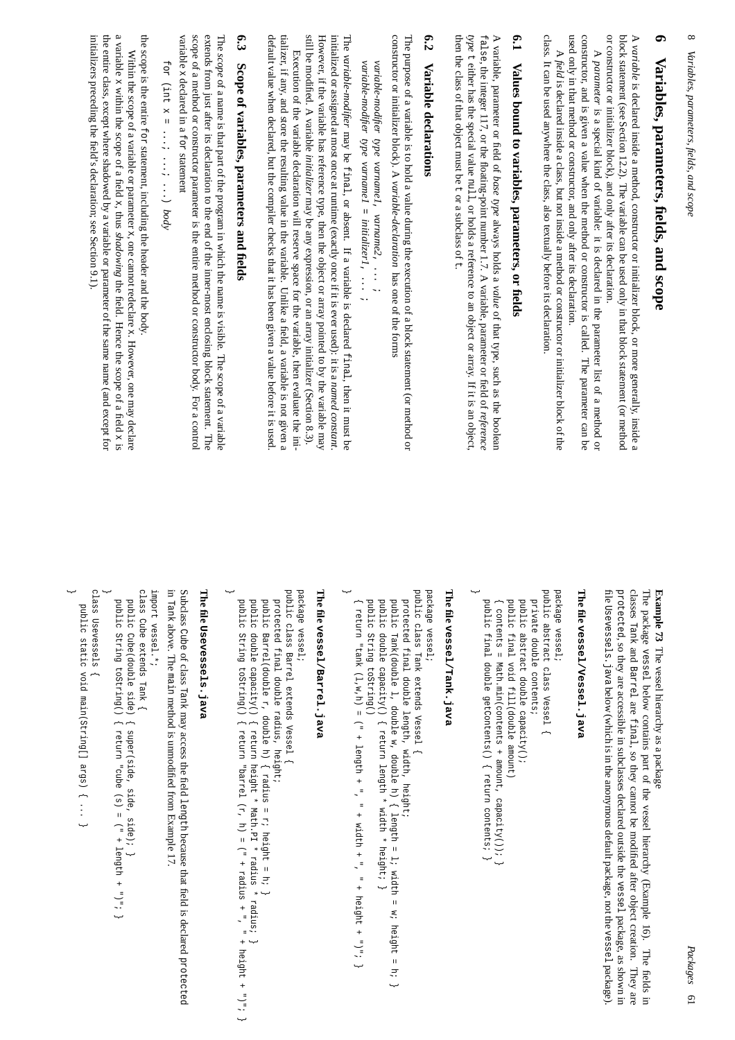# 6 Variables, parameters, fields, and scope

A *variable* is declared inside a method, constructor or initializer block, or more generally, inside a block statement (see Section 12.2). The variable can be used only in that block statement (or method or constructor or initializer block), and only after its declaration.

A *parameter* is a special kind of variable: it is declared in the parameter list of a method or constructor, and is given a value when the method or constructor is called. The parameter can be used only in that method or constructor, and only after its declaration.

A *field* is declared inside a class, but not inside a method or constructor or initializer block of the class. It can be used anywhere the class, also textually before its declaration.

## 6.1 Values bound to variables, parameters, or fields

A variable, parameter or field of *base type* always holds a *value* of that type, such as the boolean `false`, the integer `117`, or the floating-point number `1.7`. A variable, parameter or field of *reference type* `t` either has the special value `null`, or holds a reference to an object or array. If it is an object, then the class of that object must be `t` or a subclass of `t`.

## 6.2 Variable declarations

The purpose of a variable is to hold a value during the execution of a block statement (or method or constructor or initializer block). A *variable-declaration* has one of the forms

*variable-modifier type varname1, varname2, ... ;*
*variable-modifier type varname1 = initializer1, ... ;*

The *variable-modifier* may be `final`, or absent. If a variable is declared `final`, then it must be initialized or assigned at most once at runtime (exactly once if it is ever used): it is a *named constant*. However, if the variable has reference type, then the object or array pointed to by the variable may still be modified. A variable *initializer* may be any expression, or an array initializer (Section 8.3).

Execution of the variable declaration will reserve space for the variable, then evaluate the initializer, if any, and store the resulting value in the variable. Unlike a field, a variable is not given a default value when declared, but the compiler checks that it has been given a value before it is used.

## 6.3 Scope of variables, parameters and fields

The *scope* of a name is that part of the program in which the name is visible. The scope of a variable extends from just after its declaration to the end of the inner-most enclosing block statement. The scope of a method or constructor parameter is the entire method or constructor body. For a control variable `x` declared in a `for` statement

`for (int x = ...; ...; ...)` *body*

the scope is the entire `for` statement, including the header and the body.

Within the scope of a variable or parameter `x`, one cannot redeclare `x`. However, one may declare a variable `x` within the scope of a field `x`, thus *shadowing* the field. Hence the scope of a field `x` is the entire class, except where shadowed by a variable or parameter of the same name (and except for initializers preceding the field's declaration; see Section 9.1).

**Example 73** The vessel hierarchy as a package

The package `vessel` below contains part of the vessel hierarchy (Example 16). The fields in classes `Tank` and `Barrel` are `final`, so they cannot be modified after object creation. They are `protected`, so they are accessible in subclasses declared outside the `vessel` package, as shown in file `Usevessels.java` below (which is in the anonymous default package, not the `vessel` package).

**The file `vessel/Vessel.java`**

```
package vessel;
public abstract class Vessel {
  private double contents;
  public abstract double capacity();
  public final void fill(double amount)
  { contents = Math.min(contents + amount, capacity()); }
  public final double getContents() { return contents; }
}
```

**The file `vessel/Tank.java`**

```
package vessel;
public class Tank extends Vessel {
  protected final double length, width, height;
  public Tank(double l, double w, double h) { length = l; width = w; height = h; }
  public double capacity() { return length * width * height; }
  public String toString()
  { return "tank (l,w,h) = (" + length + ", " + width + ", " + height + ")"; }
}
```

**The file `vessel/Barrel.java`**

```
package vessel;
public class Barrel extends Vessel {
  protected final double radius, height;
  public Barrel(double r, double h) { radius = r; height = h; }
  public double capacity() { return height * Math.PI * radius * radius; }
  public String toString() { return "barrel (r, h) = (" + radius + ", " + height + ")"; }
}
```

**The file `Usevessels.java`**

Subclass `Cube` of class `Tank` may access the field `length` because that field is declared `protected` in `Tank` above. The `main` method is unmodified from Example 17.

```
import vessel.*;
class Cube extends Tank {
  public Cube(double side) { super(side, side, side); }
  public String toString() { return "cube (s) = (" + length + ")"; }
}
class Usevessels {
  public static void main(String[] args) { ... }
}
```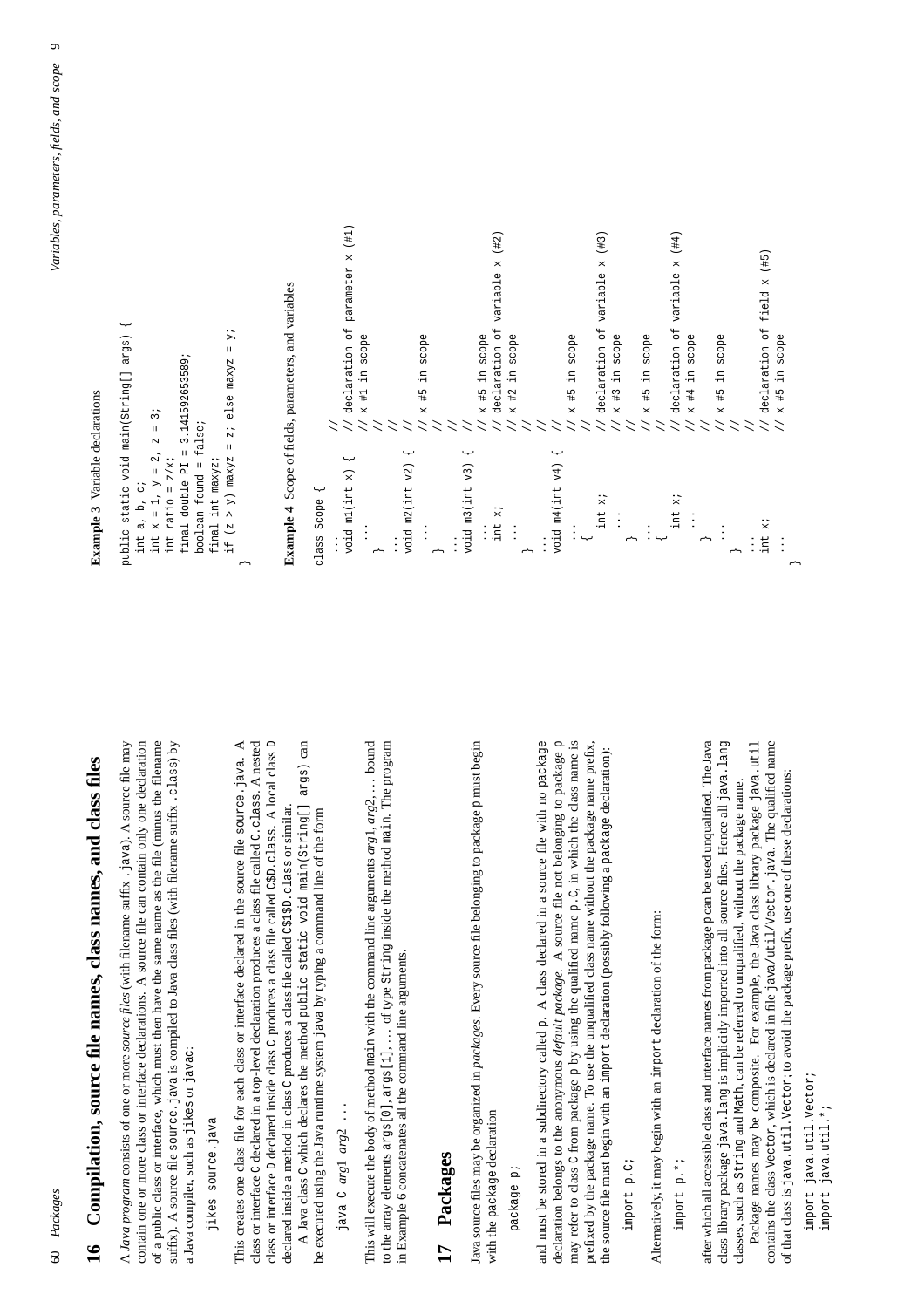## 16 Compilation, source file names, class names, and class files

A *Java program* consists of one or more *source files* (with filename suffix `.java`). A source file may contain one or more class or interface declarations. A source file can contain only one declaration of a public class or interface, which must then have the same name as the file (minus the filename suffix). A source file `source.java` is compiled to Java class files (with filename suffix `.class`) by a Java compiler, such as `jikes` or `javac`:

```
jikes source.java
```

This creates one class file for each class or interface declared in the source file `source.java`. A class or interface `C` declared in a top-level declaration produces a class file called `C.class`. A nested class or interface `D` declared inside class `C` produces a class file called `C$D.class`. A local class `D` declared inside a method in class `C` produces a class file called `C$1$D.class` or similar.

A Java class `C` which declares the method `public static void main(String[] args)` can be executed using the Java runtime system `java` by typing a command line of the form

```
java C arg1 arg2 ...
```

This will execute the body of method `main` with the command line arguments *arg1*, *arg2*, … bound to the array elements `args[0]`, `args[1]`, … of type `String` inside the method `main`. The program in Example 6 concatenates all the command line arguments.

## 17 Packages

Java source files may be organized in *packages*. Every source file belonging to package `p` must begin with the package declaration

```
package p;
```

and must be stored in a subdirectory called `p`. A class declared in a source file with no `package` declaration belongs to the anonymous *default package*. A source file not belonging to package `p` may refer to class `C` from package `p` by using the qualified name `p.C`, in which the class name is prefixed by the package name. To use the unqualified class name without the package name prefix, the source file must begin with an `import` declaration (possibly following a `package` declaration):

```
import p.C;
```

Alternatively, it may begin with an `import` declaration of the form:

```
import p.*;
```

after which all accessible class and interface names from package `p` can be used unqualified. The Java class library package `java.lang` is implicitly imported into all source files. Hence all `java.lang` classes, such as `String` and `Math`, can be referred to unqualified, without the package name.

Package names may be composite. For example, the Java class library package `java.util` contains the class `Vector`, which is declared in file `java/util/Vector.java`. The qualified name of that class is `java.util.Vector`; to avoid the package prefix, use one of these declarations:

```
import java.util.Vector;
import java.util.*;
```

**Example 3** Variable declarations

```
public static void main(String[] args) {
  int a, b, c;
  int x = 1, y = 2, z = 3;
  int ratio = z/x;
  final double PI = 3.141592653589;
  boolean found = false;
  final int maxyz;
  if (z > y) maxyz = z; else maxyz = y;
}
```

**Example 4** Scope of fields, parameters, and variables

```
class Scope {
  ...                          //
  void m1(int x) {             // declaration of parameter x (#1)
    ...                        // x #1 in scope
  }                            //
  ...                          //
  void m2(int v2) {            //
    ...                        // x #5 in scope
  }                            //
  ...                          //
  void m3(int v3) {            //
    ...                        // x #5 in scope
    int x;                     // declaration of variable x (#2)
    ...                        // x #2 in scope
  }                            //
  ...                          //
  void m4(int v4) {            //
    ...                        // x #5 in scope
    {                          //
      int x;                   // declaration of variable x (#3)
      ...                      // x #3 in scope
    }                          //
    ...                        // x #5 in scope
    {                          //
      int x;                   // declaration of variable x (#4)
      ...                      // x #4 in scope
    }                          //
    ...                        // x #5 in scope
  }                            //
  ...                          //
  int x;                       // declaration of field x (#5)
  ...                          // x #5 in scope
}
```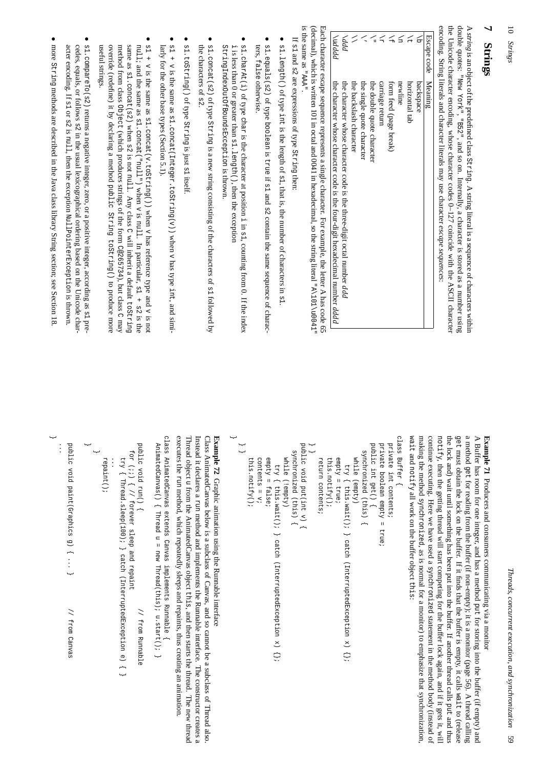# 7 Strings

A *string* is an object of the predefined class `String`. A string literal is a sequence of characters within double quotes: `"New York"`, `"B52"`, and so on. Internally, a character is stored as a number using the Unicode character encoding, whose character codes 0–127 coincide with the ASCII character encoding. String literals and character literals may use character *escape sequences*:

| Escape code | Meaning |
|---|---|
| `\b` | backspace |
| `\t` | horizontal tab |
| `\n` | newline |
| `\f` | form feed (page break) |
| `\r` | carriage return |
| `\"` | the double quote character |
| `\'` | the single quote character |
| `\\` | the backslash character |
| `\`*ddd* | the character whose character code is the three-digit octal number *ddd* |
| `\u`*dddd* | the character whose character code is the four-digit hexadecimal number *dddd* |

Each character escape sequence represents a single character. For example, the letter A has code 65 (decimal), which is written 101 in octal and 0041 in hexadecimal, so the string literal `"A\101\u0041"` is the same as `"AAA"`.

If `s1` and `s2` are expressions of type `String` then:

- `s1.length()` of type `int` is the length of `s1`, that is, the number of characters in `s1`.
- `s1.equals(s2)` of type `boolean` is `true` if `s1` and `s2` contain the same sequence of characters, `false` otherwise.
- `s1.charAt(i)` of type `char` is the character at position `i` in `s1`, counting from 0. If the index `i` is less than 0 or greater than `s1.length()`, then the exception `StringIndexOutOfBoundsException` is thrown.
- `s1.concat(s2)` of type `String` is a new string consisting of the characters of `s1` followed by the characters of `s2`.
- `s1.toString()` of type `String` is just `s1` itself.
- `s1 + v` is the same as `s1.concat(Integer.toString(v))` when `v` has type `int`, and similarly for the other base types (Section 5.1).
- `s1 + v` is the same as `s1.concat(v.toString())` when `v` has reference type and `v` is not `null`; and the same as `s1.concat("null")` when `v` is `null`. In particular, `s1 + s2` is the same as `s1.concat(s2)` when `s2` is not `null`. Any class `C` will inherit a default `toString` method from class `Object` (which produces strings of the form `C@265734`), but class `C` may override (redefine) it by declaring a method `public String toString()` to produce more useful strings.
- `s1.compareTo(s2)` returns a negative integer, zero, or a positive integer, according as `s1` precedes, equals, or follows `s2` in the usual lexicographical ordering based on the Unicode character encoding. If `s1` or `s2` is `null`, then the exception `NullPointerException` is thrown.
- more `String` methods are described in the Java class library String section; see Section 18.

**Example 71** Producers and consumers communicating via a monitor

A Buffer has room for one integer, and has a method `put` for storing into the buffer (if empty) and a method `get` for reading from the buffer (if non-empty); it is a monitor (page 56). A thread calling `get` must obtain the lock on the buffer. If it finds that the buffer is empty, it calls `wait` to (release the lock and) wait until something has been put into the buffer. If another thread calls `put` and thus `notify`, then the getting thread will start competing for the buffer lock again, and if it gets it, will continue executing. Here we have used a `synchronized` statement in the method body (instead of making the method `synchronized`, as is normal for a monitor) to emphasize that synchronization, `wait` and `notify` all work on the buffer object `this`:

```
class Buffer {
  private int contents;
  private boolean empty = true;
  public int get() {
    synchronized (this) {
      while (empty)
        try { this.wait(); } catch (InterruptedException x) {};
      empty = true;
      this.notify();
      return contents;
  } }
  public void put(int v) {
    synchronized (this) {
      while (!empty)
        try { this.wait(); } catch (InterruptedException x) {};
      empty = false;
      contents = v;
      this.notify();
  } }
}
```

**Example 72** Graphic animation using the Runnable interface

Class AnimatedCanvas below is a subclass of Canvas, and so cannot be a subclass of Thread also. Instead it declares a `run` method and implements the Runnable interface. The constructor creates a Thread object `u` from the AnimatedCanvas object `this`, and then starts the thread. The new thread executes the `run` method, which repeatedly sleeps and repaints, thus creating an animation.

```
class AnimatedCanvas extends Canvas implements Runnable {
  AnimatedCanvas() { Thread u = new Thread(this); u.start(); }

  public void run() {                        // from Runnable
    for (;;) { // forever sleep and repaint
      try { Thread.sleep(100); } catch (InterruptedException e) { }
      ...
      repaint();
    }
  }

  public void paint(Graphics g) { ... }      // from Canvas
  ...
}
```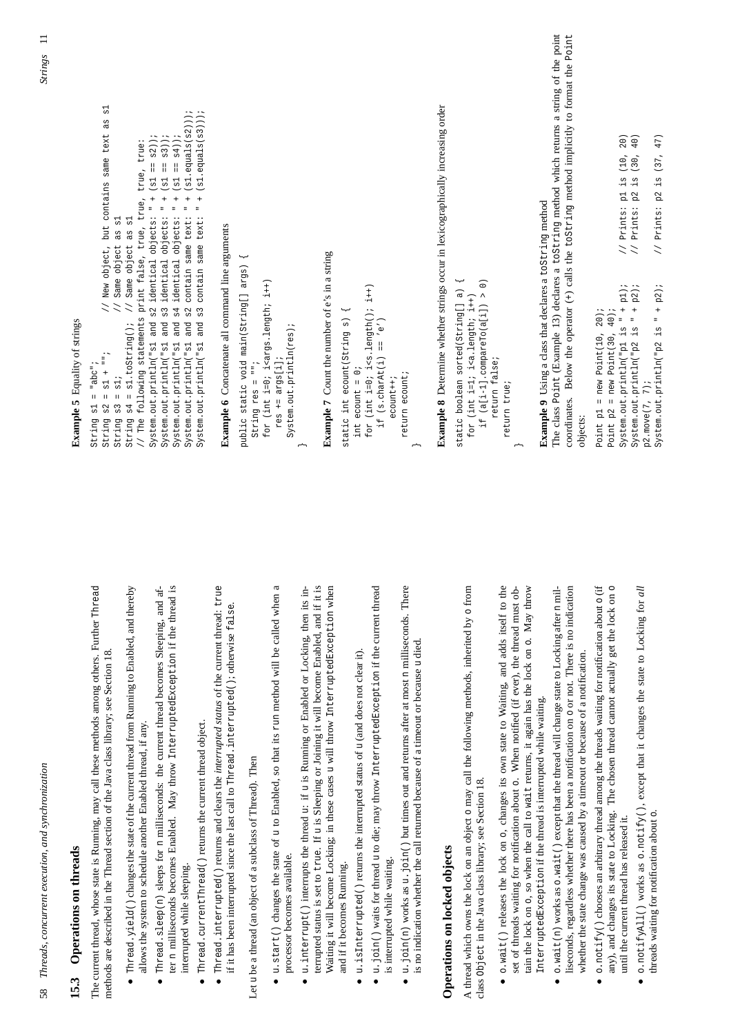## 15.3 Operations on threads

The current thread, whose state is Running, may call these methods among others. Further Thread methods are described in the Thread section of the Java class library; see Section 18.

- `Thread.yield()` changes the state of the current thread from Running to Enabled, and thereby allows the system to schedule another Enabled thread, if any.
- `Thread.sleep(n)` sleeps for n milliseconds: the current thread becomes Sleeping, and after n milliseconds becomes Enabled. May throw `InterruptedException` if the thread is interrupted while sleeping.
- `Thread.currentThread()` returns the current thread object.
- `Thread.interrupted()` returns and clears the *interrupted status* of the current thread: `true` if it has been interrupted since the last call to `Thread.interrupted()`; otherwise `false`.

Let u be a thread (an object of a subclass of Thread). Then

- `u.start()` changes the state of u to Enabled, so that its run method will be called when a processor becomes available.
- `u.interrupt()` interrupts the thread u: if u is Running or Enabled or Locking, then its interrupted status is set to `true`. If u is Sleeping or Joining it will become Enabled, and if it is Waiting it will become Locking; in these cases u will throw `InterruptedException` when and if it becomes Running.
- `u.isInterrupted()` returns the interrupted status of u (and does not clear it).
- `u.join()` waits for thread u to die; may throw `InterruptedException` if the current thread is interrupted while waiting.
- `u.join(n)` works as `u.join()` but times out and returns after at most n milliseconds. There is no indication whether the call returned because of a timeout or because u died.

### Operations on locked objects

A thread which owns the lock on an object o may call the following methods, inherited by o from class `Object` in the Java class library; see Section 18.

- `o.wait()` releases the lock on o, changes its own state to Waiting, and adds itself to the set of threads waiting for notification about o. When notified (if ever), the thread must obtain the lock on o, so when the call to `wait` returns, it again has the lock on o. May throw `InterruptedException` if the thread is interrupted while waiting.
- `o.wait(n)` works as `o.wait()` except that the thread will change state to Locking after n milliseconds, regardless whether there has been a notification on o or not. There is no indication whether the state change was caused by a timeout or because of a notification.
- `o.notify()` chooses an arbitrary thread among the threads waiting for notification about o (if any), and changes its state to Locking. The chosen thread cannot actually get the lock on o until the current thread has released it.
- `o.notifyAll()` works as `o.notify()`, except that it changes the state to Locking for *all* threads waiting for notification about o.

**Example 5** Equality of strings

```
String s1 = "abc";
String s2 = s1 + "";        // New object, but contains same text as s1
String s3 = s1;             // Same object as s1
String s4 = s1.toString();  // Same object as s1
// The following statements print false, true, true, true, true:
System.out.println("s1 and s2 identical objects: " + (s1 == s2));
System.out.println("s1 and s3 identical objects: " + (s1 == s3));
System.out.println("s1 and s4 identical objects: " + (s1 == s4));
System.out.println("s1 and s2 contain same text: " + (s1.equals(s2)));
System.out.println("s1 and s3 contain same text: " + (s1.equals(s3)));
```

**Example 6** Concatenate all command line arguments

```
public static void main(String[] args) {
  String res = "";
  for (int i=0; i<args.length; i++)
    res += args[i];
  System.out.println(res);
}
```

**Example 7** Count the number of e's in a string

```
static int ecount(String s) {
  int ecount = 0;
  for (int i=0; i<s.length(); i++)
    if (s.charAt(i) == 'e')
      ecount++;
  return ecount;
}
```

**Example 8** Determine whether strings occur in lexicographically increasing order

```
static boolean sorted(String[] a) {
  for (int i=1; i<a.length; i++)
    if (a[i-1].compareTo(a[i]) > 0)
      return false;
  return true;
}
```

**Example 9** Using a class that declares a `toString` method

The class `Point` (Example 13) declares a `toString` method which returns a string of the point coordinates. Below the operator (+) calls the `toString` method implicitly to format the `Point` objects:

```
Point p1 = new Point(10, 20);
Point p2 = new Point(30, 40);
System.out.println("p1 is " + p1);      // Prints: p1 is (10, 20)
System.out.println("p2 is " + p2);      // Prints: p2 is (30, 40)
p2.move(7, 7);
System.out.println("p2 is " + p2);      // Prints: p2 is (37, 47)
```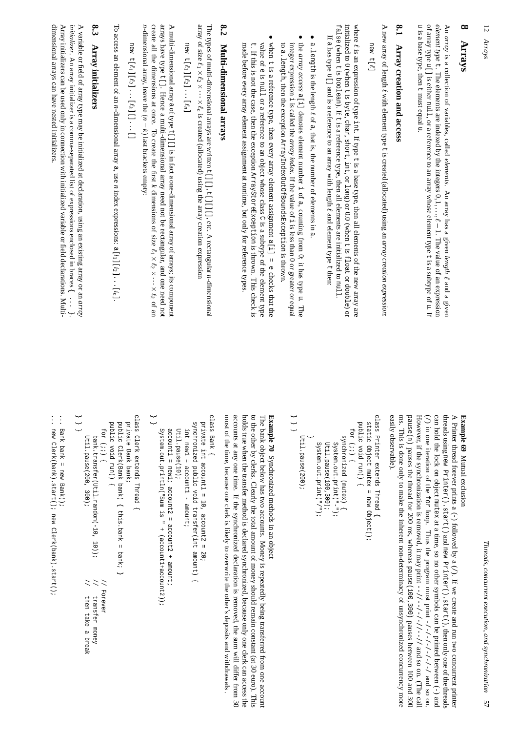# 8 Arrays

An *array* is a collection of variables, called *elements*. An array has a given *length* $\ell$ and a given *element type* t. The elements are indexed by the integers $0, 1, \ldots, \ell - 1$. The value of an expression of array type u[] is either null, or a reference to an array whose element type t is a subtype of u. If u is a base type, then t must equal u.

## 8.1 Array creation and access

A new array of length $\ell$ with element type t is created (allocated) using an *array creation expression*:

new t[$\ell$]

where $\ell$ is an expression of type int. If type t is a base type, then all elements of the new array are initialized to 0 (when t is byte, char, short, int, or long) or 0.0 (when t is float or double) or false (when t is boolean). If t is a reference type, then all elements are initialized to null.

If a has type u[] and is a reference to an array with length $\ell$ and element type t then:

- a.length is the length $\ell$ of a, that is, the number of elements in a.
- the *array access* a[i] denotes element number i of a, counting from 0; it has type u. The integer expression i is called the *array index*. If the value of i is less than 0 or greater or equal to a.length, then the exception ArrayIndexOutOfBoundsException is thrown.
- when t is a reference type, then every array element assignment a[i] = e checks that the value of e is null or a reference to an object whose class C is a subtype of the element type t. If this is not the case, then the exception ArrayStoreException is thrown. This check is made before every array element assignment at runtime, but only for reference types.

## 8.2 Multi-dimensional arrays

The types of multi-dimensional arrays are written t[][], t[][][], etc. A rectangular $n$-dimensional array of size $\ell_1 \times \ell_2 \times \cdots \times \ell_n$ is created (allocated) using the array creation expression

new t[$\ell_1$][$\ell_2$]...[$\ell_n$]

A multi-dimensional array a of type t[][] is in fact a one-dimensional array of arrays; its component arrays have type t[]. Hence a multi-dimensional array need not be rectangular, and one need not create all the dimensions at once. To create the first $k$ dimensions of size $\ell_1 \times \ell_2 \times \cdots \times \ell_k$ of an $n$-dimensional array, leave the $(n-k)$ last brackets empty:

new t[$\ell_1$][$\ell_2$]...[$\ell_k$][]...[]

To access an element of an $n$-dimensional array a, use $n$ index expressions: a[$i_1$][$i_2$]...[$i_n$].

## 8.3 Array initializers

A variable or field of array type may be initialized at declaration, using an existing array or an *array initializer*. An array initializer is a comma-separated list of expressions enclosed in braces { ... }. Array initializers can be used only in connection with initialized variable or field declarations. Multi-dimensional arrays can have nested initializers.

**Example 69** Mutual exclusion

A Printer thread forever prints a (-) followed by a (/). If we create and run two concurrent printer threads using new Printer().start() and new Printer().start(), then only one of the threads can hold the lock on object mutex at a time, so no other symbols can be printed between (-) and (/) in one iteration of the for loop. Thus the program must print -/-/-/-/-/-/-/ and so on. However, if the synchronization is removed, it may print --//--/-/-//--// and so on. (The call pause(n) pauses the thread for 200 ms, whereas pause(100,300) pauses between 100 and 300 ms. This is done only to make the inherent non-determinacy of unsynchronized concurrency more easily observable).

```
class Printer extends Thread {
  static Object mutex = new Object();
  public void run() {
    for (;;) {
      synchronized (mutex) {
        System.out.print("-");
        Util.pause(100,300);
        System.out.print("/");
      }
      Util.pause(200);
} } }
```

**Example 70** Synchronized methods in an object

The bank object below has two accounts. Money is repeatedly being transferred from one account to the other by clerks. Clearly the total amount of money should remain constant (at 30 euro). This holds true when the transfer method is declared synchronized, because only one clerk can access the accounts at any one time. If the synchronized declaration is removed, the sum will differ from 30 most of the time, because one clerk is likely to overwrite the other's deposits and withdrawals.

```
class Bank {
  private int account1 = 10, account2 = 20;
  synchronized public void transfer(int amount) {
    int new1 = account1 - amount;
    Util.pause(10);
    account1 = new1; account2 = account2 + amount;
    System.out.println("Sum is " + (account1+account2));
} }

class Clerk extends Thread {
  private Bank bank;
  public Clerk(Bank bank) { this.bank = bank; }
  public void run() {
    for (;;) {                                     // Forever
      bank.transfer(Util.random(-10, 10));         //   transfer money
      Util.pause(200, 300);                        //   then take a break
} } }

... Bank bank = new Bank();
... new Clerk(bank).start(); new Clerk(bank).start();
```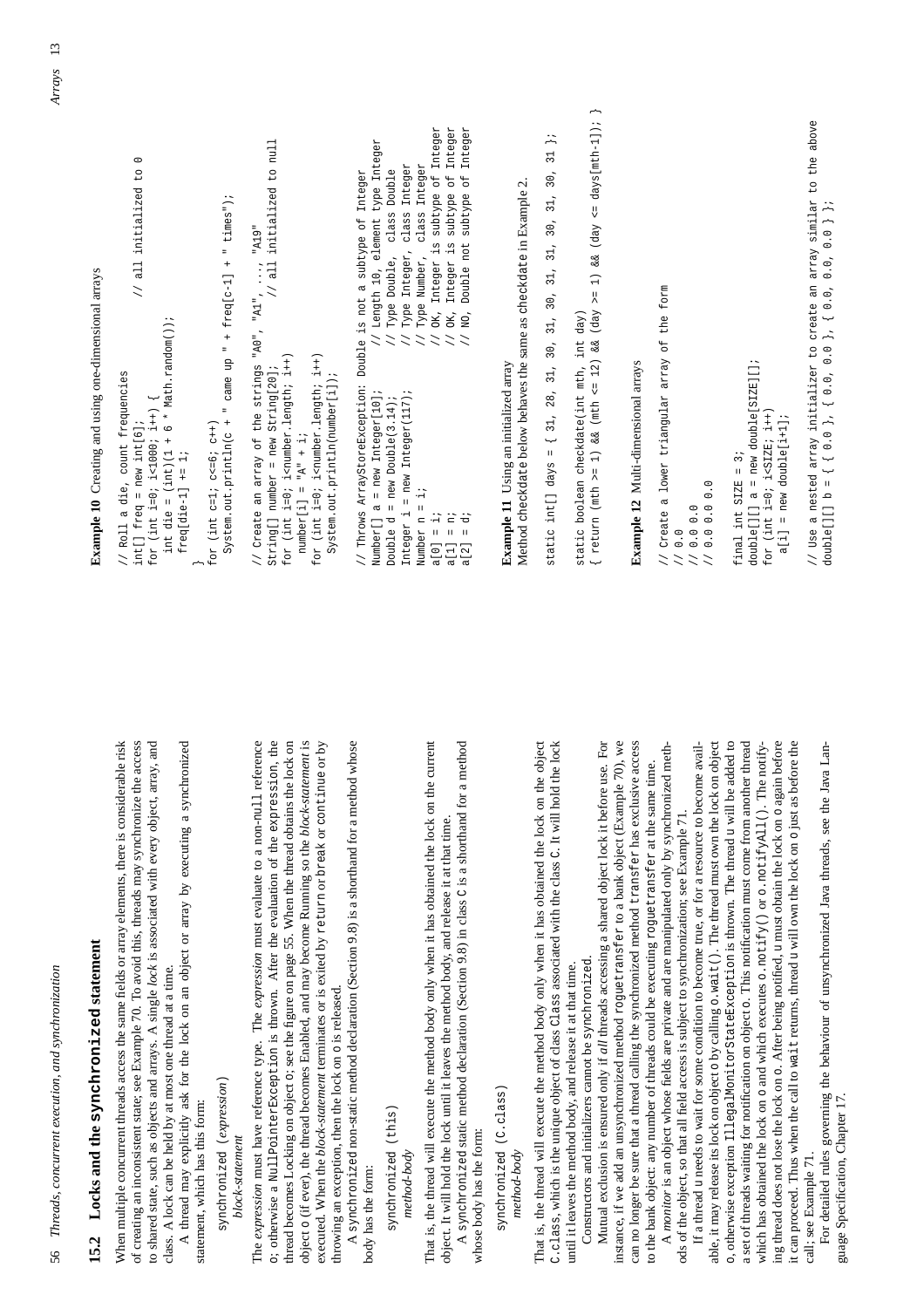## 15.2 Locks and the `synchronized` statement

When multiple concurrent threads access the same fields or array elements, there is considerable risk of creating an inconsistent state; see Example 70. To avoid this, threads may synchronize the access to shared state, such as objects and arrays. A single *lock* is associated with every object, array, and class. A lock can be held by at most one thread at a time.

A thread may explicitly ask for the lock on an object or array by executing a synchronized statement, which has this form:

```
synchronized (expression)
  block-statement
```

The *expression* must have reference type. The *expression* must evaluate to a non-`null` reference `o`; otherwise a `NullPointerException` is thrown. After the evaluation of the `expression`, the thread becomes Locking on object `o`; see the figure on page 55. When the thread obtains the lock on object `o` (if ever), the thread becomes Enabled, and may become Running so the *block-statement* is executed. When the *block-statement* terminates or is exited by `return` or `break` or `continue` or by throwing an exception, then the lock on `o` is released.

A `synchronized` non-static method declaration (Section 9.8) is a shorthand for a method whose body has the form:

```
synchronized (this)
  method-body
```

That is, the thread will execute the method body only when it has obtained the lock on the current object. It will hold the lock until it leaves the method body, and release it at that time.

A `synchronized` static method declaration (Section 9.8) in class `C` is a shorthand for a method whose body has the form:

```
synchronized (C.class)
  method-body
```

That is, the thread will execute the method body only when it has obtained the lock on the object `C.class`, which is the unique object of class `Class` associated with the class `C`. It will hold the lock until it leaves the method body, and release it at that time.

Constructors and initializers cannot be synchronized.

Mutual exclusion is ensured only if *all* threads accessing a shared object lock it before use. For instance, if we add an unsynchronized method `roguetransfer` to a bank object (Example 70), we can no longer be sure that a thread calling the synchronized method `transfer` has exclusive access to the bank object: any number of threads could be executing `roguetransfer` at the same time.

A *monitor* is an object whose fields are private and are manipulated only by synchronized methods of the object, so that all field access is subject to synchronization; see Example 71.

If a thread `u` needs to wait for some condition to become true, or for a resource to become available, it may release its lock on object `o` by calling `o.wait()`. The thread must own the lock on object `o`, otherwise exception `IllegalMonitorStateException` is thrown. The thread `u` will be added to a set of threads waiting for notification on object `o`. This notification must come from another thread which has obtained the lock on `o` and which executes `o.notify()` or `o.notifyAll()`. The notifying thread does not lose the lock on `o`. After being notified, `u` must obtain the lock on `o` again before it can proceed. Thus when the call to `wait` returns, thread `u` will own the lock on `o` just as before the call; see Example 71.

For detailed rules governing the behaviour of unsynchronized Java threads, see the Java Language Specification, Chapter 17.

**Example 10** Creating and using one-dimensional arrays

```
// Roll a die, count frequencies
int[] freq = new int[6];                             // all initialized to 0
for (int i=0; i<1000; i++) {
  int die = (int)(1 + 6 * Math.random());
  freq[die-1] += 1;
}
for (int c=1; c<=6; c++)
  System.out.println(c + " came up " + freq[c-1] + " times");

// Create an array of the strings "A0", "A1", ..., "A19"
String[] number = new String[20];                    // all initialized to null
for (int i=0; i<number.length; i++)
  number[i] = "A" + i;
for (int i=0; i<number.length; i++)
  System.out.println(number[i]);

// Throws ArrayStoreException: Double is not a subtype of Integer
Number[] a = new Integer[10];             // Length 10, element type Integer
Double d = new Double(3.14);              // Type Double,  class Double
Integer i = new Integer(117);             // Type Integer, class Integer
Number n = i;                             // Type Number,  class Integer
a[0] = i;                                 // OK, Integer is subtype of Integer
a[1] = n;                                 // OK, Integer is subtype of Integer
a[2] = d;                                 // NO, Double not subtype of Integer
```

**Example 11** Using an initialized array

Method `checkdate` below behaves the same as `checkdate` in Example 2.

```
static int[] days = { 31, 28, 31, 30, 31, 30, 31, 31, 30, 31, 30, 31 };

static boolean checkdate(int mth, int day)
{ return (mth >= 1) && (mth <= 12) && (day >= 1) && (day <= days[mth-1]); }
```

**Example 12** Multi-dimensional arrays

```
// Create a lower triangular array of the form
// 0.0
// 0.0 0.0
// 0.0 0.0 0.0

final int SIZE = 3;
double[][] a = new double[SIZE][];
for (int i=0; i<SIZE; i++)
  a[i] = new double[i+1];

// Use a nested array initializer to create an array similar to the above
double[][] b = { { 0.0 }, { 0.0, 0.0 }, { 0.0, 0.0, 0.0 } };
```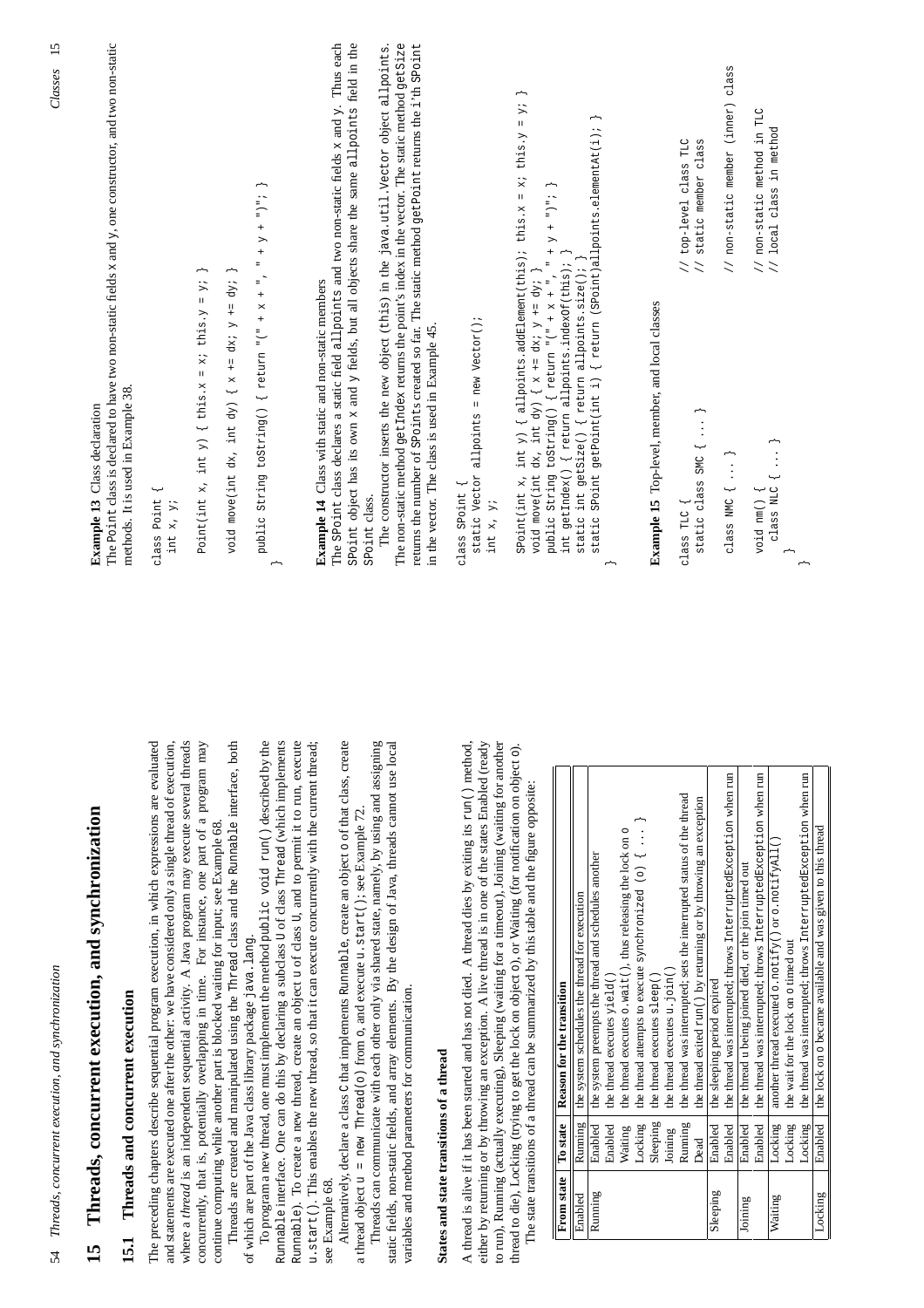# 15 Threads, concurrent execution, and synchronization

## 15.1 Threads and concurrent execution

The preceding chapters describe sequential program execution, in which expressions are evaluated and statements are executed one after the other: we have considered only a single thread of execution, where a *thread* is an independent sequential activity. A Java program may execute several threads concurrently, that is, potentially overlapping in time. For instance, one part of a program may continue computing while another part is blocked waiting for input; see Example 68.

Threads are created and manipulated using the `Thread` class and the `Runnable` interface, both of which are part of the Java class library package `java.lang`.

To program a new thread, one must implement the method `public void run()` described by the `Runnable` interface. One can do this by declaring a subclass `U` of class `Thread` (which implements `Runnable`). To create a new thread, create an object `u` of class `U`, and to permit it to run, execute `u.start()`. This enables the new thread, so that it can execute concurrently with the current thread; see Example 68.

Alternatively, declare a class `C` that implements `Runnable`, create an object `o` of that class, create a thread object `u = new Thread(o)` from `o`, and execute `u.start()`; see Example 72.

Threads can communicate with each other only via shared state, namely, by using and assigning static fields, non-static fields, and array elements. By the design of Java, threads cannot use local variables and method parameters for communication.

### States and state transitions of a thread

A thread is alive if it has been started and has not died. A thread dies by exiting its `run()` method, either by returning or by throwing an exception. A live thread is in one of the states Enabled (ready to run), Running (actually executing), Sleeping (waiting for a timeout), Joining (waiting for another thread to die), Locking (trying to get the lock on object `o`), or Waiting (for notification on object `o`). The state transitions of a thread can be summarized by this table and the figure opposite:

| From state | To state | Reason for the transition |
|---|---|---|
| Enabled | Running | the system schedules the thread for execution |
| Running | Enabled | the system preempts the thread and schedules another |
| | Enabled | the thread executes `yield()` |
| | Waiting | the thread executes `o.wait()`, thus releasing the lock on `o` |
| | Locking | the thread attempts to execute `synchronized (o) { ... }` |
| | Sleeping | the thread executes `sleep()` |
| | Joining | the thread executes `u.join()` |
| | Running | the thread was interrupted; sets the interrupted status of the thread |
| | Dead | the thread exited `run()` by returning or by throwing an exception |
| Sleeping | Enabled | the sleeping period expired |
| | Enabled | the thread was interrupted; throws `InterruptedException` when run |
| Joining | Enabled | the thread `u` being joined died, or the join timed out |
| | Enabled | the thread was interrupted; throws `InterruptedException` when run |
| Waiting | Locking | another thread executed `o.notify()` or `o.notifyAll()` |
| | Locking | the wait for the lock on `o` timed out |
| | Locking | the thread was interrupted; throws `InterruptedException` when run |
| Locking | Enabled | the lock on `o` became available and was given to this thread |

**Example 13** Class declaration

The `Point` class is declared to have two non-static fields `x` and `y`, one constructor, and two non-static methods. It is used in Example 38.

```
class Point {
  int x, y;

  Point(int x, int y) { this.x = x; this.y = y; }

  void move(int dx, int dy) { x += dx; y += dy; }

  public String toString() { return "(" + x + ", " + y + ")"; }
}
```

**Example 14** Class with static and non-static members

The `SPoint` class declares a static field `allpoints` and two non-static fields `x` and `y`. Thus each `SPoint` object has its own `x` and `y` fields, but all objects share the same `allpoints` field in the `SPoint` class.

The constructor inserts the new object (`this`) in the `java.util.Vector` object `allpoints`. The non-static method `getIndex` returns the point's index in the vector. The static method `getSize` returns the number of `SPoint`s created so far. The static method `getPoint` returns the `i`'th `SPoint` in the vector. The class is used in Example 45.

```
class SPoint {
  static Vector allpoints = new Vector();
  int x, y;

  SPoint(int x, int y) { allpoints.addElement(this); this.x = x; this.y = y; }
  void move(int dx, int dy) { x += dx; y += dy; }
  public String toString() { return "(" + x + ", " + y + ")"; }
  int getIndex() { return allpoints.indexOf(this); }
  static int getSize() { return allpoints.size(); }
  static SPoint getPoint(int i) { return (SPoint)allpoints.elementAt(i); }
}
```

**Example 15** Top-level, member, and local classes

```
class TLC {                          // top-level class TLC
  static class SMC { ... }           // static member class

  class NMC { ... }                  // non-static member (inner) class

  void nm() {                        // non-static method in TLC
    class NLC { ... }                // local class in method
  }
}
```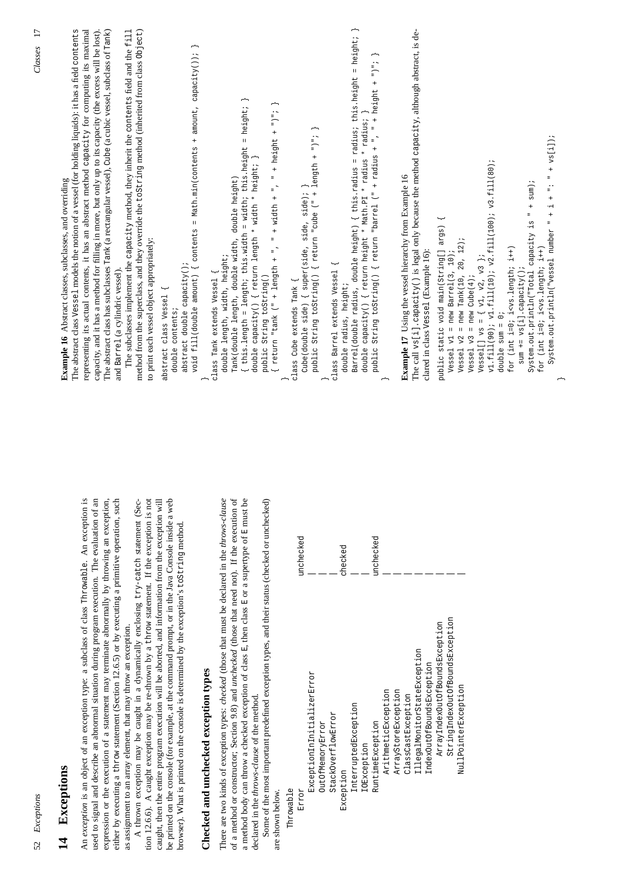# 14 Exceptions

An *exception* is an object of an exception type: a subclass of class `Throwable`. An exception is used to signal and describe an abnormal situation during program execution. The evaluation of an expression or the execution of a statement may terminate abnormally by throwing an exception, either by executing a `throw` statement (Section 12.6.5) or by executing a primitive operation, such as assignment to an array element, that may throw an exception.

A thrown exception may be caught in a dynamically enclosing `try-catch` statement (Section 12.6.6). A caught exception may be re-thrown by a `throw` statement. If the exception is not caught, then the entire program execution will be aborted, and information from the exception will be printed on the console (for example, at the command prompt, or in the Java Console inside a web browser). What is printed on the console is determined by the exception's `toString` method.

## Checked and unchecked exception types

There are two kinds of exception types: *checked* (those that must be declared in the *throws-clause* of a method or constructor; Section 9.8) and *unchecked* (those that need not). If the execution of a method body can throw a checked exception of class `E`, then class `E` or a supertype of `E` must be declared in the *throws-clause* of the method.

Some of the most important predefined exception types, and their status (checked or unchecked) are shown below.

```
Throwable
  Error                                              unchecked
    ExceptionInInitializerError                      |
    OutOfMemoryError                                 |
    StackOverflowError                               |
  Exception                                          checked
    InterruptedException                             |
    IOException                                      |
    RuntimeException                                 unchecked
      ArithmeticException                            |
      ArrayStoreException                            |
      ClassCastException                             |
      IllegalMonitorStateException                   |
      IndexOutOfBoundsException                      |
        ArrayIndexOutOfBoundsException               |
        StringIndexOutOfBoundsException              |
      NullPointerException                           |
```

**Example 16** Abstract classes, subclasses, and overriding

The abstract class `Vessel` models the notion of a vessel (for holding liquids): it has a field `contents` representing its actual contents, it has an abstract method `capacity` for computing its maximal capacity, and it has a method for filling in more, but only up to its capacity (the excess will be lost). The abstract class has subclasses `Tank` (a rectangular vessel), `Cube` (a cubic vessel, subclass of `Tank`) and `Barrel` (a cylindric vessel).

The subclasses implement the `capacity` method, they inherit the `contents` field and the `fill` method from the superclass, and they override the `toString` method (inherited from class `Object`) to print each vessel object appropriately:

```
abstract class Vessel {
  double contents;
  abstract double capacity();
  void fill(double amount) { contents = Math.min(contents + amount, capacity()); }
}
class Tank extends Vessel {
  double length, width, height;
  Tank(double length, double width, double height)
  { this.length = length; this.width = width; this.height = height; }
  double capacity() { return length * width * height; }
  public String toString()
  { return "tank (" + length + ", " + width + ", " + height + ")"; }
}
class Cube extends Tank {
  Cube(double side) { super(side, side, side); }
  public String toString() { return "cube (" + length + ")"; }
}
class Barrel extends Vessel {
  double radius, height;
  Barrel(double radius, double height) { this.radius = radius; this.height = height; }
  double capacity() { return height * Math.PI * radius * radius; }
  public String toString() { return "barrel (" + radius + ", " + height + ")"; }
}
```

**Example 17** Using the vessel hierarchy from Example 16

The call `vs[i].capacity()` is legal only because the method `capacity`, although abstract, is declared in class `Vessel` (Example 16):

```
public static void main(String[] args) {
  Vessel v1 = new Barrel(3, 10);
  Vessel v2 = new Tank(10, 20, 12);
  Vessel v3 = new Cube(4);
  Vessel[] vs = { v1, v2, v3 };
  v1.fill(90); v1.fill(10); v2.fill(100); v3.fill(80);
  double sum = 0;
  for (int i=0; i<vs.length; i++)
    sum += vs[i].capacity();
  System.out.println("Total capacity is " + sum);
  for (int i=0; i<vs.length; i++)
    System.out.println("Vessel number " + i + ": " + vs[i]);
}
```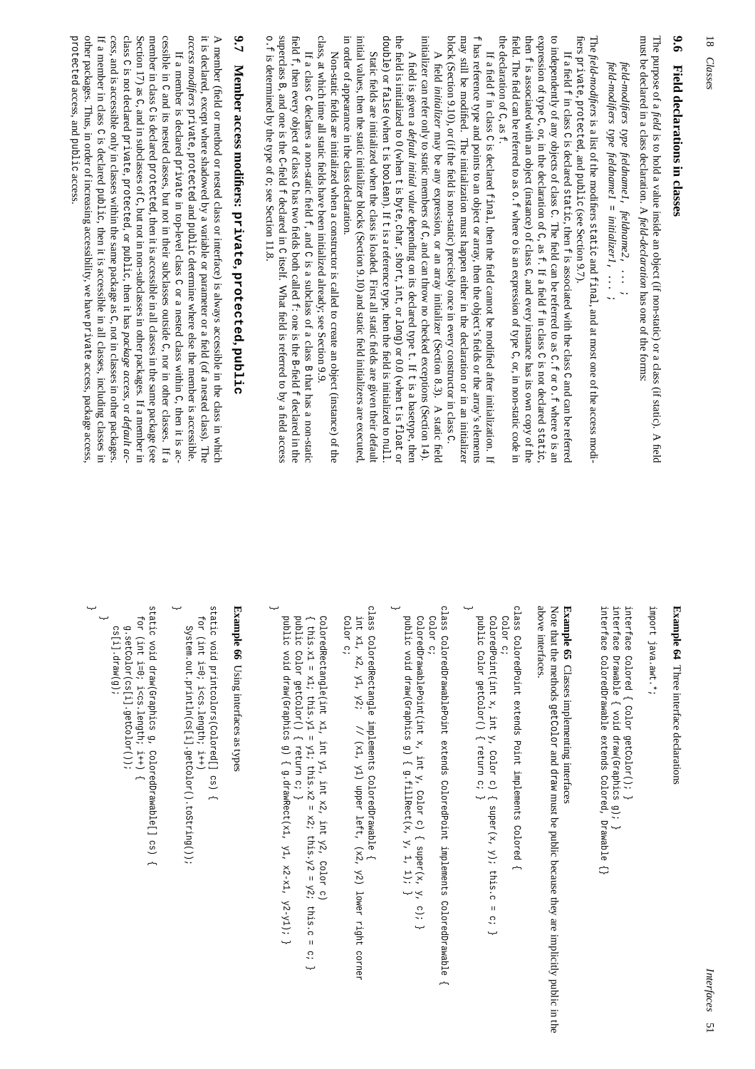## 9.6 Field declarations in classes

The purpose of a *field* is to hold a value inside an object (if non-static) or a class (if static). A field must be declared in a class declaration. A *field-declaration* has one of the forms:

*field-modifiers type fieldname1, fieldname2, ... ;*
*field-modifiers type fieldname1 = initializer1, ... ;*

The *field-modifiers* is a list of the modifiers `static` and `final`, and at most one of the access modifiers `private`, `protected`, and `public` (see Section 9.7).

If a field `f` in class `C` is declared `static`, then `f` is associated with the class `C` and can be referred to independently of any objects of class `C`. The field can be referred to as `C.f` or `o.f` where `o` is an expression of type `C`, or, in the declaration of `C`, as `f`. If a field `f` in class `C` is not declared `static`, then `f` is associated with an object (instance) of class `C`, and every instance has its own copy of the field. The field can be referred to as `o.f` where `o` is an expression of type `C`, or, in non-static code in the declaration of `C`, as `f`.

If a field `f` in class `C` is declared `final`, then the field cannot be modified after initialization. If `f` has reference type and points to an object or array, then the object's fields or the array's elements may still be modified. The initialization must happen either in the declaration or in an initializer block (Section 9.10), or (if the field is non-static) precisely once in every constructor in class `C`.

A field *initializer* may be any expression, or an array initializer (Section 8.3). A static field initializer can refer only to static members of `C`, and can throw no checked exceptions (Section 14).

A field is given a *default initial value* depending on its declared type `t`. If `t` is a basetype, then the field is initialized to `0` (when `t` is `byte`, `char`, `short`, `int`, or `long`) or `0.0` (when `t` is `float` or `double`) or `false` (when `t` is `boolean`). If `t` is a reference type, then the field is initialized to `null`.

Static fields are initialized when the class is loaded. First all static fields are given their default initial values, then the static initializer blocks (Section 9.10) and static field initializers are executed, in order of appearance in the class declaration.

Non-static fields are initialized when a constructor is called to create an object (instance) of the class, at which time all static fields have been initialized already; see Section 9.9.

If a class `C` declares a non-static field `f`, and `C` is a subclass of a class `B` that has a non-static field `f`, then every object of class `C` has two fields both called `f`: one is the `B`-field `f` declared in the superclass `B`, and one is the `C`-field `f` declared in `C` itself. What field is referred to by a field access `o.f` is determined by the type of `o`; see Section 11.8.

## 9.7 Member access modifiers: `private`, `protected`, `public`

A member (field or method or nested class or interface) is always accessible in the class in which it is declared, except where shadowed by a variable or parameter or a field (of a nested class). The *access modifiers* `private`, `protected` and `public` determine where else the member is accessible.

If a member is declared `private` in top-level class `C` or a nested class within `C`, then it is accessible in `C` and its nested classes, but not in their subclasses outside `C`, nor in other classes. If a member in class `C` is declared `protected`, then it is accessible in all classes in the same package (see Section 17) as `C`, and in subclasses of `C`, but not in non-subclasses in other packages. If a member in class `C` is not declared `private`, `protected`, or `public`, then it has *package access*, or *default access*, and is accessible only in classes within the same package as `C`, not in classes in other packages. If a member in class `C` is declared `public`, then it is accessible in all classes, including classes in other packages. Thus, in order of increasing accessibility, we have `private` access, package access, `protected` access, and `public` access.

**Example 64** Three interface declarations

```
import java.awt.*;

interface Colored { Color getColor(); }
interface Drawable { void draw(Graphics g); }
interface ColoredDrawable extends Colored, Drawable {}
```

**Example 65** Classes implementing interfaces

Note that the methods `getColor` and `draw` must be public because they are implicitly public in the above interfaces.

```
class ColoredPoint extends Point implements Colored {
  Color c;
  ColoredPoint(int x, int y, Color c) { super(x, y); this.c = c; }
  public Color getColor() { return c; }
}

class ColoredDrawablePoint extends ColoredPoint implements ColoredDrawable {
  Color c;
  ColoredDrawablePoint(int x, int y, Color c) { super(x, y, c); }
  public void draw(Graphics g) { g.fillRect(x, y, 1, 1); }
}

class ColoredRectangle implements ColoredDrawable {
  int x1, x2, y1, y2;   // (x1, y1) upper left, (x2, y2) lower right corner
  Color c;

  ColoredRectangle(int x1, int y1, int x2, int y2, Color c)
  { this.x1 = x1; this.y1 = y1; this.x2 = x2; this.y2 = y2; this.c = c; }
  public Color getColor() { return c; }
  public void draw(Graphics g) { g.drawRect(x1, y1, x2-x1, y2-y1); }
}
```

**Example 66** Using interfaces as types

```
static void printcolors(Colored[] cs) {
  for (int i=0; i<cs.length; i++)
    System.out.println(cs[i].getColor().toString());
}

static void draw(Graphics g, ColoredDrawable[] cs) {
  for (int i=0; i<cs.length; i++) {
    g.setColor(cs[i].getColor());
    cs[i].draw(g);
  }
}
```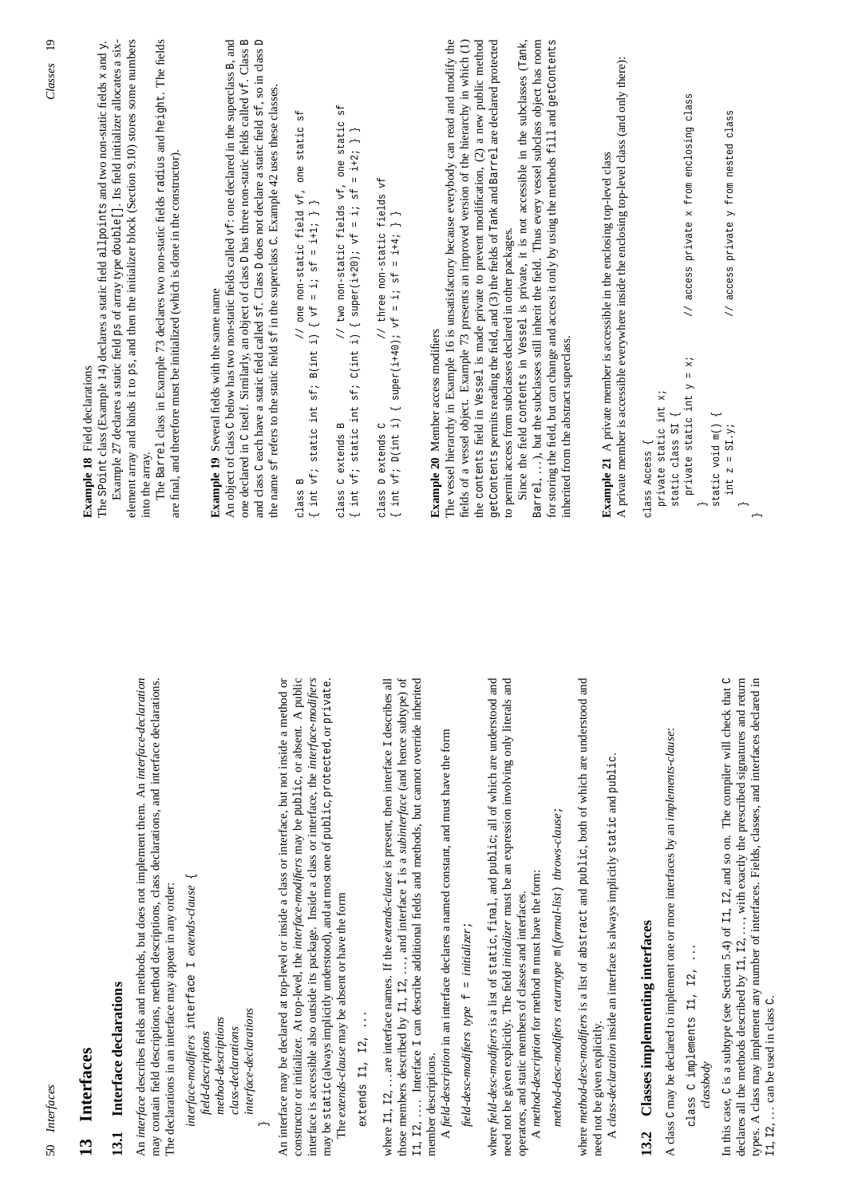# 13 Interfaces

## 13.1 Interface declarations

An *interface* describes fields and methods, but does not implement them. An *interface-declaration* may contain field descriptions, method descriptions, class declarations, and interface declarations. The declarations in an interface may appear in any order:

```
interface-modifiers interface I extends-clause {
    field-descriptions
    method-descriptions
    class-declarations
    interface-declarations
}
```

An interface may be declared at top-level or inside a class or interface, but not inside a method or constructor or initializer. At top-level, the *interface-modifiers* may be `public`, or absent. A public interface is accessible also outside its package. Inside a class or interface, the *interface-modifiers* may be `static` (always implicitly understood), and at most one of `public`, `protected`, or `private`.

The *extends-clause* may be absent or have the form

```
extends I1, I2, ...
```

where `I1`, `I2`, ... are interface names. If the *extends-clause* is present, then interface `I` describes all those members described by `I1`, `I2`, ..., and interface `I` is a *subinterface* (and hence subtype) of `I1`, `I2`, .... Interface `I` can describe additional fields and methods, but cannot override inherited member descriptions.

A *field-description* in an interface declares a named constant, and must have the form

```
field-desc-modifiers type f = initializer;
```

where *field-desc-modifiers* is a list of `static`, `final`, and `public`; all of which are understood and need not be given explicitly. The field *initializer* must be an expression involving only literals and operators, and static members of classes and interfaces.

A *method-description* for method `m` must have the form:

```
method-desc-modifiers returntype m(formal-list) throws-clause;
```

where *method-desc-modifiers* is a list of `abstract` and `public`, both of which are understood and need not be given explicitly.

A *class-declaration* inside an interface is always implicitly `static` and `public`.

## 13.2 Classes implementing interfaces

A class `C` may be declared to implement one or more interfaces by an *implements-clause*:

```
class C implements I1, I2, ...
    classbody
```

In this case, `C` is a subtype (see Section 5.4) of `I1`, `I2`, and so on. The compiler will check that `C` declares all the methods described by `I1`, `I2`, ..., with exactly the prescribed signatures and return types. A class may implement any number of interfaces. Fields, classes, and interfaces declared in `I1`, `I2`, ... can be used in class `C`.

**Example 18** Field declarations

The `SPoint` class (Example 14) declares a static field `allpoints` and two non-static fields `x` and `y`.

Example 27 declares a static field `ps` of array type `double[]`. Its field initializer allocates a six-element array and binds it to `ps`, and then the initializer block (Section 9.10) stores some numbers into the array.

The `Barrel` class in Example 73 declares two non-static fields `radius` and `height`. The fields are final, and therefore must be initialized (which is done in the constructor).

**Example 19** Several fields with the same name

An object of class `C` below has two non-static fields called `vf`: one declared in the superclass `B`, and one declared in `C` itself. Similarly, an object of class `D` has three non-static fields called `vf`. Class `B` and class `C` each have a static field called `sf`. Class `D` does not declare a static field `sf`, so in class `D` the name `sf` refers to the static field `sf` in the superclass `C`. Example 42 uses these classes.

```
class B                                          // one non-static field vf, one static sf
{ int vf; static int sf; B(int i) { vf = i; sf = i+1; } }

class C extends B                                // two non-static fields vf, one static sf
{ int vf; static int sf; C(int i) { super(i+20); vf = i; sf = i+2; } }

class D extends C                                // three non-static fields vf
{ int vf; D(int i) { super(i+40); vf = i; sf = i+4; } }
```

**Example 20** Member access modifiers

The vessel hierarchy in Example 16 is unsatisfactory because everybody can read and modify the fields of a vessel object. Example 73 presents an improved version of the hierarchy in which (1) the `contents` field in `Vessel` is made private to prevent modification, (2) a new public method `getContents` permits reading the field, and (3) the fields of `Tank` and `Barrel` are declared protected to permit access from subclasses declared in other packages.

Since the field `contents` in `Vessel` is private, it is not accessible in the subclasses (`Tank`, `Barrel`, ...), but the subclasses still inherit the field. Thus every vessel subclass object has room for storing the field, but can change and access it only by using the methods `fill` and `getContents` inherited from the abstract superclass.

**Example 21** A private member is accessible in the enclosing top-level class

A private member is accessible everywhere inside the enclosing top-level class (and only there):

```
class Access {
  private static int x;
  static class SI {
    private static int y = x;          // access private x from enclosing class
  }
  static void m() {
    int z = SI.y;                      // access private y from nested class
  }
}
```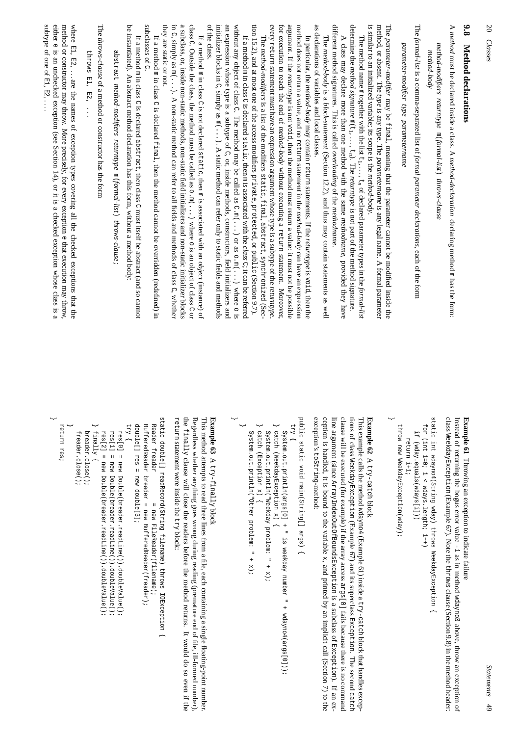## 9.8 Method declarations

A *method* must be declared inside a class. A *method-declaration* declaring method m has the form:

*method-modifiers returntype* m(*formal-list*) *throws-clause*
*method-body*

The *formal-list* is a comma-separated list of *formal parameter declarations*, each of the form

*parameter-modifier type parametername*

The *parameter-modifier* may be `final`, meaning that the parameter cannot be modified inside the method, or absent. The *type* is any type. The *parametername* is any legal name. A formal parameter is similar to an initialized variable; its scope is the *method-body*.

The method name m together with the list $t_1, \ldots, t_n$ of declared parameter types in the *formal-list* determine the *method signature* m($t_1, \ldots, t_n$). The *returntype* is not part of the method signature.

A class may declare more than one method with the same *methodname*, provided they have different method signatures. This is called *overloading* of the *methodname*.

The *method-body* is a *block-statement* (Section 12.2), and thus may contain statements as well as declarations of variables and local classes.

In particular, the *method-body* may contain `return` statements. If the *returntype* is `void`, then the method does not return a value, and no `return` statement in the *method-body* can have an expression argument. If the *returntype* is not `void`, then the method must return a value: it must not be possible for execution to reach the end of *method-body* without executing a `return` statement. Moreover, every `return` statement must have an expression argument whose type is a subtype of the *returntype*.

The *method-modifiers* is a list of the modifiers `static`, `final`, `abstract`, `synchronized` (Section 15.2), and at most one of the access modifiers `private`, `protected`, or `public` (Section 9.7).

If a method m in class C is declared `static`, then m is associated with the *class* C; it can be referred without any object of class C. The method may be called as `C.m(...)` or as `o.m(...)` where o is an expression whose type is a subtype of C, or, inside methods, constructors, field initializers and initializer blocks in C, simply as `m(...)`. A static method can refer only to static fields and methods of the class.

If a method m in class C is not declared `static`, then m is associated with an *object* (instance) of class C. Outside the class, the method must be called as `o.m(...)` where o is an object of class C or a subclass, or, inside non-static methods, non-static field initializers and non-static initializer blocks in C, simply as `m(...)`. A non-static method can refer to all fields and methods of class C, whether they are static or not.

If a method m in class C is declared `final`, then the method cannot be overridden (redefined) in subclasses of C.

If a method m in class C is declared `abstract`, then class C must itself be abstract (and so cannot be instantiated). An abstract method declaration has this form, without a method body:

`abstract` *method-modifiers returntype* m(*formal-list*) *throws-clause*;

The *throws-clause* of a method or constructor has the form

`throws E1, E2, ...`

where E1, E2, ... are the names of exception types covering all the checked exceptions that the method or constructor may throw. More precisely, for every exception e that execution may throw, either e is an unchecked exception (see Section 14), or it is a checked exception whose class is a subtype of one of E1, E2, ....

**Example 61** Throwing an exception to indicate failure

Instead of returning the bogus error value -1 as in method wdayno3 above, throw an exception of class `WeekdayException` (Example 67). Note the `throws` clause (Section 9.8) in the method header:

```
static int wdayno4(String wday) throws WeekdayException {
  for (int i=0; i < wdays.length; i++)
    if (wday.equals(wdays[i]))
      return i+1;
  throw new WeekdayException(wday);
}
```

**Example 62** A `try-catch` block

This example calls the method wdayno4 (Example 61) inside a `try-catch` block that handles exceptions of class `WeekdayException` (Example 67) and its superclass `Exception`. The second `catch` clause will be executed (for example) if the array access `args[0]` fails because there is no command line argument (since `ArrayIndexOutOfBoundsException` is a subclass of `Exception`). If an exception is handled, it is bound to the variable x, and printed by an implicit call (Section 7) to the exception's `toString`-method:

```
public static void main(String[] args) {
  try {
    System.out.println(args[0] + " is weekday number " + wdayno4(args[0]));
  } catch (WeekdayException x) {
    System.out.println("Weekday problem: " + x);
  } catch (Exception x) {
    System.out.println("Other problem: " + x);
  }
}
```

**Example 63** A `try-finally` block

This method attempts to read three lines from a file, each containing a single floating-point number. Regardless whether anything goes wrong during reading (premature end of file, ill-formed number), the `finally` clause will close the readers before the method returns. It would do so even if the `return` statement were inside the `try` block:

```
static double[] readRecord(String filename) throws IOException {
  Reader freader         = new FileReader(filename);
  BufferedReader breader = new BufferedReader(freader);
  double[] res = new double[3];
  try {
    res[0] = new Double(breader.readLine()).doubleValue();
    res[1] = new Double(breader.readLine()).doubleValue();
    res[2] = new Double(breader.readLine()).doubleValue();
  } finally {
    breader.close();
    freader.close();
  }
  return res;
}
```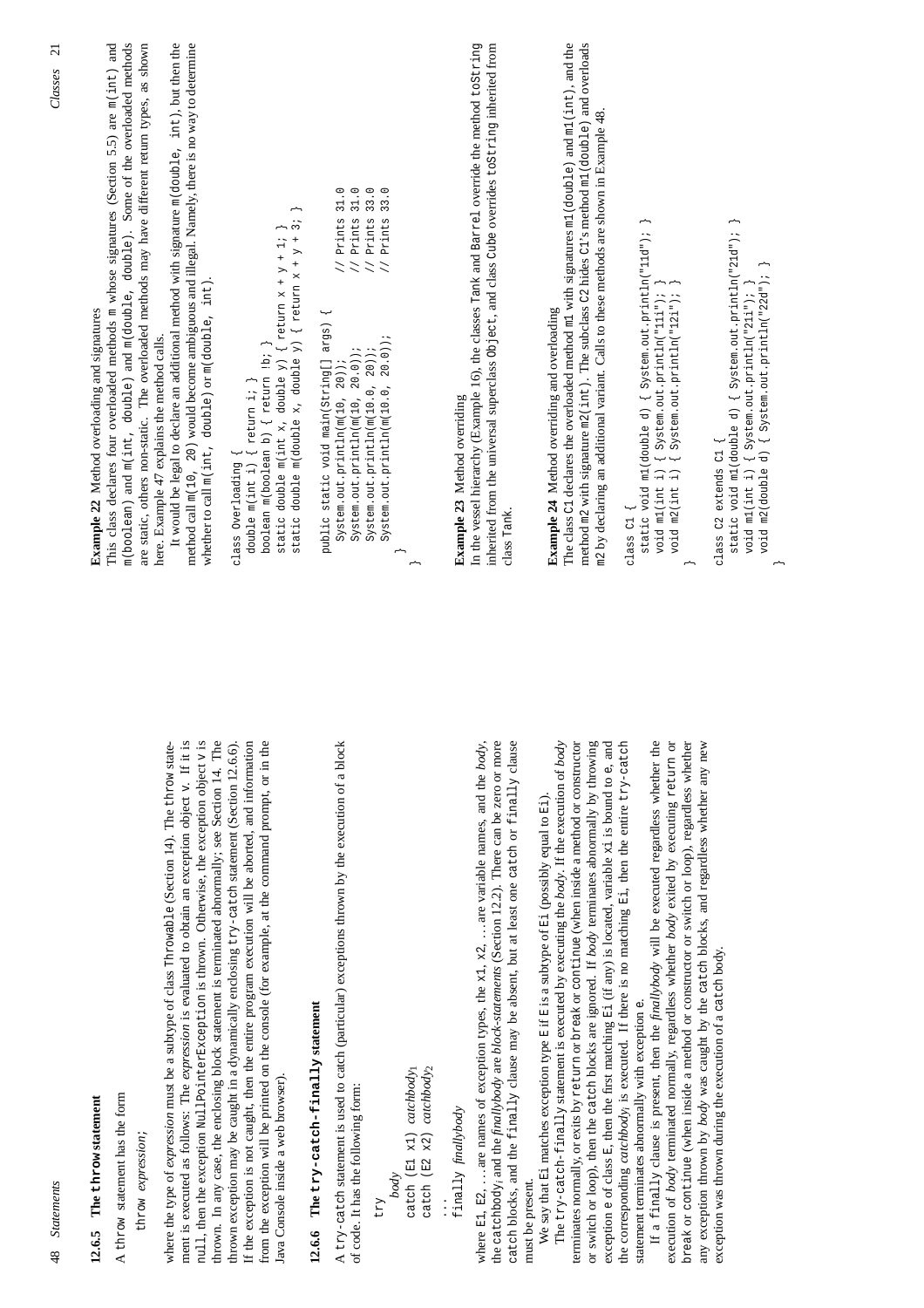### 12.6.5 The `throw` statement

A `throw` statement has the form

```
throw expression;
```

where the type of *expression* must be a subtype of class `Throwable` (Section 14). The `throw` statement is executed as follows: The *expression* is evaluated to obtain an exception object `v`. If it is `null`, then the exception `NullPointerException` is thrown. Otherwise, the exception object `v` is thrown. In any case, the enclosing block statement is terminated abnormally; see Section 14. The thrown exception may be caught in a dynamically enclosing `try-catch` statement (Section 12.6.6). If the exception is not caught, then the entire program execution will be aborted, and information from the exception will be printed on the console (for example, at the command prompt, or in the Java Console inside a web browser).

### 12.6.6 The `try-catch-finally` statement

A `try-catch` statement is used to catch (particular) exceptions thrown by the execution of a block of code. It has the following form:

```
try
  body
catch (E1 x1) catchbody1
catch (E2 x2) catchbody2
...
finally finallybody
```

where `E1`, `E2`, ... are names of exception types, the `x1`, `x2`, ... are variable names, and the *body*, the $catchbody_i$ and the *finallybody* are *block-statements* (Section 12.2). There can be zero or more `catch` blocks, and the `finally` clause may be absent, but at least one `catch` or `finally` clause must be present.

We say that `Ei` matches exception type `E` if `E` is a subtype of `Ei` (possibly equal to `Ei`).

The `try-catch-finally` statement is executed by executing the *body*. If the execution of *body* terminates normally, or exits by `return` or `break` or `continue` (when inside a method or constructor or switch or loop), then the `catch` blocks are ignored. If *body* terminates abnormally by throwing exception `e` of class `E`, then the first matching `Ei` (if any) is located, variable `xi` is bound to `e`, and the corresponding $catchbody_i$ is executed. If there is no matching `Ei`, then the entire `try-catch` statement terminates abnormally with exception `e`.

If a `finally` clause is present, then the *finallybody* will be executed regardless whether the execution of *body* terminated normally, regardless whether *body* exited by executing `return` or `break` or `continue` (when inside a method or constructor or switch or loop), regardless whether any exception thrown by *body* was caught by the `catch` blocks, and regardless whether any new exception was thrown during the execution of a `catch` body.

**Example 22** Method overloading and signatures

This class declares four overloaded methods `m` whose signatures (Section 5.5) are `m(int)` and `m(boolean)` and `m(int, double)` and `m(double, double)`. Some of the overloaded methods are static, others non-static. The overloaded methods may have different return types, as shown here. Example 47 explains the method calls.

It would be legal to declare an additional method with signature `m(double, int)`, but then the method call `m(10, 20)` would become ambiguous and illegal. Namely, there is no way to determine whether to call `m(int, double)` or `m(double, int)`.

```
class Overloading {
  double m(int i) { return i; }
  boolean m(boolean b) { return !b; }
  static double m(int x, double y) { return x + y + 1; }
  static double m(double x, double y) { return x + y + 3; }

  public static void main(String[] args) {
    System.out.println(m(10, 20));          // Prints 31.0
    System.out.println(m(10, 20.0));        // Prints 31.0
    System.out.println(m(10.0, 20));        // Prints 33.0
    System.out.println(m(10.0, 20.0));      // Prints 33.0
  }
}
```

**Example 23** Method overriding

In the vessel hierarchy (Example 16), the classes `Tank` and `Barrel` override the method `toString` inherited from the universal superclass `Object`, and class `Cube` overrides `toString` inherited from class `Tank`.

**Example 24** Method overriding and overloading

The class `C1` declares the overloaded method `m1` with signatures `m1(double)` and `m1(int)`, and the method `m2` with signature `m2(int)`. The subclass `C2` hides `C1`'s method `m1(double)` and overloads `m2` by declaring an additional variant. Calls to these methods are shown in Example 48.

```
class C1 {
  static void m1(double d) { System.out.println("11d"); }
  void m1(int i) { System.out.println("11i"); }
  void m2(int i) { System.out.println("12i"); }
}

class C2 extends C1 {
  static void m1(double d) { System.out.println("21d"); }
  void m1(int i) { System.out.println("21i"); }
  void m2(double d) { System.out.println("22d"); }
}
```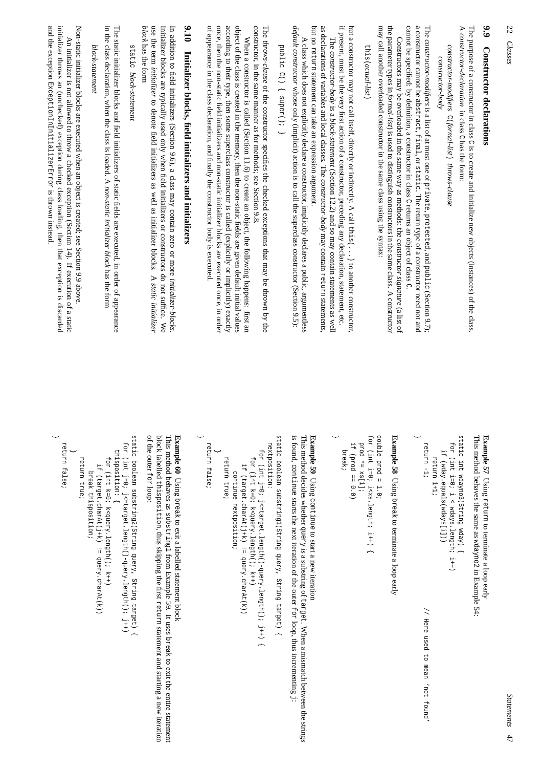## 9.9 Constructor declarations

The purpose of a constructor in class C is to create and initialize new objects (instances) of the class. A *constructor-declaration* in class C has the form:

*constructor-modifiers* C(*formal-list*) *throws-clause*
*constructor-body*

The *constructor-modifiers* is a list of at most one of private, protected, and public (Section 9.7); a constructor cannot be abstract, final, or static. The return type of a constructor need not and cannot be specified: by definition, a constructor in class C returns an object of class C.

Constructors may be overloaded in the same way as methods: the *constructor signature* (a list of the parameter types in *formal-list*) is used to distinguish constructors in the same class. A constructor may call another overloaded constructor in the same class using the syntax:

this(*actual-list*)

but a constructor may not call itself, directly or indirectly. A call this(...) to another constructor, if present, must be the very first action of a constructor, preceding any declaration, statement, etc.

The *constructor-body* is a *block-statement* (Section 12.2) and so may contain statements as well as declarations of variables and local classes. The *constructor-body* may contain return statements, but no return statement can take an expression argument.

A class which does not explicitly declare a constructor, implicitly declares a public, argumentless *default constructor* whose only (implicit) action is to call the superclass constructor (Section 9.5):

```
public C() { super(); }
```

The *throws-clause* of the constructor specifies the checked exceptions that may be thrown by the constructor, in the same manner as for methods; see Section 9.8.

When a constructor is called (Section 11.6) to create an object, the following happens: first an object of the class is created in the memory, then the non-static fields are given default initial values according to their type, then some superclass constructor is called (explicitly or implicitly) exactly once, then the non-static field initializers and non-static initializer blocks are executed once, in order of appearance in the class declaration, and finally the constructor body is executed.

## 9.10 Initializer blocks, field initializers and initializers

In addition to field initializers (Section 9.6), a class may contain zero or more *initializer-blocks*. Initializer blocks are typically used only when field initializers or constructors do not suffice. We use the term *initializer* to denote field initializers as well as initializer blocks. A *static initializer block* has the form

static *block-statement*

The static initializer blocks and field initializers of static fields are executed, in order of appearance in the class declaration, when the class is loaded. A *non-static initializer block* has the form

*block-statement*

Non-static initializer blocks are executed when an object is created; see Section 9.9 above.

An initializer is not allowed to throw a checked exception (Section 14). If execution of a static initializer throws an (unchecked) exception during class loading, then that exception is discarded and the exception ExceptionInInitializerError is thrown instead.

**Example 57** Using return to terminate a loop early
This method behaves the same as wdayno2 in Example 54:

```
static int wdayno3(String wday) {
  for (int i=0; i < wdays.length; i++)
    if (wday.equals(wdays[i]))
      return i+1;
  return -1;                                 // Here used to mean 'not found'
}
```

**Example 58** Using break to terminate a loop early

```
double prod = 1.0;
for (int i=0; i<xs.length; i++) {
  prod *= xs[i];
  if (prod == 0.0)
    break;
}
```

**Example 59** Using continue to start a new iteration
This method decides whether query is a substring of target. When a mismatch between the strings is found, continue starts the next iteration of the outer for loop, thus incrementing j:

```
static boolean substring1(String query, String target) {
  nextposition:
    for (int j=0; j<=target.length()-query.length(); j++) {
      for (int k=0; k<query.length(); k++)
        if (target.charAt(j+k) != query.charAt(k))
          continue nextposition;
      return true;
    }
  return false;
}
```

**Example 60** Using break to exit a labelled statement block
This method behaves as substring1 from Example 59. It uses break to exit the entire statement block labelled thisposition, thus skipping the first return statement and starting a new iteration of the outer for loop:

```
static boolean substring2(String query, String target) {
  for (int j=0; j<=target.length()-query.length(); j++)
    thisposition: {
      for (int k=0; k<query.length(); k++)
        if (target.charAt(j+k) != query.charAt(k))
          break thisposition;
      return true;
    }
  return false;
}
```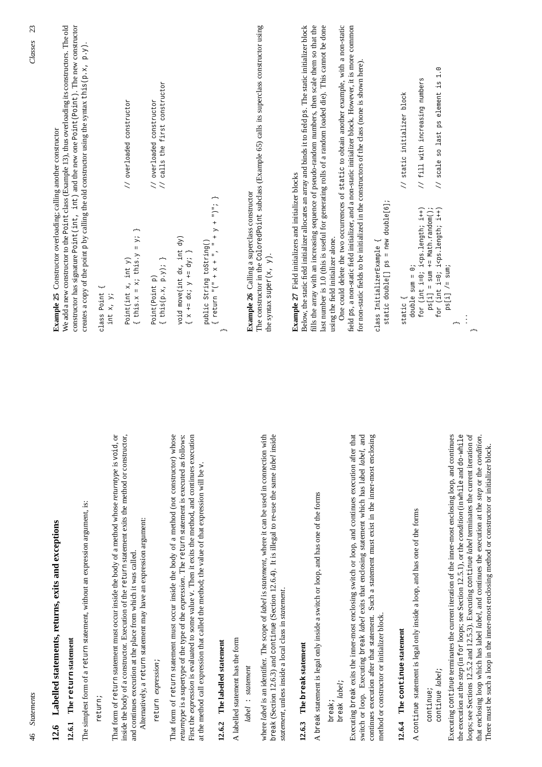## 12.6 Labelled statements, returns, exits and exceptions

### 12.6.1 The `return` statement

The simplest form of a `return` statement, without an expression argument, is:

```
return;
```

That form of `return` statement must occur inside the body of a method whose *returntype* is `void`, or inside the body of a constructor. Execution of the `return` statement exits the method or constructor, and continues execution at the place from which it was called.

Alternatively, a `return` statement may have an expression argument:

```
return expression;
```

That form of `return` statement must occur inside the body of a method (not constructor) whose *returntype* is a supertype of the type of the *expression*. The `return` statement is executed as follows: First the *expression* is evaluated to some value v. Then it exits the method, and continues execution at the method call expression that called the method; the value of that expression will be v.

### 12.6.2 The labelled statement

A labelled statement has the form

```
label : statement
```

where *label* is an identifier. The scope of *label* is *statement*, where it can be used in connection with `break` (Section 12.6.3) and `continue` (Section 12.6.4). It is illegal to re-use the same *label* inside *statement*, unless inside a local class in *statement*.

### 12.6.3 The `break` statement

A `break` statement is legal only inside a switch or loop, and has one of the forms

```
break;
break label;
```

Executing `break` exits the inner-most enclosing switch or loop, and continues execution after that switch or loop. Executing `break` *label* exits that enclosing statement which has label *label*, and continues execution after that statement. Such a statement must exist in the inner-most enclosing method or constructor or initializer block.

### 12.6.4 The `continue` statement

A `continue` statement is legal only inside a loop, and has one of the forms

```
continue;
continue label;
```

Executing `continue` terminates the current iteration of the inner-most enclosing loop, and continues the execution at the *step* (in `for` loops; see Section 12.5.1), or the *condition* (in `while` and `do-while` loops; see Sections 12.5.2 and 12.5.3). Executing `continue` *label* terminates the current iteration of that enclosing loop which has label *label*, and continues the execution at the *step* or the *condition*. There must be such a loop in the inner-most enclosing method or constructor or initializer block.

**Example 25** Constructor overloading; calling another constructor

We add a new constructor to the `Point` class (Example 13), thus overloading its constructors. The old constructor has signature `Point(int, int)` and the new one `Point(Point)`. The new constructor creates a copy of the point p by calling the old constructor using the syntax `this(p.x, p.y)`.

```
class Point {
  int x, y;

  Point(int x, int y)                         // overloaded constructor
  { this.x = x; this.y = y; }

  Point(Point p)                              // overloaded constructor
  { this(p.x, p.y); }                         // calls the first constructor

  void move(int dx, int dy)
  { x += dx; y += dy; }

  public String toString()
  { return "(" + x + ", " + y + ")"; }
}
```

**Example 26** Calling a superclass constructor

The constructor in the `ColoredPoint` subclass (Example 65) calls its superclass constructor using the syntax `super(x, y)`.

**Example 27** Field initializers and initializer blocks

Below, the static field initializer allocates an array and binds it to field `ps`. The static initializer block fills the array with an increasing sequence of pseudo-random numbers, then scale them so that the last number is 1.0 (this is useful for generating rolls of a random loaded die). This cannot be done using the field initializer alone.

One could delete the two occurrences of `static` to obtain another example, with a non-static field `ps`, a non-static field initializer, and a non-static initializer block. However, it is more common for non-static fields to be initialized in the constructors of the class (none is shown here).

```
class InitializerExample {
  static double[] ps = new double[6];

  static {                                    // static initializer block
    double sum = 0;
    for (int i=0; i<ps.length; i++)           // fill with increasing numbers
      ps[i] = sum += Math.random();
    for (int i=0; i<ps.length; i++)           // scale so last ps element is 1.0
      ps[i] /= sum;
  }
  ...
}
```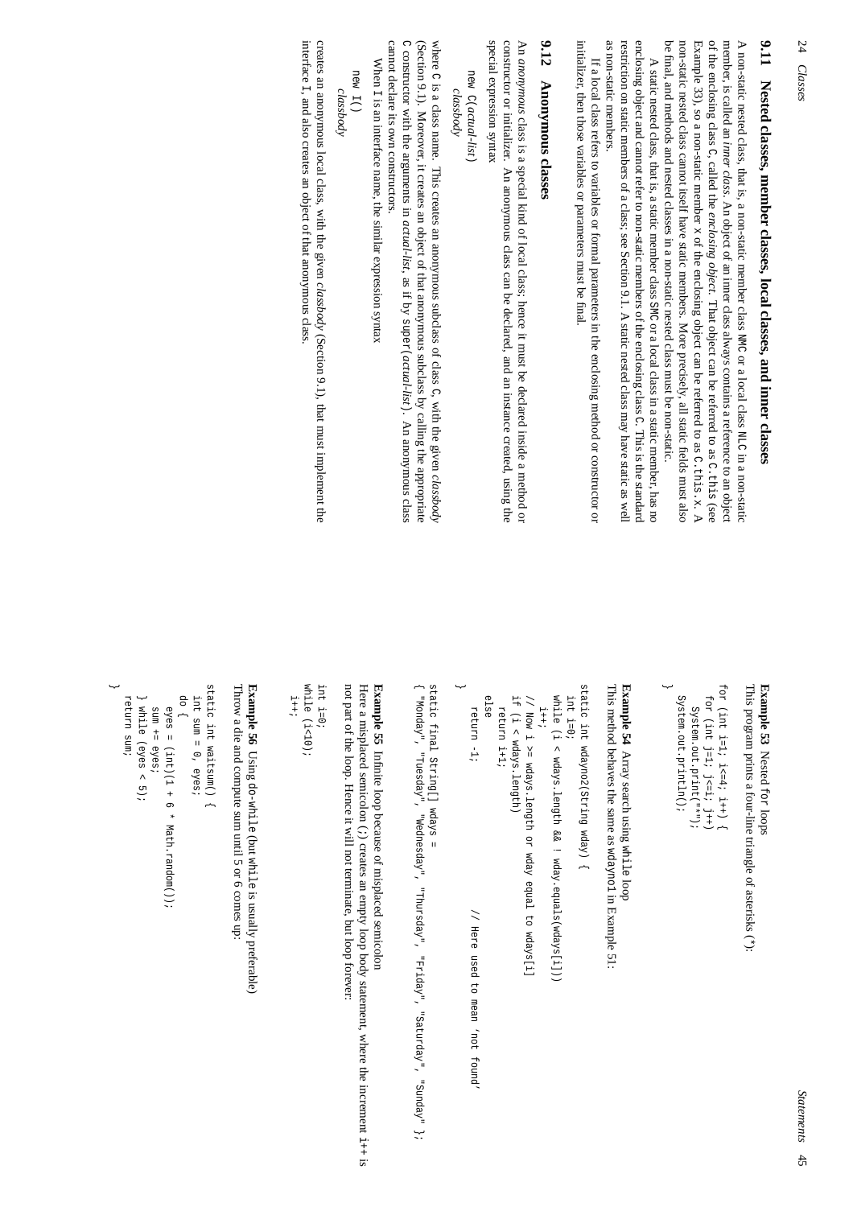## 9.11 Nested classes, member classes, local classes, and inner classes

A non-static nested class, that is, a non-static member class NMC or a local class NLC in a non-static member, is called an *inner class*. An object of an inner class always contains a reference to an object of the enclosing class C, called the *enclosing object*. That object can be referred to as C.this (see Example 33), so a non-static member x of the enclosing object can be referred to as C.this.x. A non-static nested class cannot itself have static members. More precisely, all static fields must also be final, and methods and nested classes in a non-static nested class must be non-static.

A static nested class, that is, a static member class SMC or a local class in a static member, has no enclosing object and cannot refer to non-static members of the enclosing class C. This is the standard restriction on static members of a class; see Section 9.1. A static nested class may have static as well as non-static members.

If a local class refers to variables or formal parameters in the enclosing method or constructor or initializer, then those variables or parameters must be final.

## 9.12 Anonymous classes

An *anonymous* class is a special kind of local class; hence it must be declared inside a method or constructor or initializer. An anonymous class can be declared, and an instance created, using the special expression syntax

```
new C(actual-list)
  classbody
```

where C is a class name. This creates an anonymous subclass of class C, with the given *classbody* (Section 9.1). Moreover, it creates an object of that anonymous subclass by calling the appropriate C constructor with the arguments in *actual-list*, as if by super(*actual-list*). An anonymous class cannot declare its own constructors.

When I is an interface name, the similar expression syntax

```
new I()
  classbody
```

creates an anonymous local class, with the given *classbody* (Section 9.1), that must implement the interface I, and also creates an object of that anonymous class.

**Example 53** Nested for loops

This program prints a four-line triangle of asterisks (*):

```
for (int i=1; i<=4; i++) {
  for (int j=1; j<=i; j++)
    System.out.print("*");
  System.out.println();
}
```

**Example 54** Array search using while loop

This method behaves the same as wdayno1 in Example 51:

```
static int wdayno2(String wday) {
  int i=0;
  while (i < wdays.length && ! wday.equals(wdays[i]))
    i++;
  // Now i >= wdays.length or wday equal to wdays[i]
  if (i < wdays.length)
    return i+1;
  else
    return -1;                    // Here used to mean 'not found'
}

static final String[] wdays =
{ "Monday", "Tuesday", "Wednesday", "Thursday", "Friday", "Saturday", "Sunday" };
```

**Example 55** Infinite loop because of misplaced semicolon

Here a misplaced semicolon (;) creates an empty loop body statement, where the increment i++ is not part of the loop. Hence it will not terminate, but loop forever:

```
int i=0;
while (i<10);
  i++;
```

**Example 56** Using do-while (but while is usually preferable)

Throw a die and compute sum until 5 or 6 comes up:

```
static int waitsum() {
  int sum = 0, eyes;
  do {
    eyes = (int)(1 + 6 * Math.random());
    sum += eyes;
  } while (eyes < 5);
  return sum;
}
```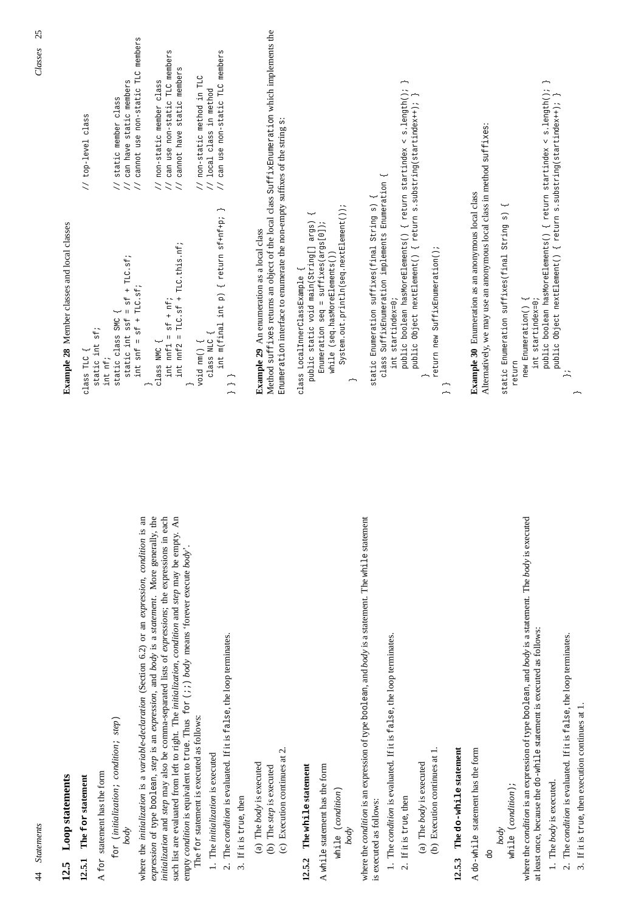## 12.5 Loop statements

### 12.5.1 The `for` statement

A `for` statement has the form

```
for (initialization; condition; step)
  body
```

where the *initialization* is a *variable-declaration* (Section 6.2) or an *expression*, *condition* is an *expression* of type `boolean`, *step* is an *expression*, and *body* is a *statement*. More generally, the *initialization* and *step* may also be comma-separated lists of *expressions*; the expressions in each such list are evaluated from left to right. The *initialization*, *condition* and *step* may be empty. An empty *condition* is equivalent to `true`. Thus `for (;;)` *body* means 'forever execute *body*'.

The `for` statement is executed as follows:

1. The *initialization* is executed
2. The *condition* is evaluated. If it is `false`, the loop terminates.
3. If it is `true`, then
   (a) The *body* is executed
   (b) The *step* is executed
   (c) Execution continues at 2.

### 12.5.2 The `while` statement

A `while` statement has the form

```
while (condition)
  body
```

where the *condition* is an expression of type `boolean`, and *body* is a statement. The `while` statement is executed as follows:

1. The *condition* is evaluated. If it is `false`, the loop terminates.
2. If it is `true`, then
   (a) The *body* is executed
   (b) Execution continues at 1.

### 12.5.3 The `do-while` statement

A `do-while` statement has the form

```
do
  body
while (condition);
```

where the *condition* is an expression of type `boolean`, and *body* is a statement. The *body* is executed at least once, because the `do-while` statement is executed as follows:

1. The *body* is executed.
2. The *condition* is evaluated. If it is `false`, the loop terminates.
3. If it is `true`, then execution continues at 1.

**Example 28** Member classes and local classes

```
class TLC {                                    // top-level class
  static int sf;
  int nf;
  static class SMC {                           // static member class
    static int ssf = sf + TLC.sf;              // can have static members
    int snf = sf + TLC.sf;                     // cannot use non-static TLC members
  }
  class NMC {                                  // non-static member class
    int nnf1 = sf + nf;                        // can use non-static TLC members
    int nnf2 = TLC.sf + TLC.this.nf;           // cannot have static members
  }
  void nm() {                                  // non-static method in TLC
    class NLC {                                // local class in method
      int m(final int p) { return sf+nf+p; }   // can use non-static TLC members
} } }
```

**Example 29** An enumeration as a local class

Method `suffixes` returns an object of the local class `SuffixEnumeration` which implements the `Enumeration` interface to enumerate the non-empty suffixes of the string `s`:

```
class LocalInnerClassExample {
  public static void main(String[] args) {
    Enumeration seq = suffixes(args[0]);
    while (seq.hasMoreElements())
      System.out.println(seq.nextElement());
  }

  static Enumeration suffixes(final String s) {
    class SuffixEnumeration implements Enumeration {
      int startindex=0;
      public boolean hasMoreElements() { return startindex < s.length(); }
      public Object nextElement() { return s.substring(startindex++); }
    }
    return new SuffixEnumeration();
} }
```

**Example 30** Enumeration as an anonymous local class

Alternatively, we may use an anonymous local class in method `suffixes`:

```
static Enumeration suffixes(final String s) {
  return
    new Enumeration() {
      int startindex=0;
      public boolean hasMoreElements() { return startindex < s.length(); }
      public Object nextElement() { return s.substring(startindex++); }
    };
}
```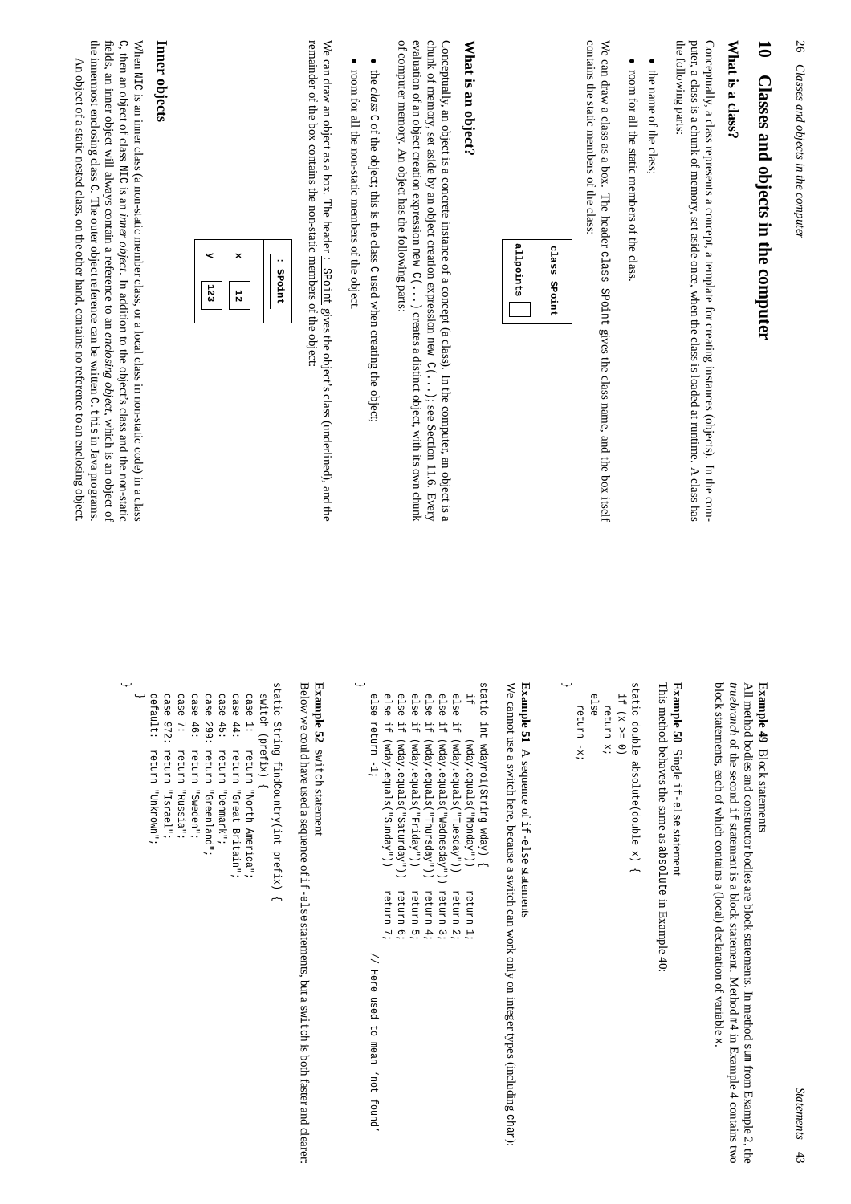## 10 Classes and objects in the computer

### What is a class?

Conceptually, a class represents a concept, a template for creating instances (objects). In the computer, a class is a chunk of memory, set aside once, when the class is loaded at runtime. A class has the following parts:

- the name of the class;
- room for all the static members of the class.

We can draw a class as a box. The header `class SPoint` gives the class name, and the box itself contains the static members of the class:

```
class SPoint
allpoints [ ]
```

### What is an object?

Conceptually, an object is a concrete instance of a concept (a class). In the computer, an object is a chunk of memory, set aside by an object creation expression `new C(...)`; see Section 11.6. Every evaluation of an object creation expression `new C(...)` creates a distinct object, with its own chunk of computer memory. An object has the following parts:

- the *class* C of the object; this is the class C used when creating the object;
- room for all the non-static members of the object.

We can draw an object as a box. The header : SPoint gives the object's class (underlined), and the remainder of the box contains the non-static members of the object:

```
: SPoint
x [ 12 ]
y [ 123 ]
```

### Inner objects

When NIC is an inner class (a non-static member class, or a local class in non-static code) in a class C, then an object of class NIC is an *inner object*. In addition to the object's class and the non-static fields, an inner object will always contain a reference to an *enclosing object*, which is an object of the innermost enclosing class C. The outer object reference can be written `C.this` in Java programs.

An object of a static nested class, on the other hand, contains no reference to an enclosing object.

**Example 49** Block statements

All method bodies and constructor bodies are block statements. In method `sum` from Example 2, the *truebranch* of the second `if` statement is a block statement. Method `m4` in Example 4 contains two block statements, each of which contains a (local) declaration of variable `x`.

**Example 50** Single `if-else` statement

This method behaves the same as `absolute` in Example 40:

```
static double absolute(double x) {
  if (x >= 0)
    return x;
  else
    return -x;
}
```

**Example 51** A sequence of `if-else` statements

We cannot use a switch here, because a switch can work only on integer types (including `char`):

```
static int wdayno1(String wday) {
  if      (wday.equals("Monday"))    return 1;
  else if (wday.equals("Tuesday"))   return 2;
  else if (wday.equals("Wednesday")) return 3;
  else if (wday.equals("Thursday"))  return 4;
  else if (wday.equals("Friday"))    return 5;
  else if (wday.equals("Saturday"))  return 6;
  else if (wday.equals("Sunday"))    return 7;
  else return -1;                              // Here used to mean 'not found'
}
```

**Example 52** `switch` statement

Below we could have used a sequence of `if-else` statements, but a `switch` is both faster and clearer:

```
static String findCountry(int prefix) {
  switch (prefix) {
  case 1:   return "North America";
  case 44:  return "Great Britain";
  case 45:  return "Denmark";
  case 299: return "Greenland";
  case 46:  return "Sweden";
  case 7:   return "Russia";
  case 972: return "Israel";
  default:  return "Unknown";
  }
}
```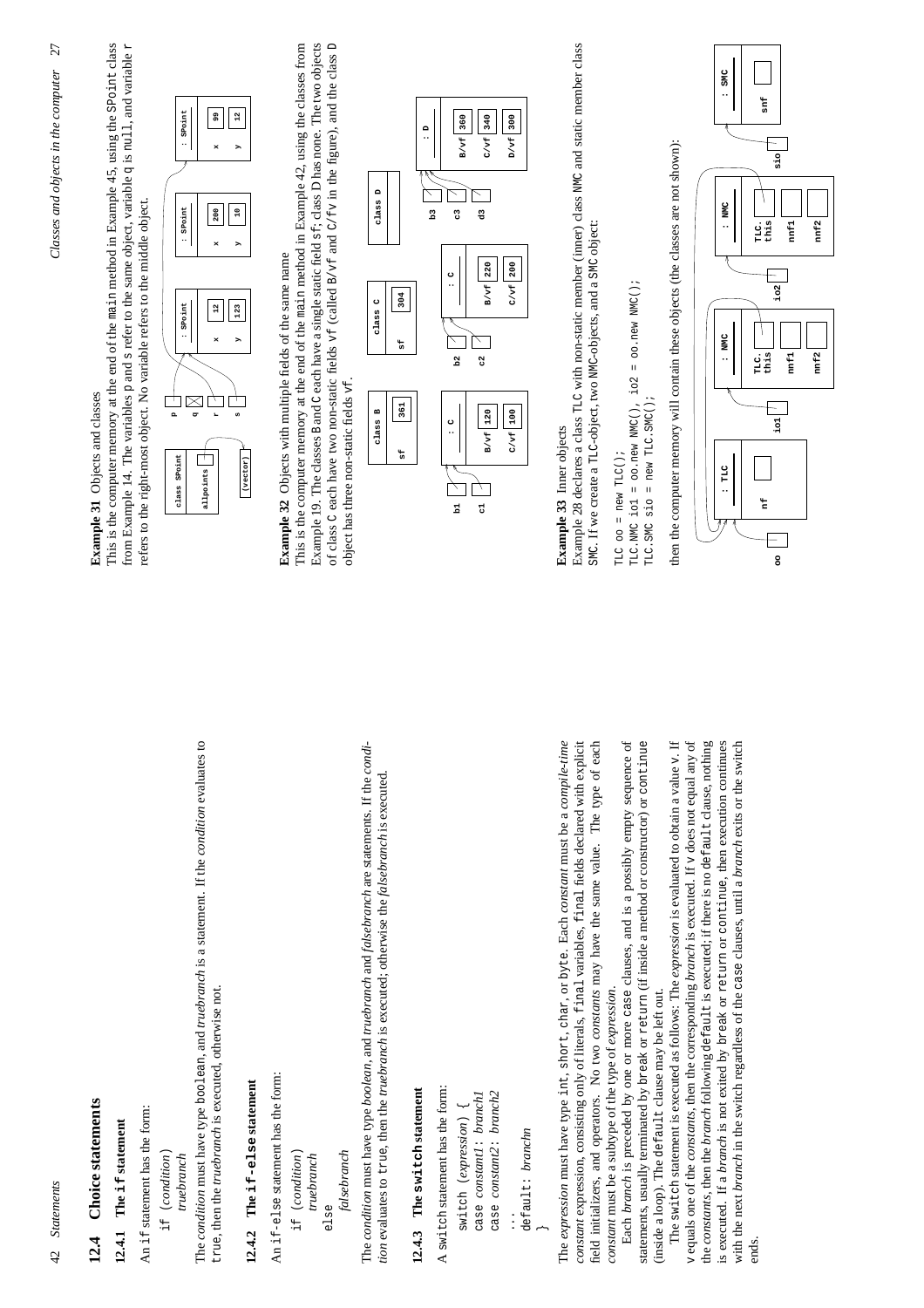## 12.4 Choice statements

### 12.4.1 The `if` statement

An `if` statement has the form:

```
if (condition)
  truebranch
```

The *condition* must have type `boolean`, and *truebranch* is a statement. If the *condition* evaluates to `true`, then the *truebranch* is executed, otherwise not.

### 12.4.2 The `if-else` statement

An `if-else` statement has the form:

```
if (condition)
  truebranch
else
  falsebranch
```

The *condition* must have type *boolean* and *truebranch* and *falsebranch* are statements. If the *condition* evaluates to `true`, then the *truebranch* is executed; otherwise the *falsebranch* is executed.

### 12.4.3 The `switch` statement

A `switch` statement has the form:

```
switch (expression) {
  case constant1: branch1
  case constant2: branch2
  ...
  default: branchn
}
```

The *expression* must have type `int`, `short`, `char`, or `byte`. Each *constant* must be a *compile-time constant* expression, consisting only of literals, `final` variables, `final` fields declared with explicit field initializers, and operators. No two *constants* may have the same value. The type of each *constant* must be a subtype of the type of *expression*.

Each *branch* is preceded by one or more `case` clauses, and is a possibly empty sequence of statements, usually terminated by `break` or `return` (if inside a method or constructor) or `continue` (inside a loop). The `default` clause may be left out.

The `switch` statement is executed as follows: The *expression* is evaluated to obtain a value v. If v equals one of the *constants*, then the corresponding *branch* is executed. If v does not equal any of the *constants*, then the *branch* following `default` is executed; if there is no `default` clause, nothing is executed. If a *branch* is not exited by `break` or `return` or `continue`, then execution continues with the next *branch* in the switch regardless of the `case` clauses, until a *branch* exits or the switch ends.

**Example 31** Objects and classes

This is the computer memory at the end of the `main` method in Example 45, using the `SPoint` class from Example 14. The variables `p` and `s` refer to the same object, variable `q` is `null`, and variable `r` refers to the right-most object. No variable refers to the middle object.

**Example 32** Objects with multiple fields of the same name

This is the computer memory at the end of the `main` method in Example 42, using the classes from Example 19. The classes `B` and `C` each have a single static field `sf`; class `D` has none. The two objects of class `C` each have two non-static fields `vf` (called `B/vf` and `C/vf` in the figure), and the class `D` object has three non-static fields `vf`.

**Example 33** Inner objects

Example 28 declares a class `TLC` with non-static member (inner) class `NMC` and static member class `SMC`. If we create a `TLC`-object, two `NMC`-objects, and a `SMC` object:

```
TLC oo = new TLC();
TLC.NMC io1 = oo.new NMC(), io2 = oo.new NMC();
TLC.SMC sio = new TLC.SMC();
```

then the computer memory will contain these objects (the classes are not shown):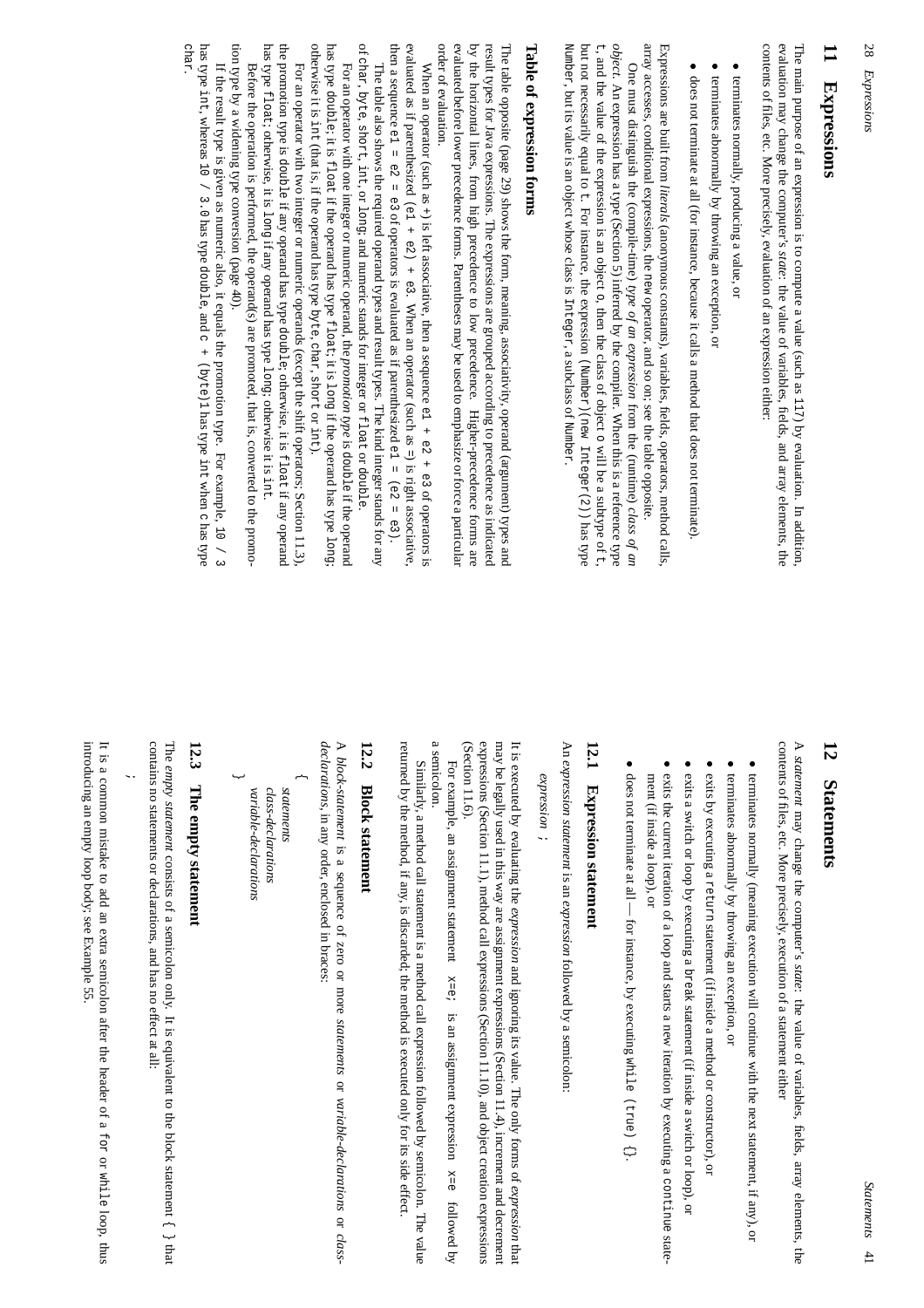# 11 Expressions

The main purpose of an expression is to compute a value (such as 117) by evaluation. In addition, evaluation may change the computer's *state*: the value of variables, fields, and array elements, the contents of files, etc. More precisely, evaluation of an expression either:

- terminates normally, producing a value, or
- terminates abnormally by throwing an exception, or
- does not terminate at all (for instance, because it calls a method that does not terminate).

Expressions are built from *literals* (anonymous constants), variables, fields, operators, method calls, array accesses, conditional expressions, the new operator, and so on; see the table opposite.

One must distinguish the (compile-time) *type of an expression* from the (runtime) *class of an object*. An expression has a type (Section 5) inferred by the compiler. When this is a reference type `t`, and the value of the expression is an object `o`, then the class of object `o` will be a subtype of `t`, but not necessarily equal to `t`. For instance, the expression `(Number)(new Integer(2))` has type `Number`, but its value is an object whose class is `Integer`, a subclass of `Number`.

## Table of expression forms

The table opposite (page 29) shows the form, meaning, associativity, operand (argument) types and result types for Java expressions. The expressions are grouped according to precedence as indicated by the horizontal lines, from high precedence to low precedence. Higher-precedence forms are evaluated before lower precedence forms. Parentheses may be used to emphasize or force a particular order of evaluation.

When an operator (such as `+`) is left associative, then a sequence `e1 + e2 + e3` of operators is evaluated as if parenthesized `(e1 + e2) + e3`. When an operator (such as `=`) is right associative, then a sequence `e1 = e2 = e3` of operators is evaluated as if parenthesized `e1 = (e2 = e3)`.

The table also shows the required operand types and result types. The kind integer stands for any of `char`, `byte`, `short`, `int`, or `long`; and numeric stands for integer or `float` or `double`.

For an operator with one integer or numeric operand, the *promotion type* is `double` if the operand has type `double`; it is `float` if the operand has type `float`; it is `long` if the operand has type `long`; otherwise it is `int` (that is, if the operand has type `byte`, `char`, `short` or `int`).

For an operator with two integer or numeric operands (except the shift operators; Section 11.3), the promotion type is `double` if any operand has type `double`; otherwise, it is `float` if any operand has type `float`; otherwise, it is `long` if any operand has type `long`; otherwise it is `int`.

Before the operation is performed, the operand(s) are promoted, that is, converted to the promotion type by a widening type conversion (page 40).

If the result type is given as numeric also, it equals the promotion type. For example, `10 / 3` has type `int`, whereas `10 / 3.0` has type `double`, and `c + (byte)1` has type `int` when `c` has type `char`.

# 12 Statements

A *statement* may change the computer's *state*: the value of variables, fields, array elements, the contents of files, etc. More precisely, execution of a statement either

- terminates normally (meaning execution will continue with the next statement, if any), or
- terminates abnormally by throwing an exception, or
- exits by executing a `return` statement (if inside a method or constructor), or
- exits a switch or loop by executing a `break` statement (if inside a switch or loop), or
- exits the current iteration of a loop and starts a new iteration by executing a `continue` statement (if inside a loop), or
- does not terminate at all — for instance, by executing `while (true) {}`.

## 12.1 Expression statement

An *expression statement* is an *expression* followed by a semicolon:

```
expression ;
```

It is executed by evaluating the *expression* and ignoring its value. The only forms of *expression* that may be legally used in this way are assignment expressions (Section 11.4), increment and decrement expressions (Section 11.1), method call expressions (Section 11.10), and object creation expressions (Section 11.6).

For example, an assignment statement `x=e;` is an assignment expression `x=e` followed by a semicolon.

Similarly, a method call statement is a method call expression followed by semicolon. The value returned by the method, if any, is discarded; the method is executed only for its side effect.

## 12.2 Block statement

A *block-statement* is a sequence of zero or more *statements* or *variable-declarations* or *class-declarations*, in any order, enclosed in braces:

```
{
    statements
    class-declarations
    variable-declarations
}
```

## 12.3 The empty statement

The *empty statement* consists of a semicolon only. It is equivalent to the block statement `{ }` that contains no statements or declarations, and has no effect at all:

```
;
```

It is a common mistake to add an extra semicolon after the header of a `for` or `while` loop, thus introducing an empty loop body; see Example 55.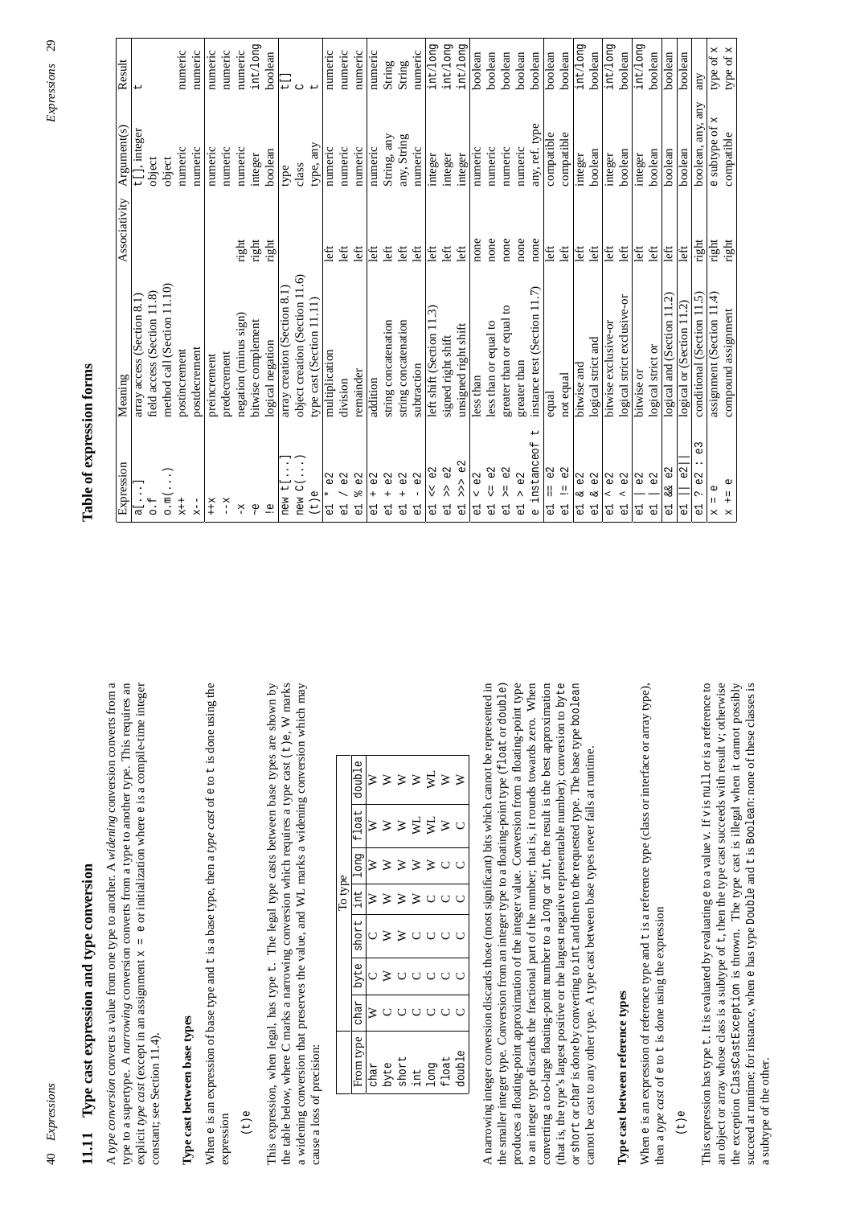## 11.11 Type cast expression and type conversion

A *type conversion* converts a value from one type to another. A *widening* conversion converts from a type to a supertype. A *narrowing* conversion converts from a type to another type. This requires an explicit *type cast* (except in an assignment `x = e` or initialization where `e` is a compile-time integer constant; see Section 11.4).

### Type cast between base types

When `e` is an expression of base type and `t` is a base type, then a *type cast* of `e` to `t` is done using the expression

```
(t)e
```

This expression, when legal, has type `t`. The legal type casts between base types are shown by the table below, where C marks a narrowing conversion which requires a type cast `(t)e`, W marks a widening conversion that preserves the value, and WL marks a widening conversion which may cause a loss of precision:

| From type | To type: `char` | `byte` | `short` | `int` | `long` | `float` | `double` |
|---|---|---|---|---|---|---|---|
| `char` | W | C | C | W | W | W | W |
| `byte` | C | W | W | W | W | W | W |
| `short` | C | C | W | W | W | W | W |
| `int` | C | C | C | W | W | WL | W |
| `long` | C | C | C | C | W | WL | WL |
| `float` | C | C | C | C | C | W | W |
| `double` | C | C | C | C | C | C | W |

A narrowing integer conversion discards those (most significant) bits which cannot be represented in the smaller integer type. Conversion from an integer type to a floating-point type (`float` or `double`) produces a floating-point approximation of the integer value. Conversion from a floating-point type to an integer type discards the fractional part of the number; that is, it rounds towards zero. When converting a too-large floating-point number to a `long` or `int`, the result is the best approximation (that is, the type's largest positive or the largest negative representable number); conversion to `byte` or `short` or `char` is done by converting to `int` and then to the requested type. The base type `boolean` cannot be cast to any other type. A type cast between base types never fails at runtime.

### Type cast between reference types

When `e` is an expression of reference type and `t` is a reference type (class or interface or array type), then a *type cast* of `e` to `t` is done using the expression

```
(t)e
```

This expression has type `t`. It is evaluated by evaluating `e` to a value `v`. If `v` is `null` or is a reference to an object or array whose class is a subtype of `t`, then the type cast succeeds with result `v`; otherwise the exception `ClassCastException` is thrown. The type cast is illegal when it cannot possibly succeed at runtime; for instance, when `e` has type `Double` and `t` is `Boolean`: none of these classes is a subtype of the other.

## Table of expression forms

| Expression | Meaning | Associativity | Argument(s) | Result |
|---|---|---|---|---|
| `a[...]` | array access (Section 8.1) | | `t[]`, integer | `t` |
| `o.f` | field access (Section 11.8) | | object | |
| `o.m(...)` | method call (Section 11.10) | | object | |
| `x++` | postincrement | | numeric | numeric |
| `x--` | postdecrement | | numeric | numeric |
| `++x` | preincrement | | numeric | numeric |
| `--x` | predecrement | | numeric | numeric |
| `-x` | negation (minus sign) | right | numeric | numeric |
| `~e` | bitwise complement | right | integer | `int/long` |
| `!e` | logical negation | right | boolean | boolean |
| `new t[...]` | array creation (Section 8.1) | | type | `t[]` |
| `new C(...)` | object creation (Section 11.6) | | class | `C` |
| `(t)e` | type cast (Section 11.11) | | type, any | `t` |
| `e1 * e2` | multiplication | left | numeric | numeric |
| `e1 / e2` | division | left | numeric | numeric |
| `e1 % e2` | remainder | left | numeric | numeric |
| `e1 + e2` | addition | left | numeric | numeric |
| `e1 + e2` | string concatenation | left | String, any | String |
| `e1 + e2` | string concatenation | left | any, String | String |
| `e1 - e2` | subtraction | left | numeric | numeric |
| `e1 << e2` | left shift (Section 11.3) | left | integer | `int/long` |
| `e1 >> e2` | signed right shift | left | integer | `int/long` |
| `e1 >>> e2` | unsigned right shift | left | integer | `int/long` |
| `e1 < e2` | less than | none | numeric | boolean |
| `e1 <= e2` | less than or equal to | none | numeric | boolean |
| `e1 >= e2` | greater than or equal to | none | numeric | boolean |
| `e1 > e2` | greater than | none | numeric | boolean |
| `e instanceof t` | instance test (Section 11.7) | none | any, ref. type | boolean |
| `e1 == e2` | equal | left | compatible | boolean |
| `e1 != e2` | not equal | left | compatible | boolean |
| `e1 & e2` | bitwise and | left | integer | `int/long` |
| `e1 & e2` | logical strict and | left | boolean | boolean |
| `e1 ^ e2` | bitwise exclusive-or | left | integer | `int/long` |
| `e1 ^ e2` | logical strict exclusive-or | left | boolean | boolean |
| `e1 \| e2` | bitwise or | left | integer | `int/long` |
| `e1 \| e2` | logical strict or | left | boolean | boolean |
| `e1 && e2` | logical and (Section 11.2) | left | boolean | boolean |
| `e1 \|\| e2` | logical or (Section 11.2) | left | boolean | boolean |
| `e1 ? e2 : e3` | conditional (Section 11.5) | right | boolean, any, any | any |
| `x = e` | assignment (Section 11.4) | right | `e` subtype of `x` | type of `x` |
| `x += e` | compound assignment | right | compatible | type of `x` |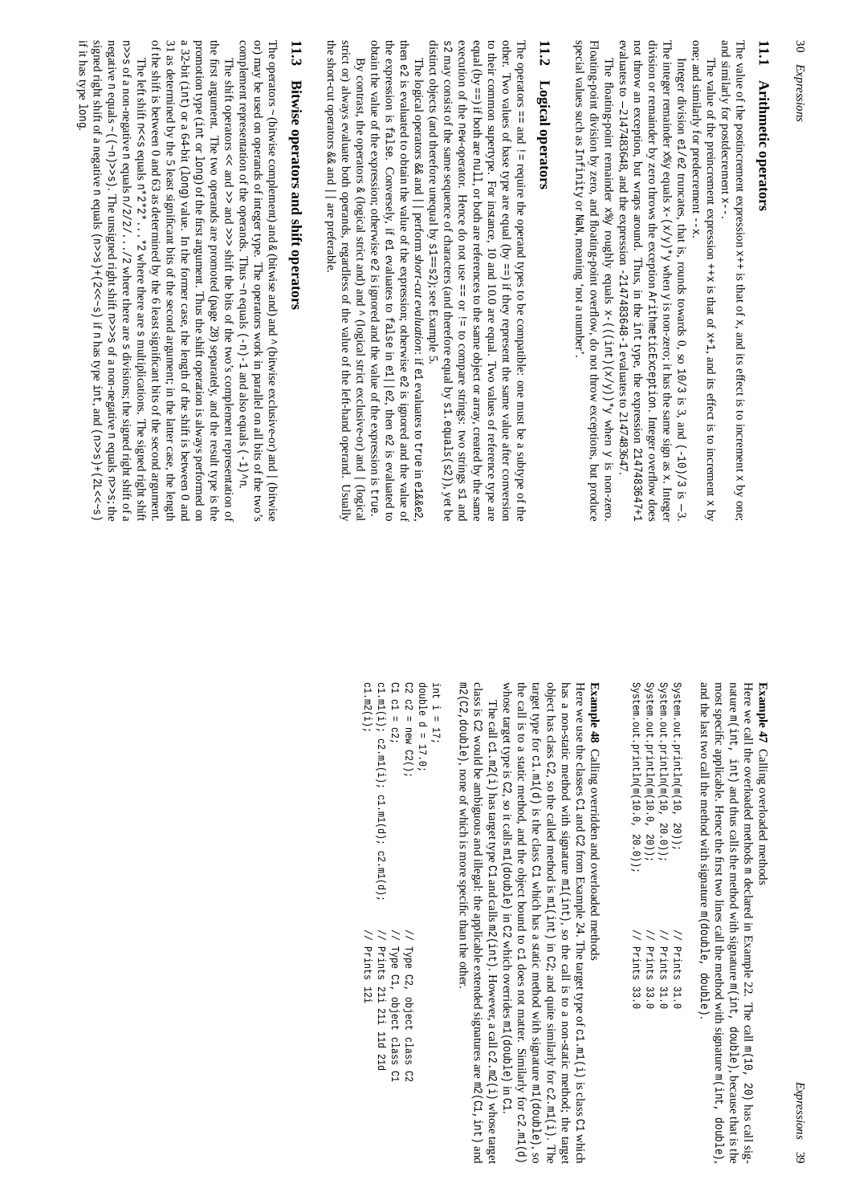## 11.1 Arithmetic operators

The value of the postincrement expression x++ is that of x, and its effect is to increment x by one; and similarly for postdecrement x--.

The value of the preincrement expression ++x is that of x+1, and its effect is to increment x by one; and similarly for predecrement --x.

Integer division e1/e2 truncates, that is, rounds towards 0, so 10/3 is 3, and (-10)/3 is −3. The integer remainder x%y equals x-(x/y)*y when y is non-zero; it has the same sign as x. Integer division or remainder by zero throws the exception ArithmeticException. Integer overflow does not throw an exception, but wraps around. Thus, in the int type, the expression 2147483647+1 evaluates to −2147483648, and the expression -2147483648-1 evaluates to 2147483647.

The floating-point remainder x%y roughly equals x-(((int)(x/y))*y when y is non-zero. Floating-point division by zero, and floating-point overflow, do not throw exceptions, but produce special values such as Infinity or NaN, meaning 'not a number'.

## 11.2 Logical operators

The operators == and != require the operand types to be compatible: one must be a subtype of the other. Two values of base type are equal (by ==) if they represent the same value after conversion to their common supertype. For instance, 10 and 10.0 are equal. Two values of reference type are equal (by ==) if both are null, or both are references to the same object or array, created by the same execution of the new-operator. Hence do not use == or != to compare strings: two strings s1 and s2 may consist of the same sequence of characters (and therefore equal by s1.equals(s2)), yet be distinct objects (and therefore unequal by s1==s2); see Example 5.

The logical operators && and || perform *short-cut evaluation*: if e1 evaluates to true in e1&&e2, then e2 is evaluated to obtain the value of the expression; otherwise e2 is ignored and the value of the expression is false. Conversely, if e1 evaluates to false in e1||e2, then e2 is evaluated to obtain the value of the expression; otherwise e2 is ignored and the value of the expression is true.

By contrast, the operators & (logical strict and) and ^ (logical strict exclusive-or) and | (logical strict or) always evaluate both operands, regardless of the value of the left-hand operand. Usually the short-cut operators && and || are preferable.

## 11.3 Bitwise operators and shift operators

The operators ~ (bitwise complement) and & (bitwise and) and ^ (bitwise exclusive-or) and | (bitwise or) may be used on operands of integer type. The operators work in parallel on all bits of the two's complement representation of the operands. Thus ~n equals (-n)-1 and also equals (-1)^n.

The shift operators << and >> and >>> shift the bits of the two's complement representation of the first argument. The two operands are promoted (page 28) separately, and the result type is the promotion type (int or long) of the first argument. Thus the shift operation is always performed on a 32-bit (int) or a 64-bit (long) value. In the former case, the length of the shift is between 0 and 31 as determined by the 5 least significant bits of the second argument; in the latter case, the length of the shift is between 0 and 63 as determined by the 6 least significant bits of the second argument.

The left shift n<<s equals n*2*2*...*2 where there are s multiplications. The signed right shift n>>s of a non-negative n equals n/2/2/.../2 where there are s divisions; the signed right shift of a negative n equals ~((~n)>>s). The unsigned right shift n>>>s of a non-negative n equals n>>s; the signed right shift of a negative n equals (n>>s)+(2<<~s) if n has type int, and (n>>s)+(2L<<~s) if it has type long.

**Example 47** Calling overloaded methods

Here we call the overloaded methods m declared in Example 22. The call m(10, 20) has call signature m(int, int) and thus calls the method with signature m(int, double), because that is the most specific applicable. Hence the first two lines call the method with signature m(int, double), and the last two call the method with signature m(double, double).

```
System.out.println(m(10, 20));          // Prints 31.0
System.out.println(m(10, 20.0));        // Prints 31.0
System.out.println(m(10.0, 20));        // Prints 33.0
System.out.println(m(10.0, 20.0));      // Prints 33.0
```

**Example 48** Calling overridden and overloaded methods

Here we use the classes C1 and C2 from Example 24. The target type of c1.m1(i) is class C1 which has a non-static method with signature m1(int), so the call is to a non-static method; the target object has class C2, so the called method is m1(int) in C2; and quite similarly for c2.m1(i). The target type for c1.m1(d) is the class C1 which has a static method with signature m1(double), so the call is to a static method, and the object bound to c1 does not matter. Similarly for c2.m1(d) whose target type is C2, so it calls m1(double) in C2 which overrides m1(double) in C1.

The call c1.m2(i) has target type C1 and calls m2(int). However, a call c2.m2(i) whose target class is C2 would be ambiguous and illegal: the applicable extended signatures are m2(C1,int) and m2(C2,double), none of which is more specific than the other.

```
int i = 17;
double d = 17.0;
C2 c2 = new C2();                                     // Type C2, object class C2
C1 c1 = c2;                                           // Type C1, object class C1
c1.m1(i); c2.m1(i); c1.m1(d); c2.m1(d);               // Prints 21i 21i 11d 21d
c1.m2(i);                                             // Prints 12i
```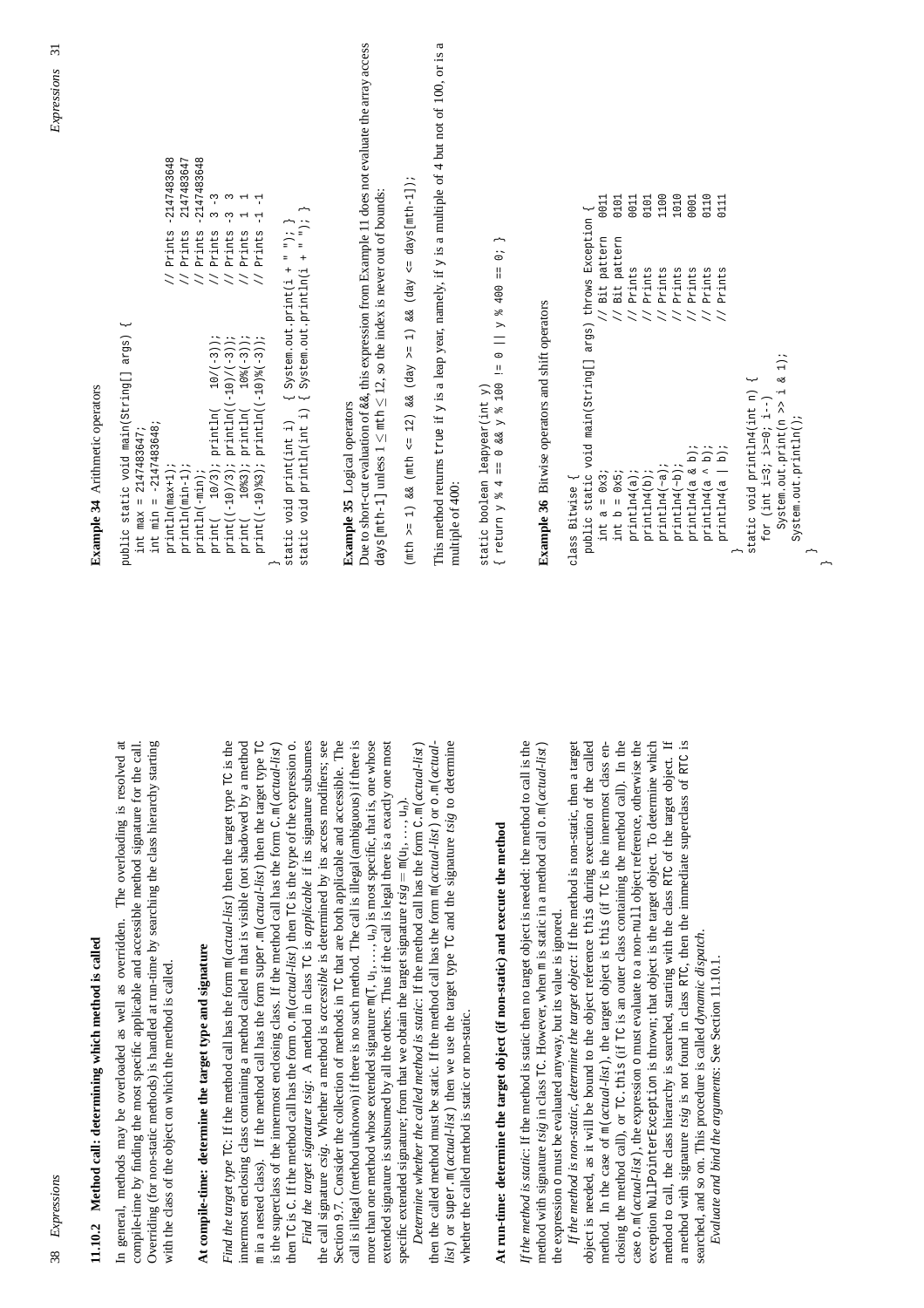### 11.10.2 Method call: determining which method is called

In general, methods may be overloaded as well as overridden. The overloading is resolved at compile-time by finding the most specific applicable and accessible method signature for the call. Overriding (for non-static methods) is handled at run-time by searching the class hierarchy starting with the class of the object on which the method is called.

#### At compile-time: determine the target type and signature

*Find the target type* TC: If the method call has the form m(*actual-list*) then the target type TC is the innermost enclosing class containing a method called m that is visible (not shadowed by a method m in a nested class). If the method call has the form super.m(*actual-list*) then the target type TC is the superclass of the innermost enclosing class. If the method call has the form C.m(*actual-list*) then TC is C. If the method call has the form o.m(*actual-list*) then TC is the type of the expression o.

*Find the target signature tsig*: A method in class TC is *applicable* if its signature subsumes the call signature *csig*. Whether a method is *accessible* is determined by its access modifiers; see Section 9.7. Consider the collection of methods in TC that are both applicable and accessible. The call is illegal (method unknown) if there is no such method. The call is illegal (ambiguous) if there is more than one method whose extended signature m(T, $u_1, \ldots, u_n$) is most specific, that is, one whose extended signature is subsumed by all the others. Thus if the call is legal there is a exactly one most specific extended signature; from that we obtain the target signature $tsig$ = m($u_1, \ldots, u_n$).

*Determine whether the called method is static*: If the method call has the form C.m(*actual-list*) then the called method must be static. If the method call has the form m(*actual-list*) or o.m(*actual-list*) or super.m(*actual-list*) then we use the target type TC and the signature *tsig* to determine whether the called method is static or non-static.

#### At run-time: determine the target object (if non-static) and execute the method

*If the method is static*: If the method is static then no target object is needed: the method to call is the method with signature *tsig* in class TC. However, when m is static in a method call o.m(*actual-list*) the expression o must be evaluated anyway, but its value is ignored.

*If the method is non-static, determine the target object*: If the method is non-static, then a target object is needed, as it will be bound to the object reference this during execution of the called method. In the case of m(*actual-list*), the target object is this (if TC is the innermost class enclosing the method call), or TC.this (if TC is an outer class containing the method call). In the case o.m(*actual-list*), the expression o must evaluate to a non-null object reference, otherwise the exception NullPointerException is thrown; that object is the target object. To determine which method to call, the class hierarchy is searched, starting with the class RTC of the target object. If a method with signature *tsig* is not found in class RTC, then the immediate superclass of RTC is searched, and so on. This procedure is called *dynamic dispatch*.

*Evaluate and bind the arguments*: See Section 11.10.1.

**Example 34** Arithmetic operators

```
public static void main(String[] args) {
  int max = 2147483647;
  int min = -2147483648;
  println(max+1);                                     // Prints -2147483648
  println(min-1);                                     // Prints  2147483647
  println(-min);                                      // Prints -2147483648
  print(  10/3);  println(  10/(-3));                 // Prints  3 -3
  print((-10)/3); println((-10)/(-3));                // Prints -3  3
  print(  10%3);  println(  10%(-3));                 // Prints  1  1
  print((-10)%3); println((-10)%(-3));                // Prints -1 -1
}
static void print(int i)   { System.out.print(i + " "); }
static void println(int i) { System.out.println(i + " "); }
```

**Example 35** Logical operators

Due to short-cut evaluation of &&, this expression from Example 11 does not evaluate the array access days[mth-1] unless $1 \leq$ mth $\leq 12$, so the index is never out of bounds:

```
(mth >= 1) && (mth <= 12) && (day >= 1) && (day <= days[mth-1]);
```

This method returns true if y is a leap year, namely, if y is a multiple of 4 but not of 100, or is a multiple of 400:

```
static boolean leapyear(int y)
{ return y % 4 == 0 && y % 100 != 0 || y % 400 == 0; }
```

**Example 36** Bitwise operators and shift operators

```
class Bitwise {
  public static void main(String[] args) throws Exception {
    int a = 0x3;                        // Bit pattern   0011
    int b = 0x5;                        // Bit pattern   0101
    println4(a);                        // Prints        0011
    println4(b);                        // Prints        0101
    println4(~a);                       // Prints        1100
    println4(~b);                       // Prints        1010
    println4(a & b);                    // Prints        0001
    println4(a ^ b);                    // Prints        0110
    println4(a | b);                    // Prints        0111
  }
  static void println4(int n) {
    for (int i=3; i>=0; i--)
      System.out.print(n >> i & 1);
    System.out.println();
  }
}
```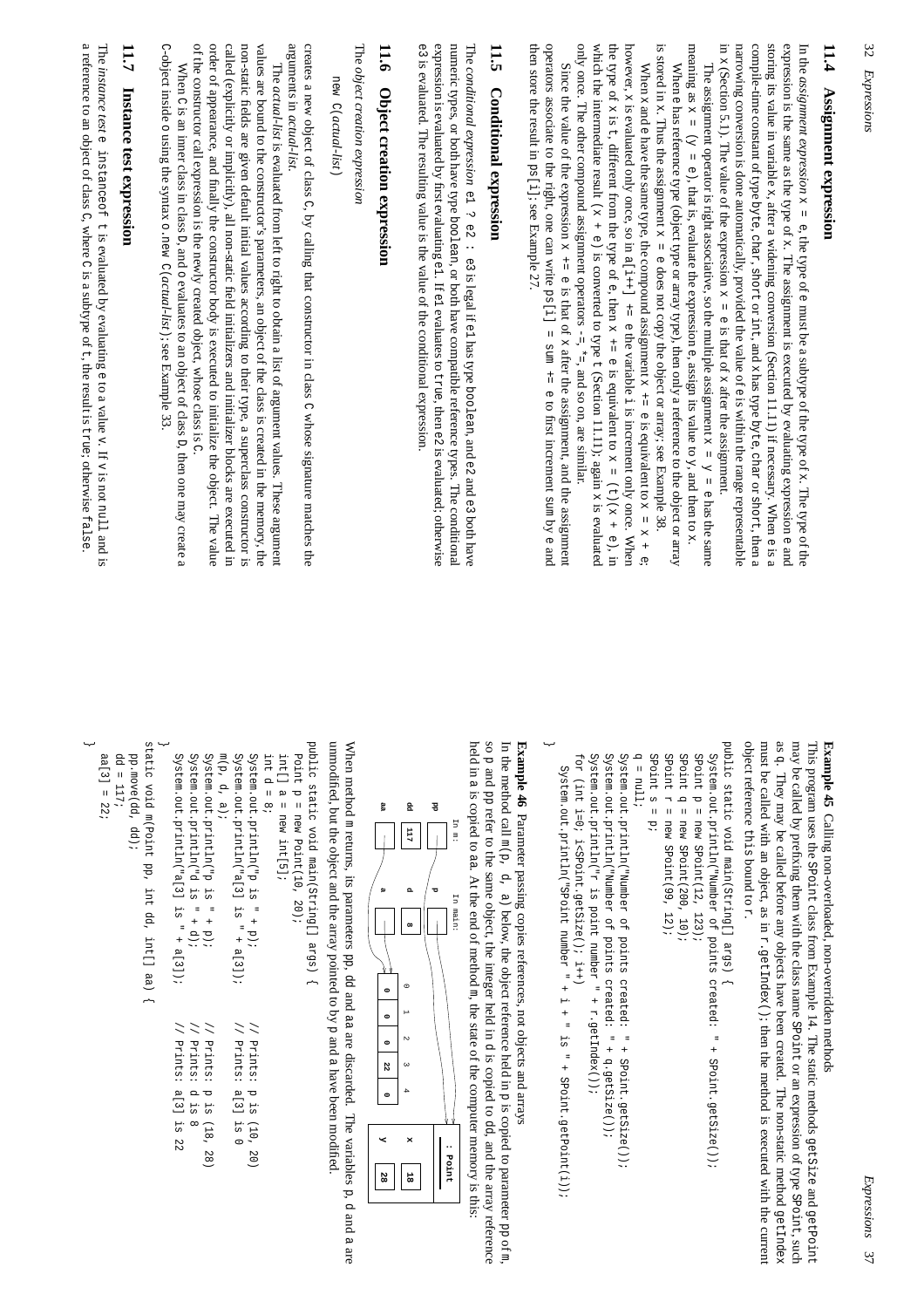## 11.4 Assignment expression

In the *assignment expression* `x = e`, the type of `e` must be a subtype of the type of `x`. The type of the expression is the same as the type of `x`. The assignment is executed by evaluating expression `e` and storing its value in variable `x`, after a widening conversion (Section 11.11) if necessary. When `e` is a compile-time constant of type `byte`, `char`, `short` or `int`, and `x` has type `byte`, `char` or `short`, then a narrowing conversion is done automatically, provided the value of `e` is within the range representable in `x` (Section 5.1). The value of the expression `x = e` is that of `x` after the assignment.

The assignment operator is right associative, so the multiple assignment `x = y = e` has the same meaning as `x = (y = e)`, that is, evaluate the expression `e`, assign its value to `y`, and then to `x`.

When `e` has reference type (object type or array type), then only a reference to the object or array is stored in `x`. Thus the assignment `x = e` does not copy the object or array; see Example 38.

When `x` and `e` have the same type, the compound assignment `x += e` is equivalent to `x = x + e`; however, `x` is evaluated only once, so in `a[i++] += e` the variable `i` is increment only once. When the type of `x` is `t`, different from the type of `e`, then `x += e` is equivalent to `x = (t)(x + e)`, in which the intermediate result `(x + e)` is converted to type `t` (Section 11.11); again `x` is evaluated only once. The other compound assignment operators `-=`, `*=`, and so on, are similar.

Since the value of the expression `x += e` is that of `x` after the assignment, and the assignment operators associate to the right, one can write `ps[i] = sum += e` to first increment `sum` by `e` and then store the result in `ps[i]`; see Example 27.

## 11.5 Conditional expression

The *conditional expression* `e1 ? e2 : e3` is legal if `e1` has type `boolean`, and `e2` and `e3` both have numeric types, or both have type `boolean`, or both have compatible reference types. The conditional expression is evaluated by first evaluating `e1`. If `e1` evaluates to `true`, then `e2` is evaluated; otherwise `e3` is evaluated. The resulting value is the value of the conditional expression.

## 11.6 Object creation expression

The *object creation expression*

`new C(`*actual-list*`)`

creates a new object of class `C`, by calling that constructor in class `C` whose signature matches the arguments in *actual-list*.

The *actual-list* is evaluated from left to right to obtain a list of argument values. These argument values are bound to the constructor's parameters, an object of the class is created in the memory, the non-static fields are given default initial values according to their type, a superclass constructor is called (explicitly or implicitly), all non-static field initializers and initializer blocks are executed in order of appearance, and finally the constructor body is executed to initialize the object. The value of the constructor call expression is the newly created object, whose class is `C`.

When `C` is an inner class in class `D`, and `o` evaluates to an object of class `D`, then one may create a `C`-object inside `o` using the syntax `o.new C(`*actual-list*`)`; see Example 33.

## 11.7 Instance test expression

The *instance test* `e instanceof t` is evaluated by evaluating `e` to a value `v`. If `v` is not `null` and is a reference to an object of class `C`, where `C` is a subtype of `t`, the result is `true`; otherwise `false`.

**Example 45** Calling non-overloaded, non-overridden methods

This program uses the `SPoint` class from Example 14. The static methods `getSize` and `getPoint` may be called by prefixing them with the class name `SPoint` or an expression of type `SPoint`, such as `q`. They may be called before any objects have been created. The non-static method `getIndex` must be called with an object, as in `r.getIndex()`; then the method is executed with the current object reference `this` bound to `r`.

```
public static void main(String[] args) {
  System.out.println("Number of points created: " + SPoint.getSize());
  SPoint p = new SPoint(12, 123);
  SPoint q = new SPoint(200, 10);
  SPoint r = new SPoint(99, 12);
  SPoint s = p;
  q = null;
  System.out.println("Number of points created: " + SPoint.getSize());
  System.out.println("Number of points created: " + q.getSize());
  System.out.println("r is point number " + r.getIndex());
  for (int i=0; i<SPoint.getSize(); i++)
    System.out.println("SPoint number " + i + " is " + SPoint.getPoint(i));
}
```

**Example 46** Parameter passing copies references, not objects and arrays

In the method call `m(p, d, a)` below, the object reference held in `p` is copied to parameter `pp` of `m`, so `p` and `pp` refer to the same object, the integer held in `d` is copied to `dd`, and the array reference held in `a` is copied to `aa`. At the end of method `m`, the state of the computer memory is this:

When method `m` returns, its parameters `pp`, `dd` and `aa` are discarded. The variables `p`, `d` and `a` are unmodified, but the object and the array pointed to by `p` and `a` have been modified.

```
public static void main(String[] args) {
  Point p = new Point(10, 20);
  int[] a = new int[5];
  int d = 8;
  System.out.println("p is " + p);                    // Prints: p is (10, 20)
  System.out.println("a[3] is " + a[3]);              // Prints: a[3] is 0
  m(p, d, a);
  System.out.println("p is " + p);                    // Prints: p is (18, 28)
  System.out.println("d is " + d);                    // Prints: d is 8
  System.out.println("a[3] is " + a[3]);              // Prints: a[3] is 22
}

static void m(Point pp, int dd, int[] aa) {
  pp.move(dd, dd);
  dd = 117;
  aa[3] = 22;
}
```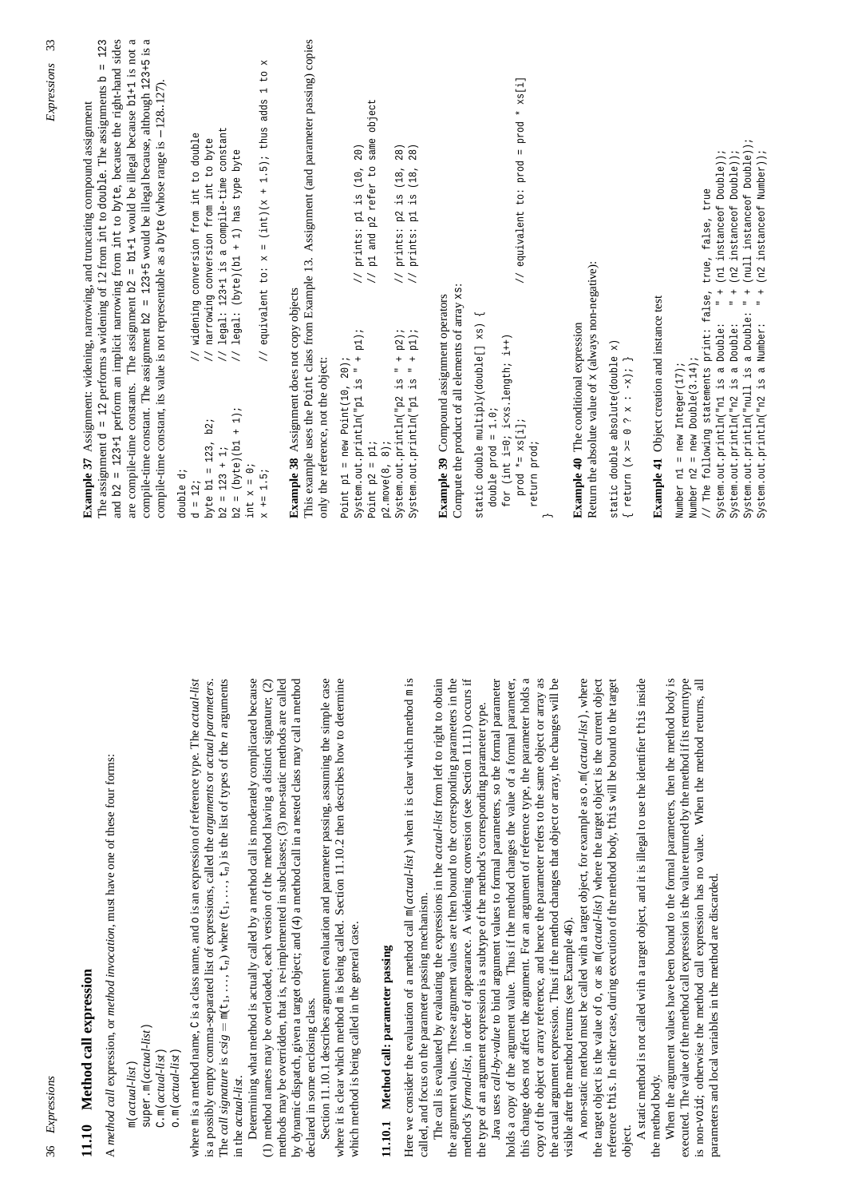**Example 37** Assignment: widening, narrowing, and truncating compound assignment

The assignment `d = 12` performs a widening of 12 from `int` to `double`. The assignments `b = 123` and `b2 = 123+1` perform an implicit narrowing from `int` to `byte`, because the right-hand sides are compile-time constants. The assignment `b2 = b1+1` would be illegal because `b1+1` is not a compile-time constant. The assignment `b2 = 123+5` would be illegal because, although `123+5` is a compile-time constant, its value is not representable as a `byte` (whose range is $-128..127$).

```
double d;
d = 12;                     // widening conversion from int to double
byte b1 = 123, b2;          // narrowing conversion from int to byte
b2 = 123 + 1;               // legal: 123+1 is a compile-time constant
b2 = (byte)(b1 + 1);        // legal: (byte)(b1 + 1) has type byte
int x = 0;
x += 1.5;                   // equivalent to: x = (int)(x + 1.5); thus adds 1 to x
```

**Example 38** Assignment does not copy objects

This example uses the `Point` class from Example 13. Assignment (and parameter passing) copies only the reference, not the object:

```
Point p1 = new Point(10, 20);
System.out.println("p1 is " + p1);     // prints: p1 is (10, 20)
Point p2 = p1;                         // p1 and p2 refer to same object
p2.move(8, 8);
System.out.println("p2 is " + p2);     // prints: p2 is (18, 28)
System.out.println("p1 is " + p1);     // prints: p1 is (18, 28)
```

**Example 39** Compound assignment operators

Compute the product of all elements of array `xs`:

```
static double multiply(double[] xs) {
  double prod = 1.0;
  for (int i=0; i<xs.length; i++)
    prod *= xs[i];                     // equivalent to: prod = prod * xs[i]
  return prod;
}
```

**Example 40** The conditional expression

Return the absolute value of `x` (always non-negative):

```
static double absolute(double x)
{ return (x >= 0 ? x : -x); }
```

**Example 41** Object creation and instance test

```
Number n1 = new Integer(17);
Number n2 = new Double(3.14);
// The following statements print: false, true, false, true
System.out.println("n1 is a Double:   " + (n1 instanceof Double));
System.out.println("n2 is a Double:   " + (n2 instanceof Double));
System.out.println("null is a Double: " + (null instanceof Double));
System.out.println("n2 is a Number:   " + (n2 instanceof Number));
```

## 11.10 Method call expression

A *method call* expression, or *method invocation*, must have one of these four forms:

- `m(`*actual-list*`)`
- `super.m(`*actual-list*`)`
- `C.m(`*actual-list*`)`
- `o.m(`*actual-list*`)`

where `m` is a method name, `C` is a class name, and `o` is an expression of reference type. The *actual-list* is a possibly empty comma-separated list of expressions, called the *arguments* or *actual parameters*. The *call signature* is $csig = $ `m`$(t_1, \ldots, t_n)$ where $(t_1, \ldots, t_n)$ is the list of types of the $n$ arguments in the *actual-list*.

Determining what method is actually called by a method call is moderately complicated because (1) method names may be overloaded, each version of the method having a distinct signature; (2) methods may be overridden, that is, re-implemented in subclasses; (3) non-static methods are called by dynamic dispatch, given a target object; and (4) a method call in a nested class may call a method declared in some enclosing class.

Section 11.10.1 describes argument evaluation and parameter passing, assuming the simple case where it is clear which method `m` is being called. Section 11.10.2 then describes how to determine which method is being called in the general case.

### 11.10.1 Method call: parameter passing

Here we consider the evaluation of a method call `m(`*actual-list*`)` when it is clear which method `m` is called, and focus on the parameter passing mechanism.

The call is evaluated by evaluating the expressions in the *actual-list* from left to right to obtain the argument values. These argument values are then bound to the corresponding parameters in the method's *formal-list*, in order of appearance. A widening conversion (see Section 11.11) occurs if the type of an argument expression is a subtype of the method's corresponding parameter type.

Java uses *call-by-value* to bind argument values to formal parameters, so the formal parameter holds a copy of the argument value. Thus if the method changes the value of a formal parameter, this change does not affect the argument. For an argument of reference type, the parameter holds a copy of the object or array reference, and hence the parameter refers to the same object or array as the actual argument expression. Thus if the method changes that object or array, the changes will be visible after the method returns (see Example 46).

A non-static method must be called with a target object, for example as `o.m(`*actual-list*`)`, where the target object is the value of `o`, or as `m(`*actual-list*`)` where the target object is the current object reference `this`. In either case, during execution of the method body, `this` will be bound to the target object.

A static method is not called with a target object, and it is illegal to use the identifier `this` inside the method body.

When the argument values have been bound to the formal parameters, then the method body is executed. The value of the method call expression is the value returned by the method if its returntype is non-`void`; otherwise the method call expression has no value. When the method returns, all parameters and local variables in the method are discarded.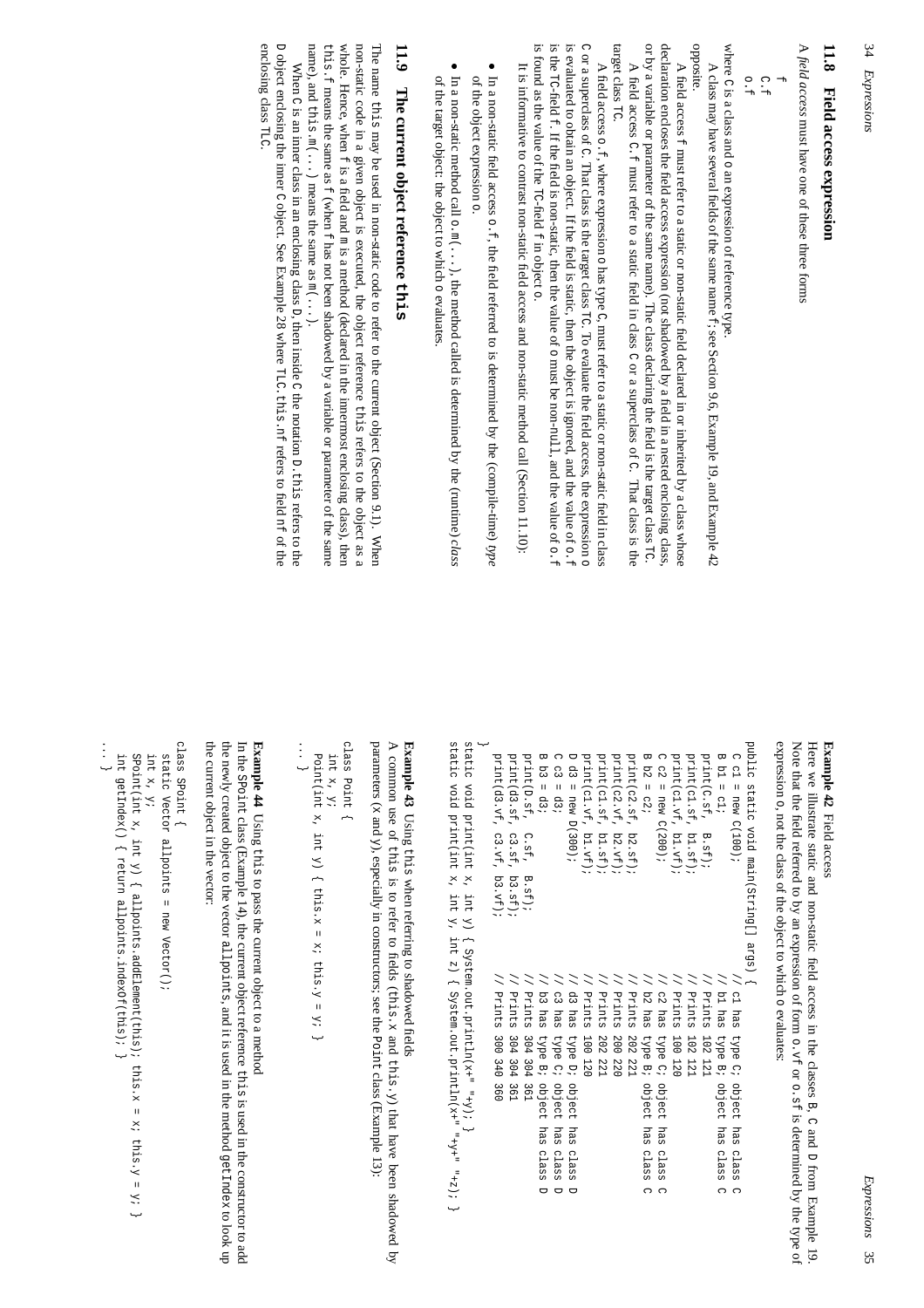## 11.8 Field access expression

A *field access* must have one of these three forms

```
f
C.f
o.f
```

where C is a class and o an expression of reference type.

A class may have several fields of the same name f; see Section 9.6, Example 19, and Example 42 opposite.

A field access f must refer to a static or non-static field declared in or inherited by a class whose declaration encloses the field access expression (not shadowed by a field in a nested enclosing class, or by a variable or parameter of the same name). The class declaring the field is the target class TC.

A field access C.f must refer to a static field in class C or a superclass of C. That class is the target class TC.

A field access o.f, where expression o has type C, must refer to a static or non-static field in class C or a superclass of C. That class is the target class TC. To evaluate the field access, the expression o is evaluated to obtain an object. If the field is static, then the object is ignored, and the value of o.f is the TC-field f. If the field is non-static, then the value of o must be non-null, and the value of o.f is found as the value of the TC-field f in object o.

It is informative to contrast non-static field access and non-static method call (Section 11.10):

- In a non-static field access o.f, the field referred to is determined by the (compile-time) *type* of the object expression o.
- In a non-static method call o.m(...), the method called is determined by the (runtime) *class* of the target object: the object to which o evaluates.

## 11.9 The current object reference this

The name this may be used in non-static code to refer to the current object (Section 9.1). When non-static code in a given object is executed, the object reference this refers to the object as a whole. Hence, when f is a field and m is a method (declared in the innermost enclosing class), then this.f means the same as f (when f has not been shadowed by a variable or parameter of the same name), and this.m(...) means the same as m(...).

When C is an inner class in an enclosing class D, then inside C the notation D.this refers to the D object enclosing the inner C object. See Example 28 where TLC.this.nf refers to field nf of the enclosing class TLC.

**Example 42** Field access

Here we illustrate static and non-static field access in the classes B, C and D from Example 19. Note that the field referred to by an expression of form o.vf or o.sf is determined by the type of expression o, not the class of the object to which o evaluates:

```
public static void main(String[] args) {
  C c1 = new C(100);                 // c1 has type C; object has class C
  B b1 = c1;                         // b1 has type B; object has class C
  print(C.sf, B.sf);                 // Prints 102 121
  print(c1.sf, b1.sf);               // Prints 102 121
  print(c1.vf, b1.vf);               // Prints 100 120
  C c2 = new C(200);                 // c2 has type C; object has class C
  B b2 = c2;                         // b2 has type B; object has class C
  print(c2.sf, b2.sf);               // Prints 202 221
  print(c2.vf, b2.vf);               // Prints 200 220
  print(c1.sf, b1.sf);               // Prints 202 221
  print(c1.vf, b1.vf);               // Prints 100 120
  D d3 = new D(300);                 // d3 has type D; object has class D
  C c3 = d3;                         // c3 has type C; object has class D
  B b3 = d3;                         // b3 has type B; object has class D
  print(D.sf, C.sf, B.sf);           // Prints 304 304 361
  print(d3.sf, c3.sf, b3.sf);        // Prints 304 304 361
  print(d3.vf, c3.vf, b3.vf);        // Prints 300 340 360
}
static void print(int x, int y) { System.out.println(x+" "+y); }
static void print(int x, int y, int z) { System.out.println(x+" "+y+" "+z); }
```

**Example 43** Using this when referring to shadowed fields

A common use of this is to refer to fields (this.x and this.y) that have been shadowed by parameters (x and y), especially in constructors; see the Point class (Example 13):

```
class Point {
  int x, y;
  Point(int x, int y) { this.x = x; this.y = y; }
  ... }
```

**Example 44** Using this to pass the current object to a method

In the SPoint class (Example 14), the current object reference this is used in the constructor to add the newly created object to the vector allpoints, and it is used in the method getIndex to look up the current object in the vector:

```
class SPoint {
  static Vector allpoints = new Vector();
  int x, y;
  SPoint(int x, int y) { allpoints.addElement(this); this.x = x; this.y = y; }
  int getIndex() { return allpoints.indexOf(this); }
  ... }
```